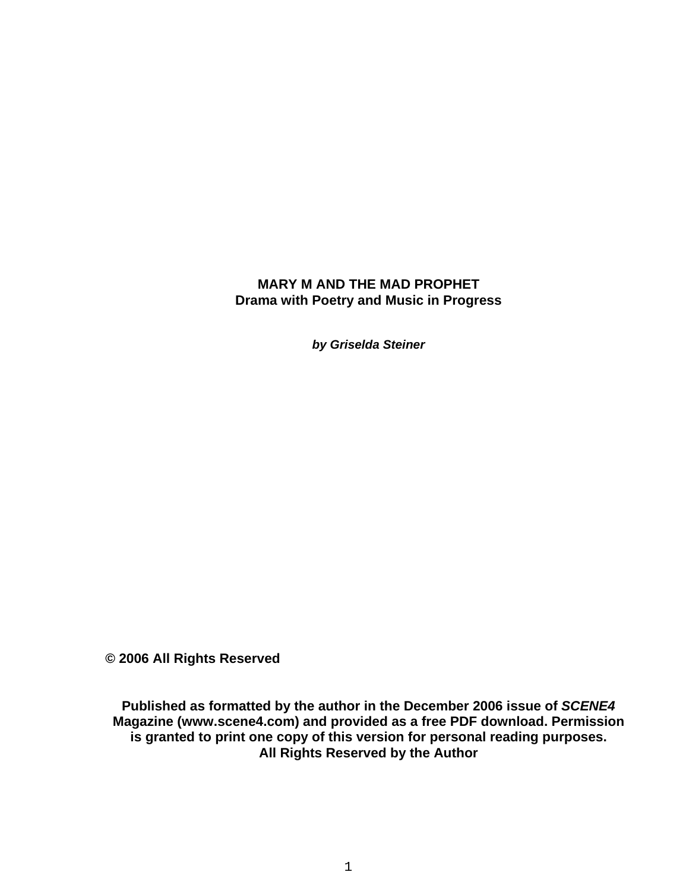# MARY M AND THE MAD PROPHET

**Drama with Poetry and Music in Progress**

***by Griselda Steiner***

**© 2006 All Rights Reserved**

**Published as formatted by the author in the December 2006 issue of *SCENE4* Magazine (www.scene4.com) and provided as a free PDF download. Permission is granted to print one copy of this version for personal reading purposes. All Rights Reserved by the Author**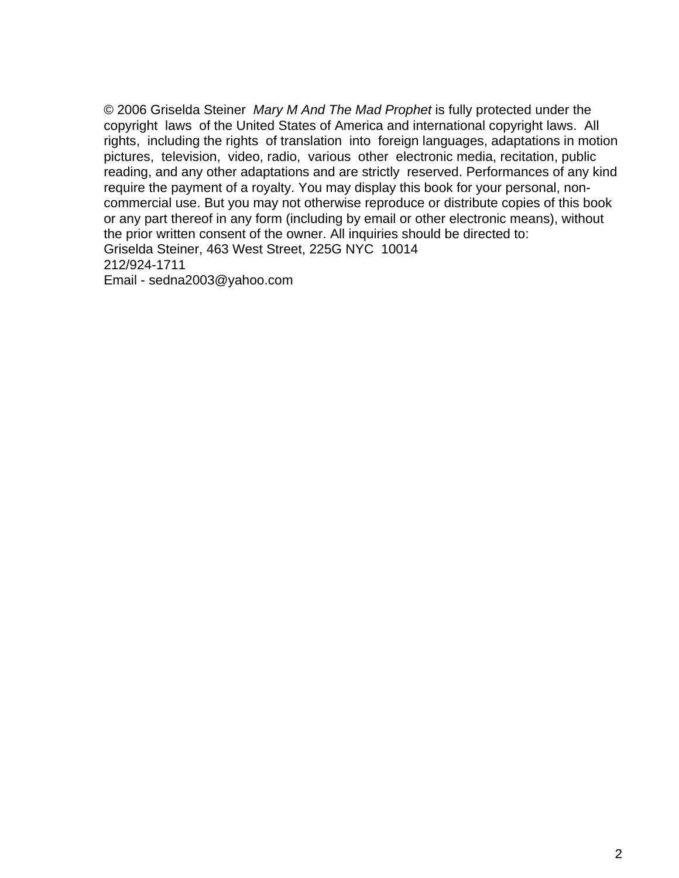© 2006 Griselda Steiner *Mary M And The Mad Prophet* is fully protected under the copyright laws of the United States of America and international copyright laws. All rights, including the rights of translation into foreign languages, adaptations in motion pictures, television, video, radio, various other electronic media, recitation, public reading, and any other adaptations and are strictly reserved. Performances of any kind require the payment of a royalty. You may display this book for your personal, non-commercial use. But you may not otherwise reproduce or distribute copies of this book or any part thereof in any form (including by email or other electronic means), without the prior written consent of the owner. All inquiries should be directed to:
Griselda Steiner, 463 West Street, 225G NYC 10014
212/924-1711
Email - sedna2003@yahoo.com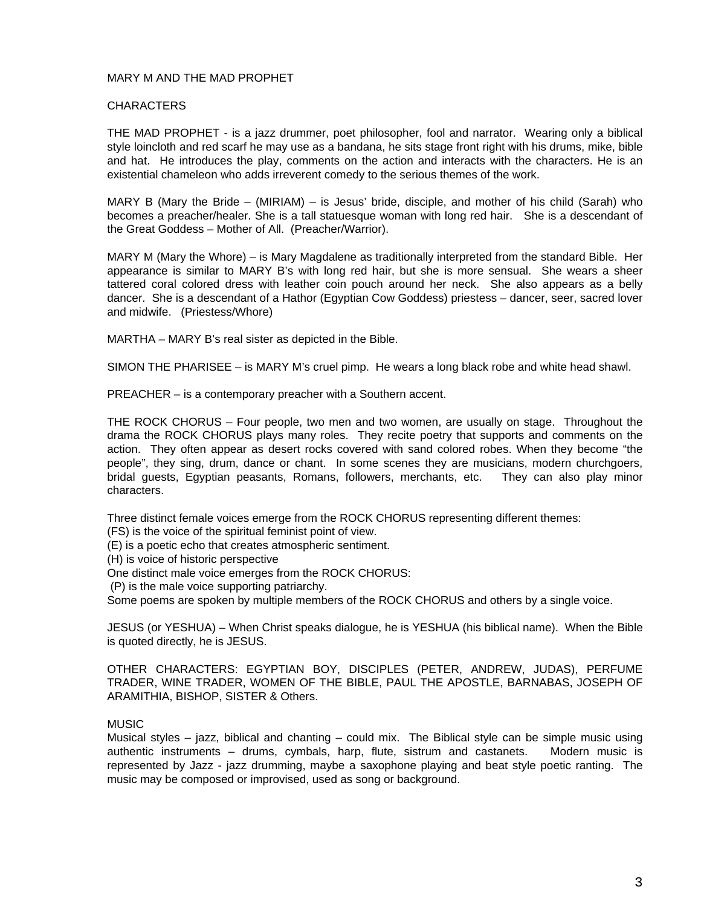MARY M AND THE MAD PROPHET

CHARACTERS

THE MAD PROPHET - is a jazz drummer, poet philosopher, fool and narrator. Wearing only a biblical style loincloth and red scarf he may use as a bandana, he sits stage front right with his drums, mike, bible and hat. He introduces the play, comments on the action and interacts with the characters. He is an existential chameleon who adds irreverent comedy to the serious themes of the work.

MARY B (Mary the Bride – (MIRIAM) – is Jesus' bride, disciple, and mother of his child (Sarah) who becomes a preacher/healer. She is a tall statuesque woman with long red hair. She is a descendant of the Great Goddess – Mother of All. (Preacher/Warrior).

MARY M (Mary the Whore) – is Mary Magdalene as traditionally interpreted from the standard Bible. Her appearance is similar to MARY B's with long red hair, but she is more sensual. She wears a sheer tattered coral colored dress with leather coin pouch around her neck. She also appears as a belly dancer. She is a descendant of a Hathor (Egyptian Cow Goddess) priestess – dancer, seer, sacred lover and midwife. (Priestess/Whore)

MARTHA – MARY B's real sister as depicted in the Bible.

SIMON THE PHARISEE – is MARY M's cruel pimp. He wears a long black robe and white head shawl.

PREACHER – is a contemporary preacher with a Southern accent.

THE ROCK CHORUS – Four people, two men and two women, are usually on stage. Throughout the drama the ROCK CHORUS plays many roles. They recite poetry that supports and comments on the action. They often appear as desert rocks covered with sand colored robes. When they become "the people", they sing, drum, dance or chant. In some scenes they are musicians, modern churchgoers, bridal guests, Egyptian peasants, Romans, followers, merchants, etc. They can also play minor characters.

Three distinct female voices emerge from the ROCK CHORUS representing different themes:
(FS) is the voice of the spiritual feminist point of view.
(E) is a poetic echo that creates atmospheric sentiment.
(H) is voice of historic perspective
One distinct male voice emerges from the ROCK CHORUS:
(P) is the male voice supporting patriarchy.
Some poems are spoken by multiple members of the ROCK CHORUS and others by a single voice.

JESUS (or YESHUA) – When Christ speaks dialogue, he is YESHUA (his biblical name). When the Bible is quoted directly, he is JESUS.

OTHER CHARACTERS: EGYPTIAN BOY, DISCIPLES (PETER, ANDREW, JUDAS), PERFUME TRADER, WINE TRADER, WOMEN OF THE BIBLE, PAUL THE APOSTLE, BARNABAS, JOSEPH OF ARAMITHIA, BISHOP, SISTER & Others.

MUSIC
Musical styles – jazz, biblical and chanting – could mix. The Biblical style can be simple music using authentic instruments – drums, cymbals, harp, flute, sistrum and castanets. Modern music is represented by Jazz - jazz drumming, maybe a saxophone playing and beat style poetic ranting. The music may be composed or improvised, used as song or background.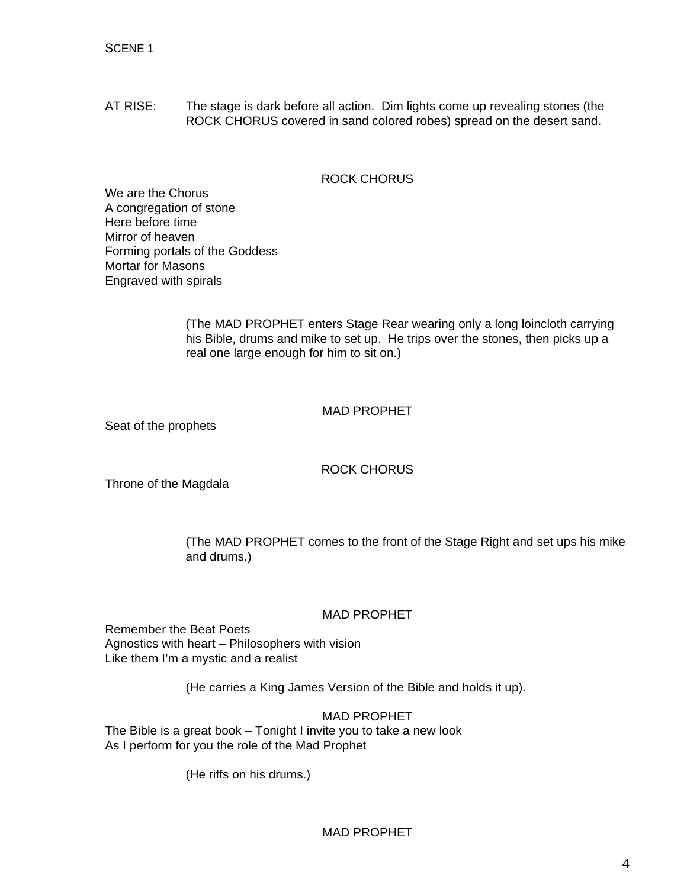SCENE 1

AT RISE: The stage is dark before all action. Dim lights come up revealing stones (the ROCK CHORUS covered in sand colored robes) spread on the desert sand.

ROCK CHORUS

We are the Chorus
A congregation of stone
Here before time
Mirror of heaven
Forming portals of the Goddess
Mortar for Masons
Engraved with spirals

(The MAD PROPHET enters Stage Rear wearing only a long loincloth carrying his Bible, drums and mike to set up. He trips over the stones, then picks up a real one large enough for him to sit on.)

MAD PROPHET

Seat of the prophets

ROCK CHORUS

Throne of the Magdala

(The MAD PROPHET comes to the front of the Stage Right and set ups his mike and drums.)

MAD PROPHET

Remember the Beat Poets
Agnostics with heart – Philosophers with vision
Like them I'm a mystic and a realist

(He carries a King James Version of the Bible and holds it up).

MAD PROPHET

The Bible is a great book – Tonight I invite you to take a new look
As I perform for you the role of the Mad Prophet

(He riffs on his drums.)

MAD PROPHET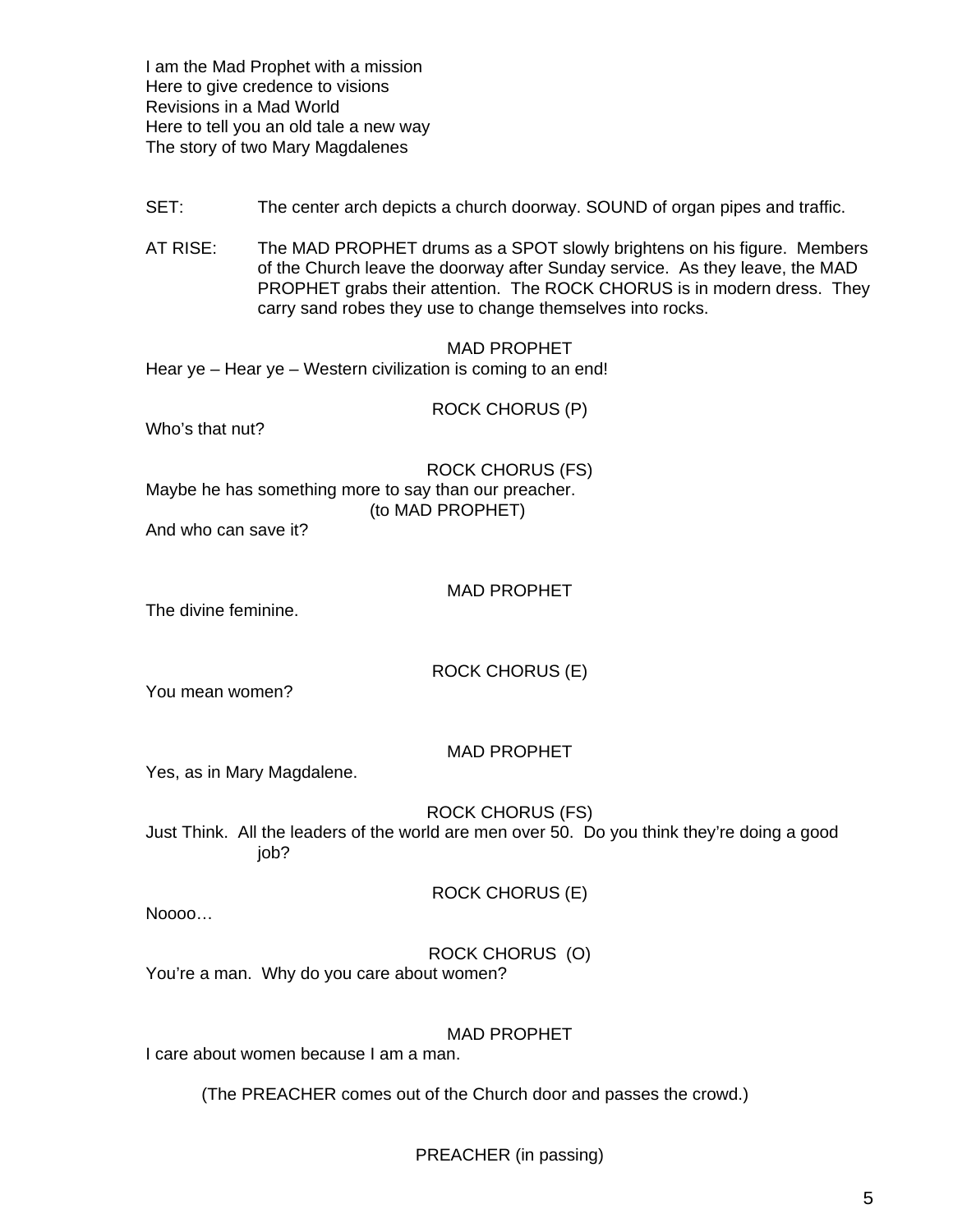I am the Mad Prophet with a mission
Here to give credence to visions
Revisions in a Mad World
Here to tell you an old tale a new way
The story of two Mary Magdalenes

SET: The center arch depicts a church doorway. SOUND of organ pipes and traffic.

AT RISE: The MAD PROPHET drums as a SPOT slowly brightens on his figure. Members of the Church leave the doorway after Sunday service. As they leave, the MAD PROPHET grabs their attention. The ROCK CHORUS is in modern dress. They carry sand robes they use to change themselves into rocks.

MAD PROPHET
Hear ye – Hear ye – Western civilization is coming to an end!

ROCK CHORUS (P)
Who's that nut?

ROCK CHORUS (FS)
Maybe he has something more to say than our preacher.
(to MAD PROPHET)
And who can save it?

MAD PROPHET
The divine feminine.

ROCK CHORUS (E)
You mean women?

MAD PROPHET
Yes, as in Mary Magdalene.

ROCK CHORUS (FS)
Just Think. All the leaders of the world are men over 50. Do you think they're doing a good job?

ROCK CHORUS (E)
Noooo…

ROCK CHORUS (O)
You're a man. Why do you care about women?

MAD PROPHET
I care about women because I am a man.

(The PREACHER comes out of the Church door and passes the crowd.)

PREACHER (in passing)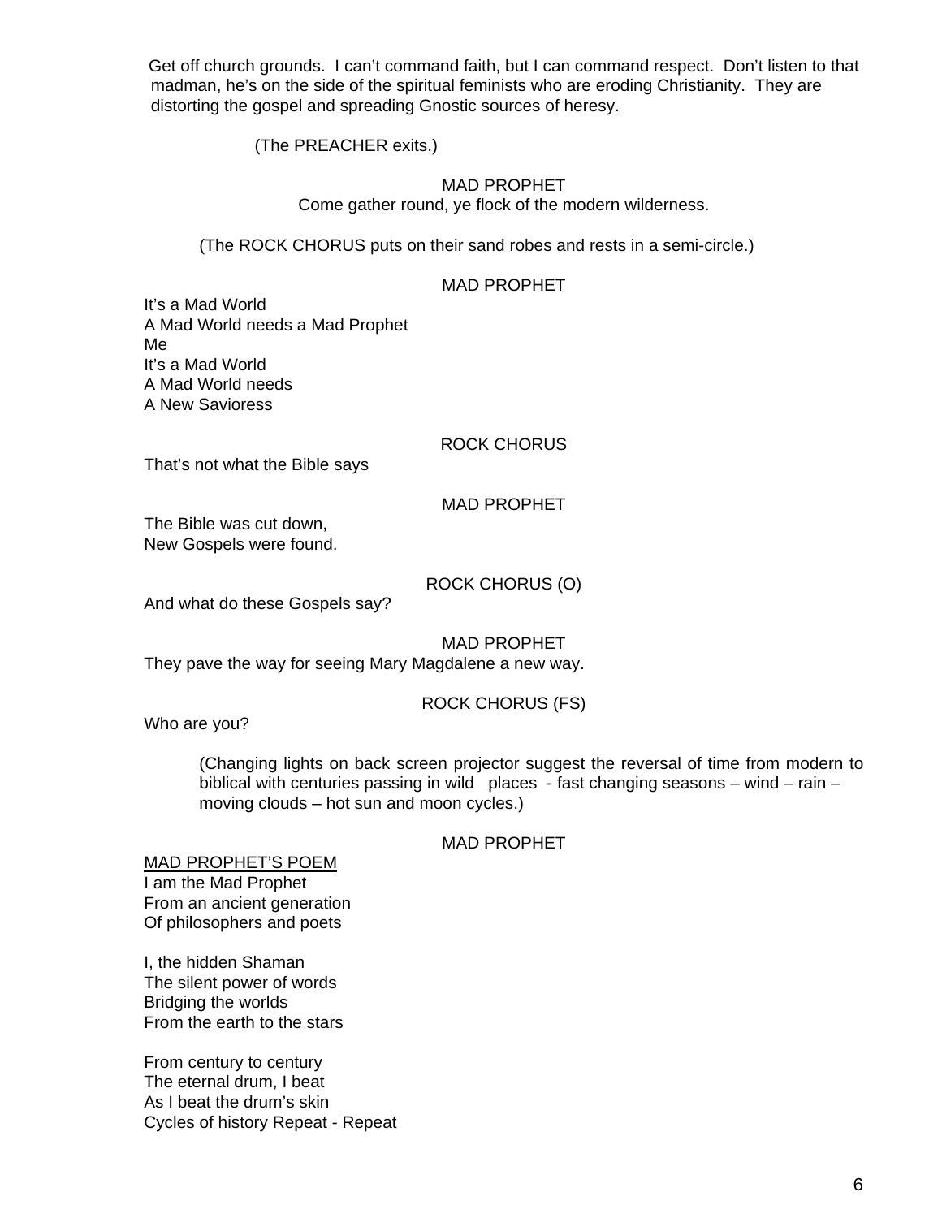Get off church grounds. I can't command faith, but I can command respect. Don't listen to that madman, he's on the side of the spiritual feminists who are eroding Christianity. They are distorting the gospel and spreading Gnostic sources of heresy.

(The PREACHER exits.)

MAD PROPHET

Come gather round, ye flock of the modern wilderness.

(The ROCK CHORUS puts on their sand robes and rests in a semi-circle.)

MAD PROPHET

It's a Mad World
A Mad World needs a Mad Prophet
Me
It's a Mad World
A Mad World needs
A New Savioress

ROCK CHORUS

That's not what the Bible says

MAD PROPHET

The Bible was cut down,
New Gospels were found.

ROCK CHORUS (O)

And what do these Gospels say?

MAD PROPHET

They pave the way for seeing Mary Magdalene a new way.

ROCK CHORUS (FS)

Who are you?

(Changing lights on back screen projector suggest the reversal of time from modern to biblical with centuries passing in wild places - fast changing seasons – wind – rain – moving clouds – hot sun and moon cycles.)

MAD PROPHET

<u>MAD PROPHET'S POEM</u>
I am the Mad Prophet
From an ancient generation
Of philosophers and poets

I, the hidden Shaman
The silent power of words
Bridging the worlds
From the earth to the stars

From century to century
The eternal drum, I beat
As I beat the drum's skin
Cycles of history Repeat - Repeat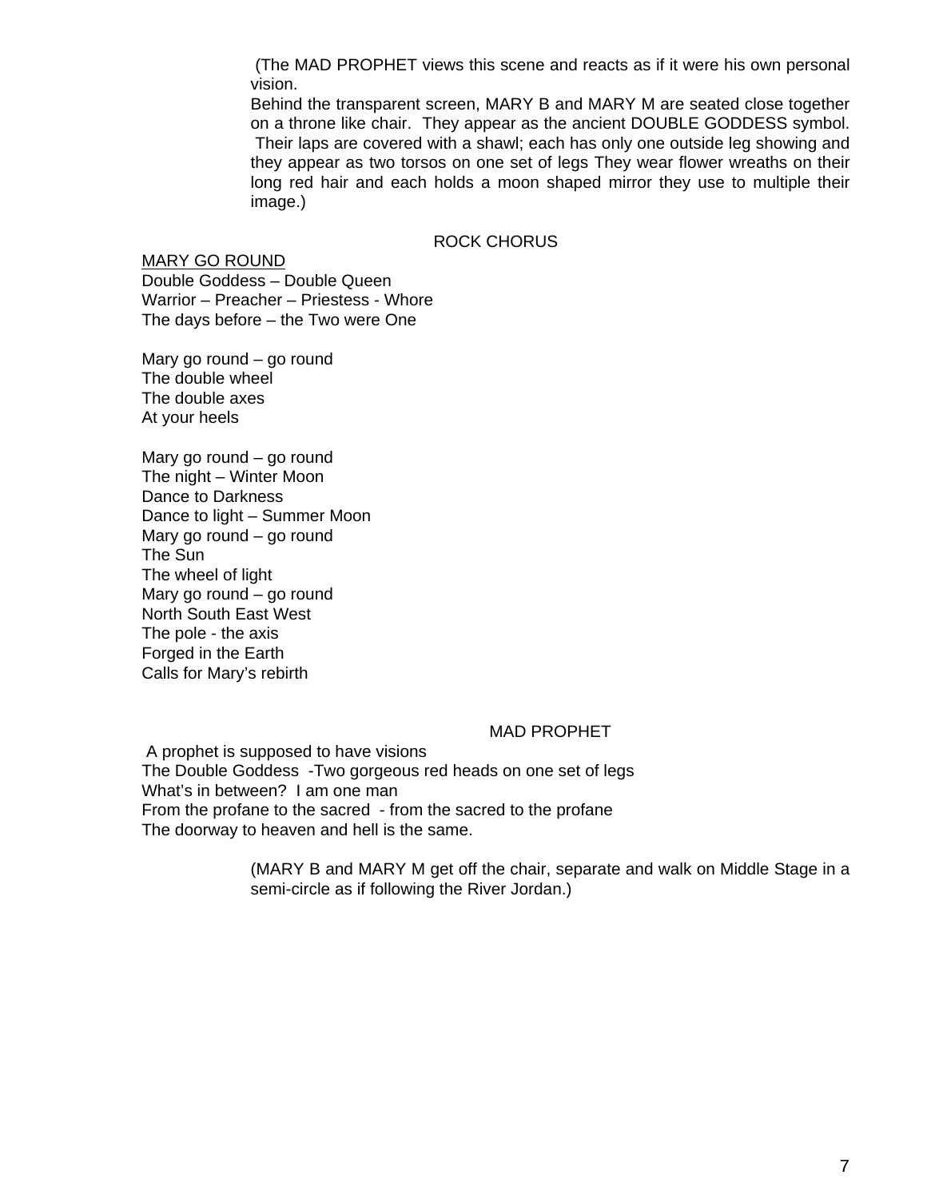(The MAD PROPHET views this scene and reacts as if it were his own personal vision.
Behind the transparent screen, MARY B and MARY M are seated close together on a throne like chair. They appear as the ancient DOUBLE GODDESS symbol. Their laps are covered with a shawl; each has only one outside leg showing and they appear as two torsos on one set of legs They wear flower wreaths on their long red hair and each holds a moon shaped mirror they use to multiple their image.)

ROCK CHORUS

<u>MARY GO ROUND</u>
Double Goddess – Double Queen
Warrior – Preacher – Priestess - Whore
The days before – the Two were One

Mary go round – go round
The double wheel
The double axes
At your heels

Mary go round – go round
The night – Winter Moon
Dance to Darkness
Dance to light – Summer Moon
Mary go round – go round
The Sun
The wheel of light
Mary go round – go round
North South East West
The pole - the axis
Forged in the Earth
Calls for Mary's rebirth

MAD PROPHET

A prophet is supposed to have visions
The Double Goddess -Two gorgeous red heads on one set of legs
What's in between? I am one man
From the profane to the sacred - from the sacred to the profane
The doorway to heaven and hell is the same.

(MARY B and MARY M get off the chair, separate and walk on Middle Stage in a semi-circle as if following the River Jordan.)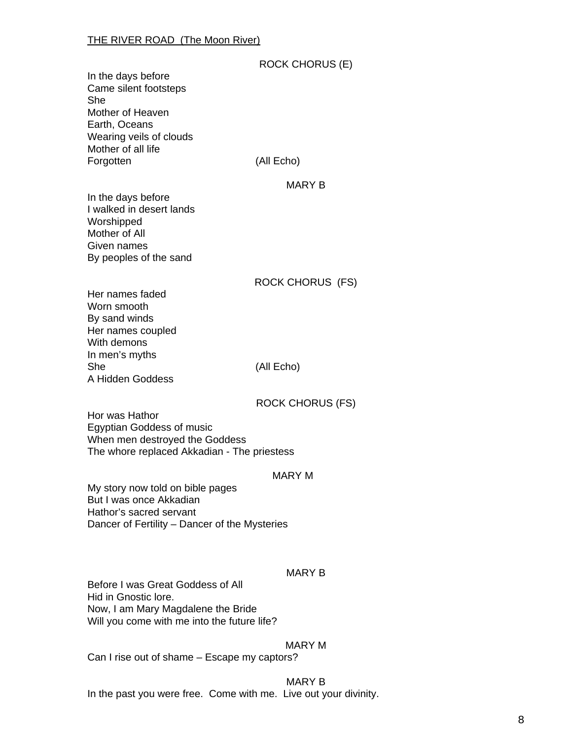<u>THE RIVER ROAD (The Moon River)</u>

ROCK CHORUS (E)

In the days before
Came silent footsteps
She
Mother of Heaven
Earth, Oceans
Wearing veils of clouds
Mother of all life
Forgotten (All Echo)

MARY B

In the days before
I walked in desert lands
Worshipped
Mother of All
Given names
By peoples of the sand

ROCK CHORUS (FS)

Her names faded
Worn smooth
By sand winds
Her names coupled
With demons
In men's myths
She (All Echo)
A Hidden Goddess

ROCK CHORUS (FS)

Hor was Hathor
Egyptian Goddess of music
When men destroyed the Goddess
The whore replaced Akkadian - The priestess

MARY M

My story now told on bible pages
But I was once Akkadian
Hathor's sacred servant
Dancer of Fertility – Dancer of the Mysteries

MARY B

Before I was Great Goddess of All
Hid in Gnostic lore.
Now, I am Mary Magdalene the Bride
Will you come with me into the future life?

MARY M

Can I rise out of shame – Escape my captors?

MARY B

In the past you were free. Come with me. Live out your divinity.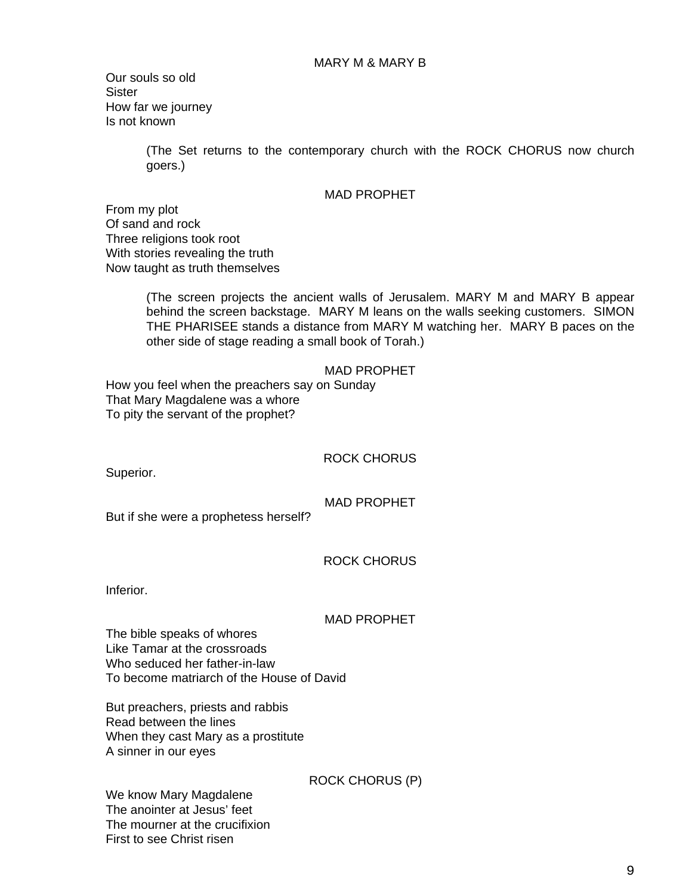MARY M & MARY B

Our souls so old
Sister
How far we journey
Is not known

(The Set returns to the contemporary church with the ROCK CHORUS now church goers.)

MAD PROPHET

From my plot
Of sand and rock
Three religions took root
With stories revealing the truth
Now taught as truth themselves

(The screen projects the ancient walls of Jerusalem. MARY M and MARY B appear behind the screen backstage. MARY M leans on the walls seeking customers. SIMON THE PHARISEE stands a distance from MARY M watching her. MARY B paces on the other side of stage reading a small book of Torah.)

MAD PROPHET

How you feel when the preachers say on Sunday
That Mary Magdalene was a whore
To pity the servant of the prophet?

ROCK CHORUS

Superior.

MAD PROPHET

But if she were a prophetess herself?

ROCK CHORUS

Inferior.

MAD PROPHET

The bible speaks of whores
Like Tamar at the crossroads
Who seduced her father-in-law
To become matriarch of the House of David

But preachers, priests and rabbis
Read between the lines
When they cast Mary as a prostitute
A sinner in our eyes

ROCK CHORUS (P)

We know Mary Magdalene
The anointer at Jesus' feet
The mourner at the crucifixion
First to see Christ risen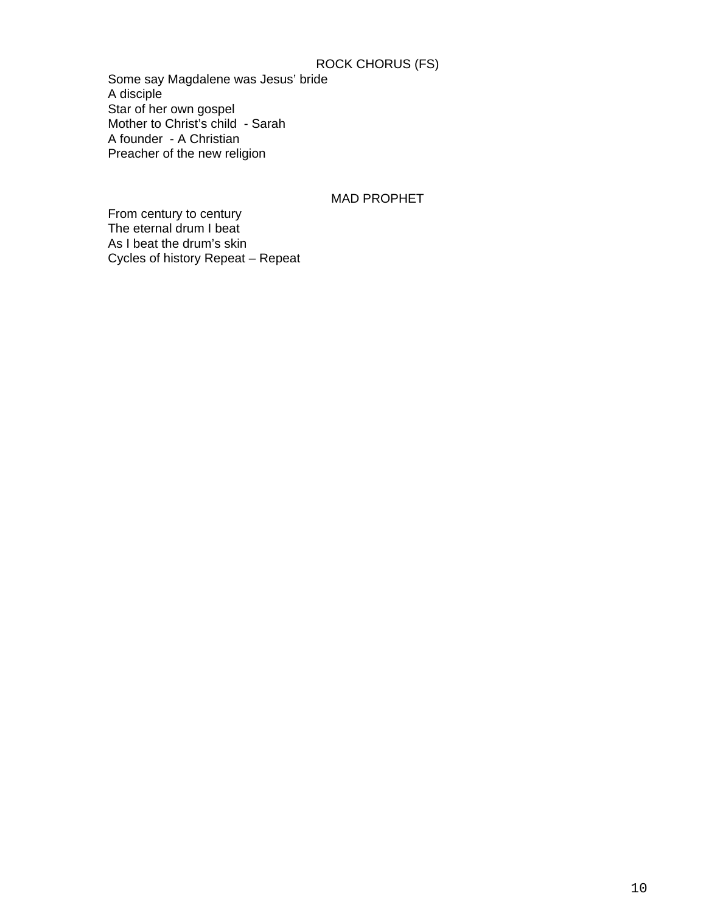ROCK CHORUS (FS)

Some say Magdalene was Jesus' bride  
A disciple  
Star of her own gospel  
Mother to Christ's child - Sarah  
A founder - A Christian  
Preacher of the new religion

MAD PROPHET

From century to century  
The eternal drum I beat  
As I beat the drum's skin  
Cycles of history Repeat – Repeat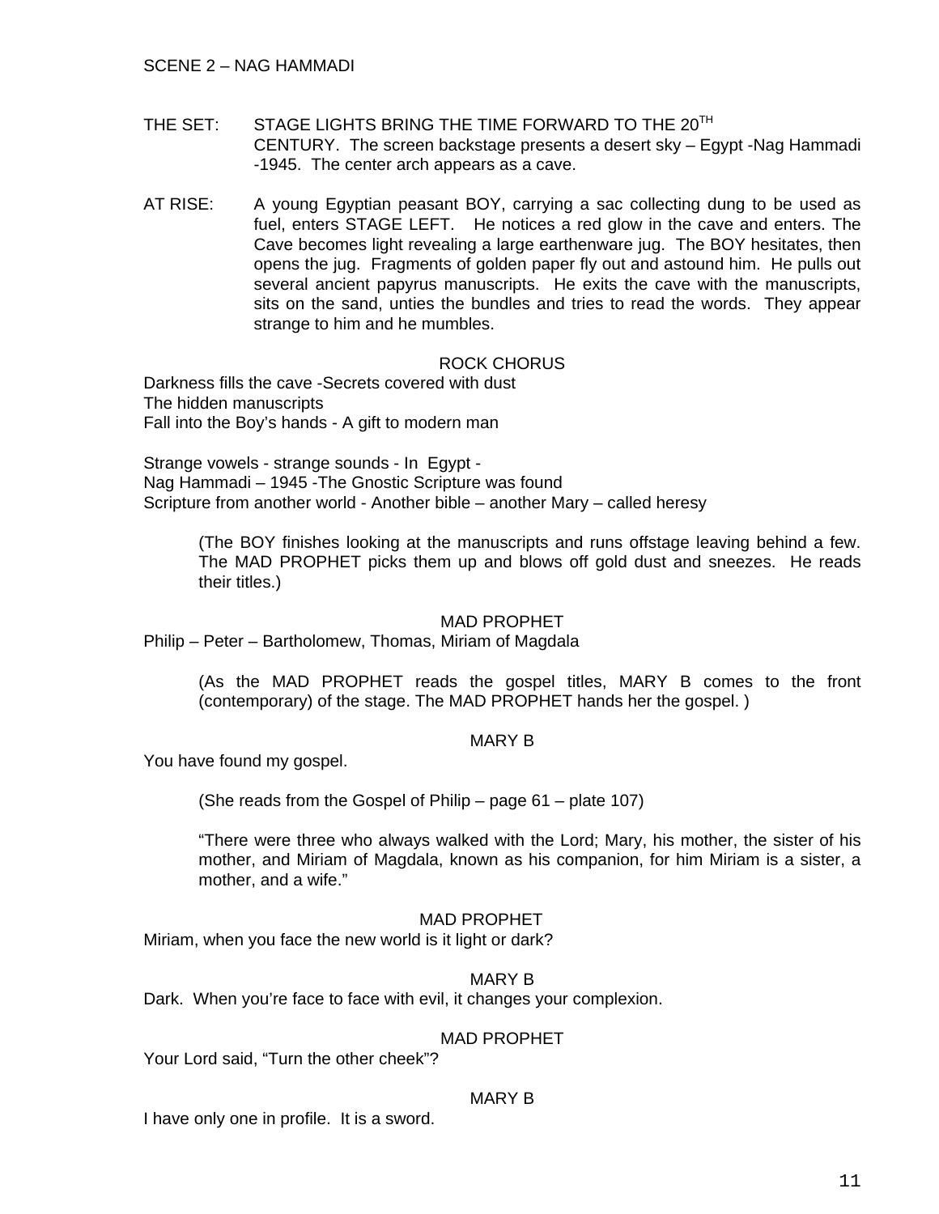SCENE 2 – NAG HAMMADI

THE SET: STAGE LIGHTS BRING THE TIME FORWARD TO THE 20TH CENTURY. The screen backstage presents a desert sky – Egypt -Nag Hammadi -1945. The center arch appears as a cave.

AT RISE: A young Egyptian peasant BOY, carrying a sac collecting dung to be used as fuel, enters STAGE LEFT. He notices a red glow in the cave and enters. The Cave becomes light revealing a large earthenware jug. The BOY hesitates, then opens the jug. Fragments of golden paper fly out and astound him. He pulls out several ancient papyrus manuscripts. He exits the cave with the manuscripts, sits on the sand, unties the bundles and tries to read the words. They appear strange to him and he mumbles.

ROCK CHORUS

Darkness fills the cave -Secrets covered with dust
The hidden manuscripts
Fall into the Boy's hands - A gift to modern man

Strange vowels - strange sounds - In Egypt -
Nag Hammadi – 1945 -The Gnostic Scripture was found
Scripture from another world - Another bible – another Mary – called heresy

(The BOY finishes looking at the manuscripts and runs offstage leaving behind a few. The MAD PROPHET picks them up and blows off gold dust and sneezes. He reads their titles.)

MAD PROPHET

Philip – Peter – Bartholomew, Thomas, Miriam of Magdala

(As the MAD PROPHET reads the gospel titles, MARY B comes to the front (contemporary) of the stage. The MAD PROPHET hands her the gospel. )

MARY B

You have found my gospel.

(She reads from the Gospel of Philip – page 61 – plate 107)

"There were three who always walked with the Lord; Mary, his mother, the sister of his mother, and Miriam of Magdala, known as his companion, for him Miriam is a sister, a mother, and a wife."

MAD PROPHET

Miriam, when you face the new world is it light or dark?

MARY B

Dark. When you're face to face with evil, it changes your complexion.

MAD PROPHET

Your Lord said, "Turn the other cheek"?

MARY B

I have only one in profile. It is a sword.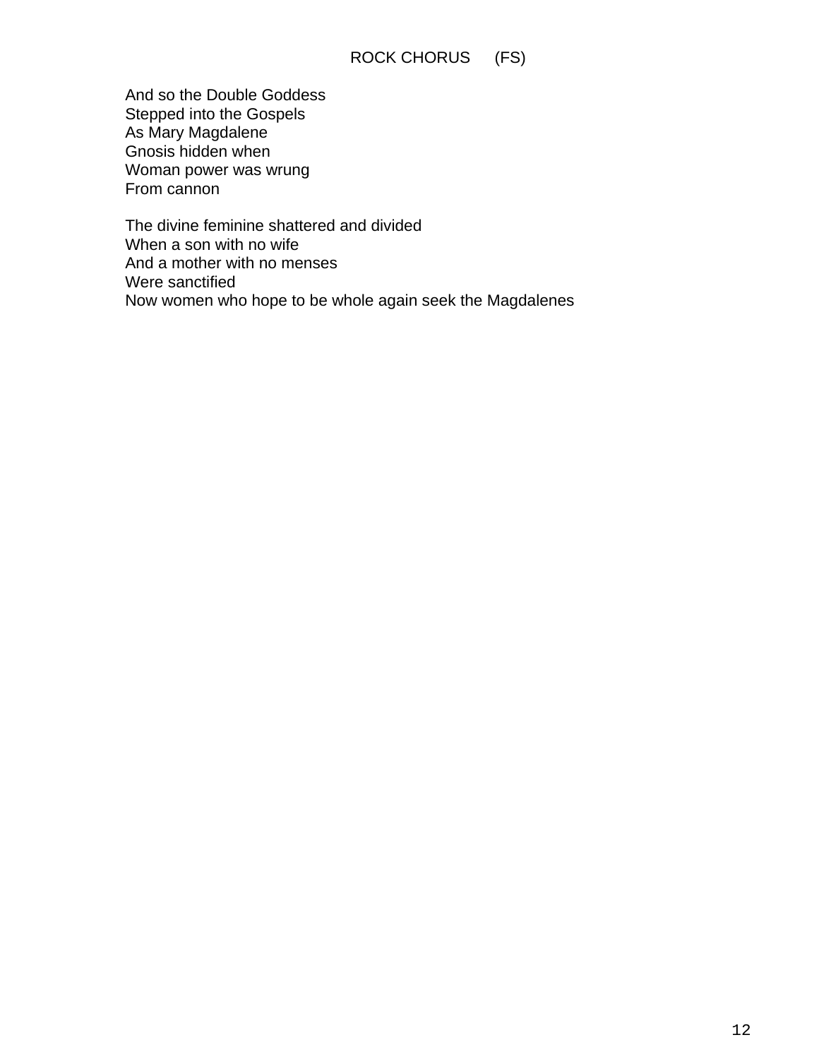ROCK CHORUS (FS)

And so the Double Goddess  
Stepped into the Gospels  
As Mary Magdalene  
Gnosis hidden when  
Woman power was wrung  
From cannon

The divine feminine shattered and divided  
When a son with no wife  
And a mother with no menses  
Were sanctified  
Now women who hope to be whole again seek the Magdalenes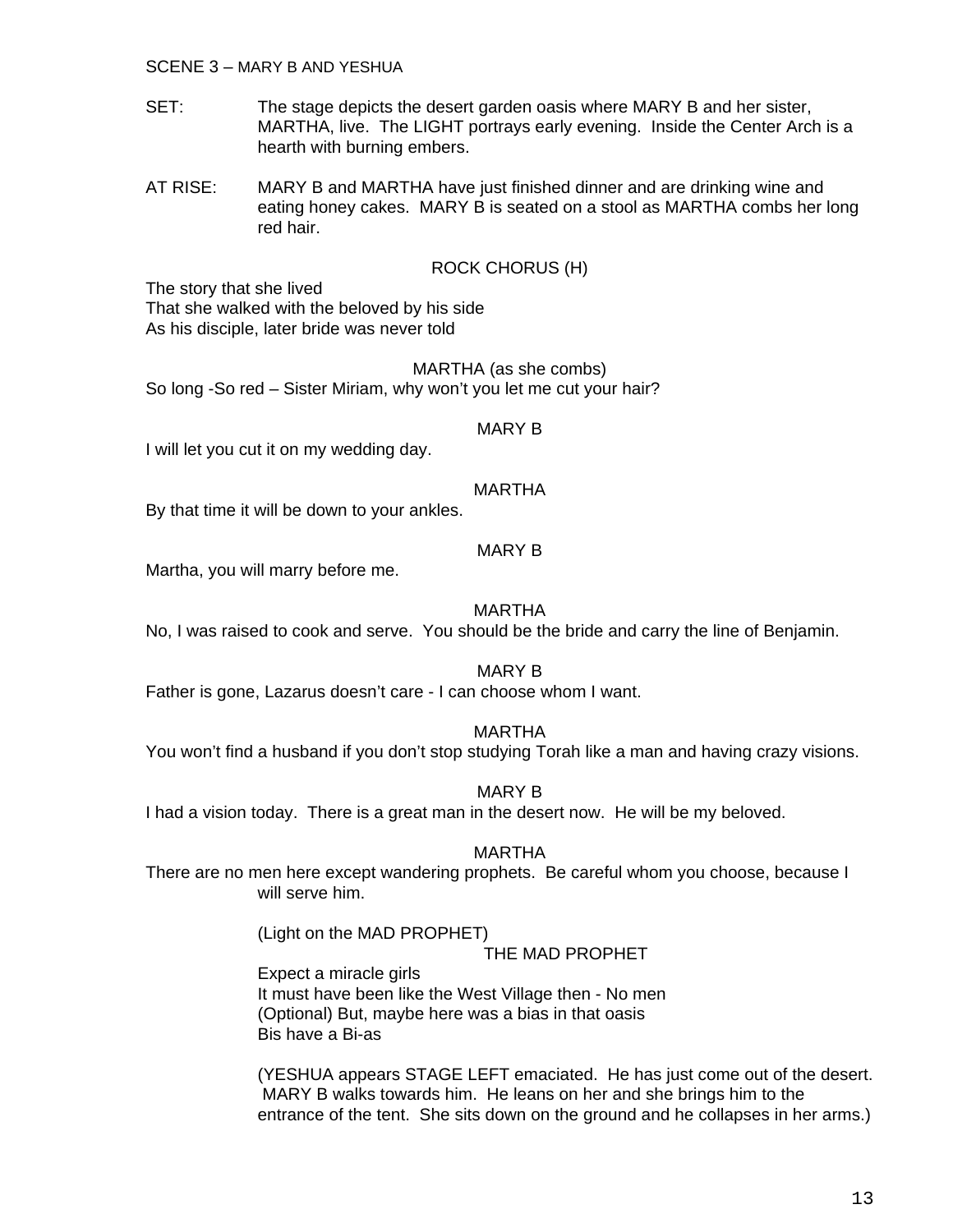SCENE 3 – MARY B AND YESHUA

SET: The stage depicts the desert garden oasis where MARY B and her sister, MARTHA, live. The LIGHT portrays early evening. Inside the Center Arch is a hearth with burning embers.

AT RISE: MARY B and MARTHA have just finished dinner and are drinking wine and eating honey cakes. MARY B is seated on a stool as MARTHA combs her long red hair.

ROCK CHORUS (H)

The story that she lived
That she walked with the beloved by his side
As his disciple, later bride was never told

MARTHA (as she combs)

So long -So red – Sister Miriam, why won't you let me cut your hair?

MARY B

I will let you cut it on my wedding day.

MARTHA

By that time it will be down to your ankles.

MARY B

Martha, you will marry before me.

MARTHA

No, I was raised to cook and serve. You should be the bride and carry the line of Benjamin.

MARY B

Father is gone, Lazarus doesn't care - I can choose whom I want.

MARTHA

You won't find a husband if you don't stop studying Torah like a man and having crazy visions.

MARY B

I had a vision today. There is a great man in the desert now. He will be my beloved.

MARTHA

There are no men here except wandering prophets. Be careful whom you choose, because I will serve him.

(Light on the MAD PROPHET)

THE MAD PROPHET

Expect a miracle girls
It must have been like the West Village then - No men
(Optional) But, maybe here was a bias in that oasis
Bis have a Bi-as

(YESHUA appears STAGE LEFT emaciated. He has just come out of the desert. MARY B walks towards him. He leans on her and she brings him to the entrance of the tent. She sits down on the ground and he collapses in her arms.)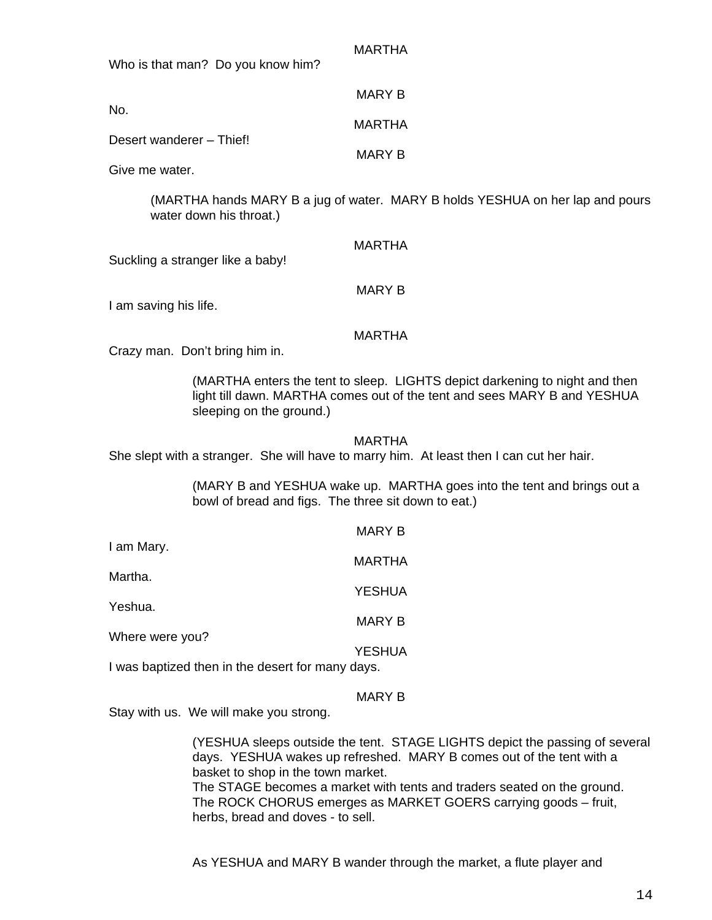MARTHA

Who is that man? Do you know him?

MARY B

No.

MARTHA

Desert wanderer – Thief!

MARY B

Give me water.

(MARTHA hands MARY B a jug of water. MARY B holds YESHUA on her lap and pours water down his throat.)

MARTHA

Suckling a stranger like a baby!

MARY B

I am saving his life.

MARTHA

Crazy man. Don't bring him in.

(MARTHA enters the tent to sleep. LIGHTS depict darkening to night and then light till dawn. MARTHA comes out of the tent and sees MARY B and YESHUA sleeping on the ground.)

MARTHA

She slept with a stranger. She will have to marry him. At least then I can cut her hair.

(MARY B and YESHUA wake up. MARTHA goes into the tent and brings out a bowl of bread and figs. The three sit down to eat.)

MARY B

I am Mary.

MARTHA

Martha.

YESHUA

Yeshua.

MARY B

Where were you?

YESHUA

I was baptized then in the desert for many days.

MARY B

Stay with us. We will make you strong.

(YESHUA sleeps outside the tent. STAGE LIGHTS depict the passing of several days. YESHUA wakes up refreshed. MARY B comes out of the tent with a basket to shop in the town market.
The STAGE becomes a market with tents and traders seated on the ground. The ROCK CHORUS emerges as MARKET GOERS carrying goods – fruit, herbs, bread and doves - to sell.

As YESHUA and MARY B wander through the market, a flute player and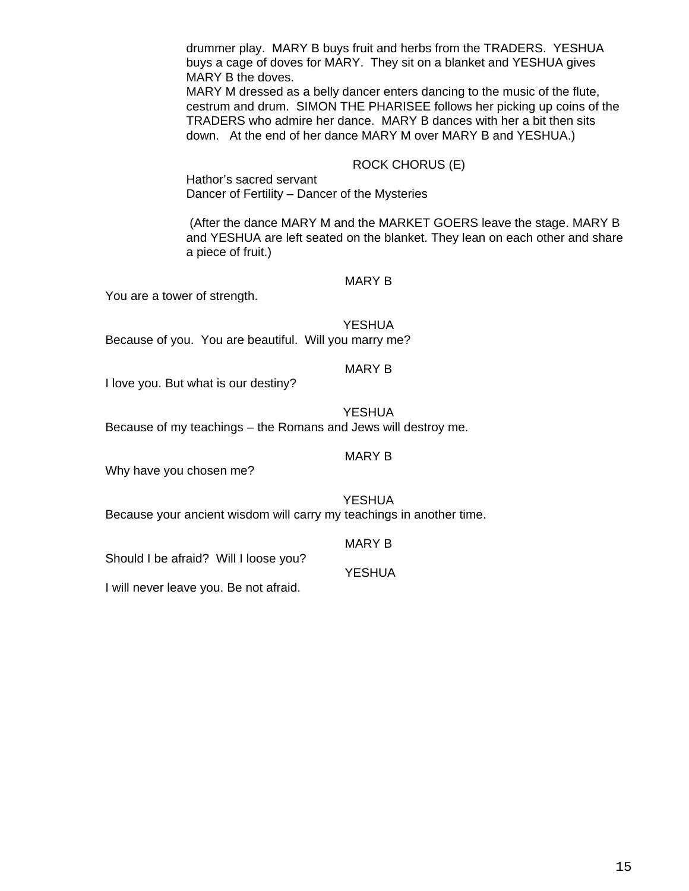drummer play. MARY B buys fruit and herbs from the TRADERS. YESHUA buys a cage of doves for MARY. They sit on a blanket and YESHUA gives MARY B the doves.
MARY M dressed as a belly dancer enters dancing to the music of the flute, cestrum and drum. SIMON THE PHARISEE follows her picking up coins of the TRADERS who admire her dance. MARY B dances with her a bit then sits down. At the end of her dance MARY M over MARY B and YESHUA.)

ROCK CHORUS (E)

Hathor's sacred servant
Dancer of Fertility – Dancer of the Mysteries

(After the dance MARY M and the MARKET GOERS leave the stage. MARY B and YESHUA are left seated on the blanket. They lean on each other and share a piece of fruit.)

MARY B

You are a tower of strength.

YESHUA

Because of you. You are beautiful. Will you marry me?

MARY B

I love you. But what is our destiny?

YESHUA

Because of my teachings – the Romans and Jews will destroy me.

MARY B

Why have you chosen me?

YESHUA

Because your ancient wisdom will carry my teachings in another time.

MARY B

Should I be afraid? Will I loose you?

YESHUA

I will never leave you. Be not afraid.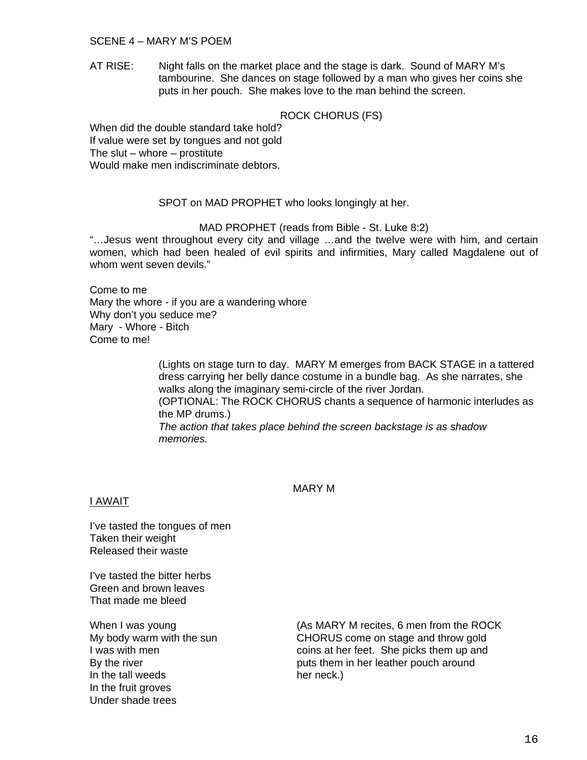SCENE 4 – MARY M'S POEM

AT RISE: Night falls on the market place and the stage is dark. Sound of MARY M's tambourine. She dances on stage followed by a man who gives her coins she puts in her pouch. She makes love to the man behind the screen.

ROCK CHORUS (FS)

When did the double standard take hold?
If value were set by tongues and not gold
The slut – whore – prostitute
Would make men indiscriminate debtors.

SPOT on MAD PROPHET who looks longingly at her.

MAD PROPHET (reads from Bible - St. Luke 8:2)

"…Jesus went throughout every city and village …and the twelve were with him, and certain women, which had been healed of evil spirits and infirmities, Mary called Magdalene out of whom went seven devils."

Come to me
Mary the whore - if you are a wandering whore
Why don't you seduce me?
Mary - Whore - Bitch
Come to me!

(Lights on stage turn to day. MARY M emerges from BACK STAGE in a tattered dress carrying her belly dance costume in a bundle bag. As she narrates, she walks along the imaginary semi-circle of the river Jordan.
(OPTIONAL: The ROCK CHORUS chants a sequence of harmonic interludes as the MP drums.)
*The action that takes place behind the screen backstage is as shadow memories.*

MARY M

<u>I AWAIT</u>

I've tasted the tongues of men
Taken their weight
Released their waste

I've tasted the bitter herbs
Green and brown leaves
That made me bleed

When I was young
My body warm with the sun
I was with men
By the river
In the tall weeds
In the fruit groves
Under shade trees

(As MARY M recites, 6 men from the ROCK CHORUS come on stage and throw gold coins at her feet. She picks them up and puts them in her leather pouch around her neck.)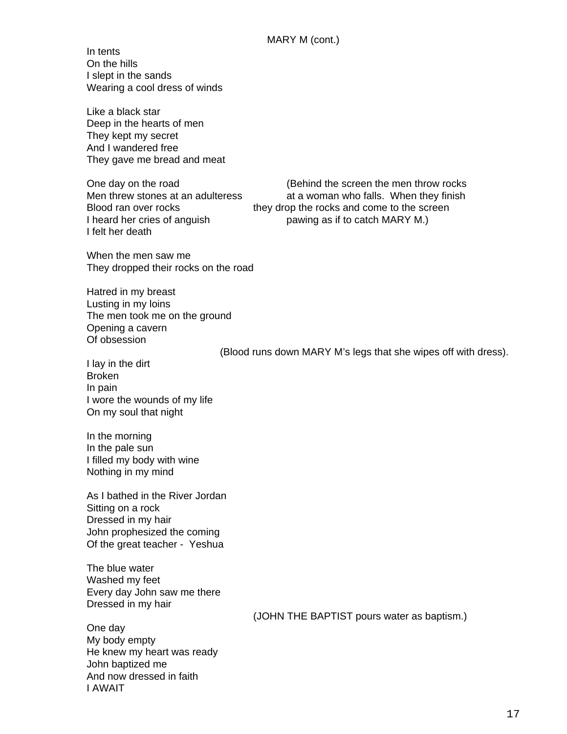MARY M (cont.)

In tents
On the hills
I slept in the sands
Wearing a cool dress of winds

Like a black star
Deep in the hearts of men
They kept my secret
And I wandered free
They gave me bread and meat

One day on the road
Men threw stones at an adulteress
Blood ran over rocks
I heard her cries of anguish
I felt her death

(Behind the screen the men throw rocks at a woman who falls. When they finish they drop the rocks and come to the screen pawing as if to catch MARY M.)

When the men saw me
They dropped their rocks on the road

Hatred in my breast
Lusting in my loins
The men took me on the ground
Opening a cavern
Of obsession

(Blood runs down MARY M's legs that she wipes off with dress).

I lay in the dirt
Broken
In pain
I wore the wounds of my life
On my soul that night

In the morning
In the pale sun
I filled my body with wine
Nothing in my mind

As I bathed in the River Jordan
Sitting on a rock
Dressed in my hair
John prophesized the coming
Of the great teacher - Yeshua

The blue water
Washed my feet
Every day John saw me there
Dressed in my hair

(JOHN THE BAPTIST pours water as baptism.)

One day
My body empty
He knew my heart was ready
John baptized me
And now dressed in faith
I AWAIT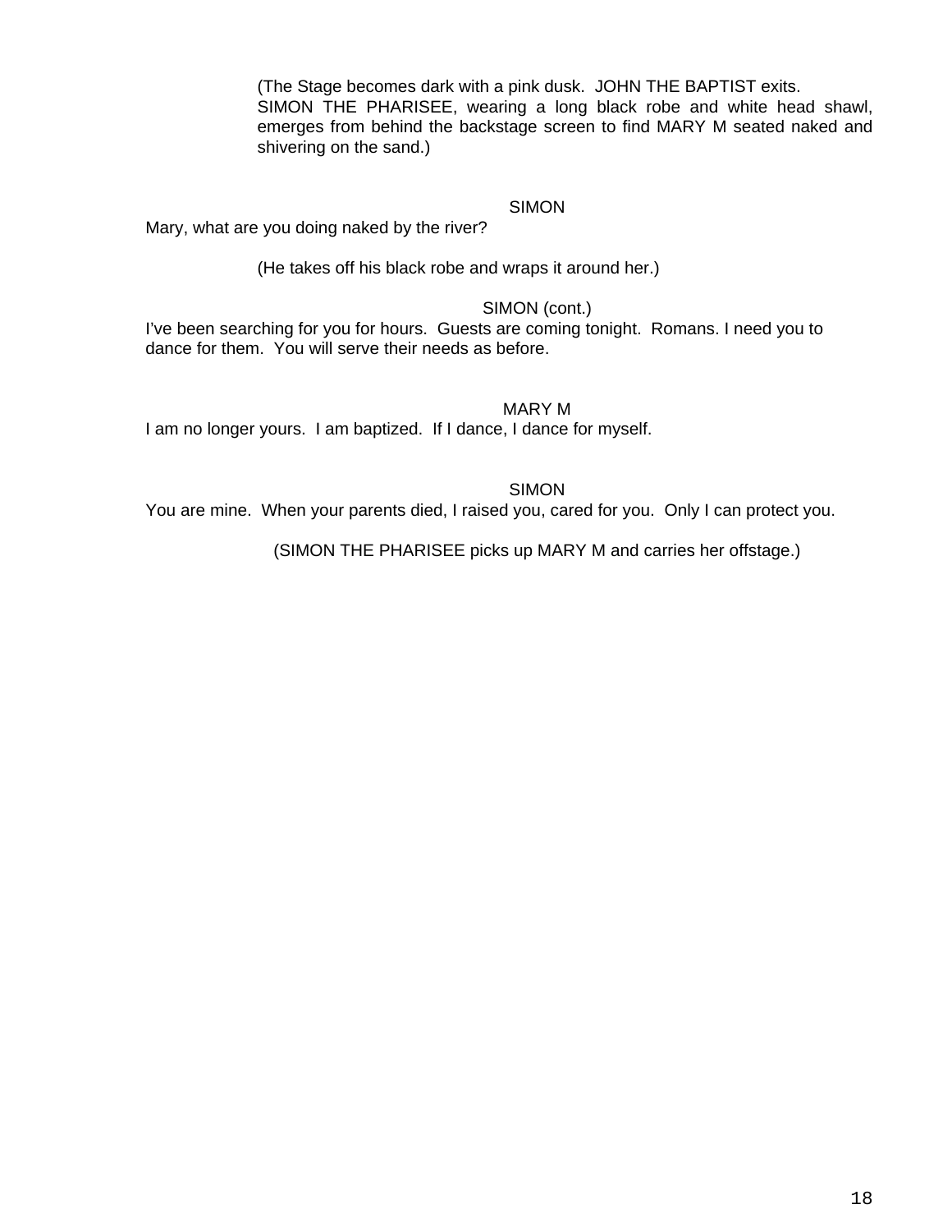(The Stage becomes dark with a pink dusk. JOHN THE BAPTIST exits. SIMON THE PHARISEE, wearing a long black robe and white head shawl, emerges from behind the backstage screen to find MARY M seated naked and shivering on the sand.)

SIMON

Mary, what are you doing naked by the river?

(He takes off his black robe and wraps it around her.)

SIMON (cont.)

I've been searching for you for hours. Guests are coming tonight. Romans. I need you to dance for them. You will serve their needs as before.

MARY M

I am no longer yours. I am baptized. If I dance, I dance for myself.

SIMON

You are mine. When your parents died, I raised you, cared for you. Only I can protect you.

(SIMON THE PHARISEE picks up MARY M and carries her offstage.)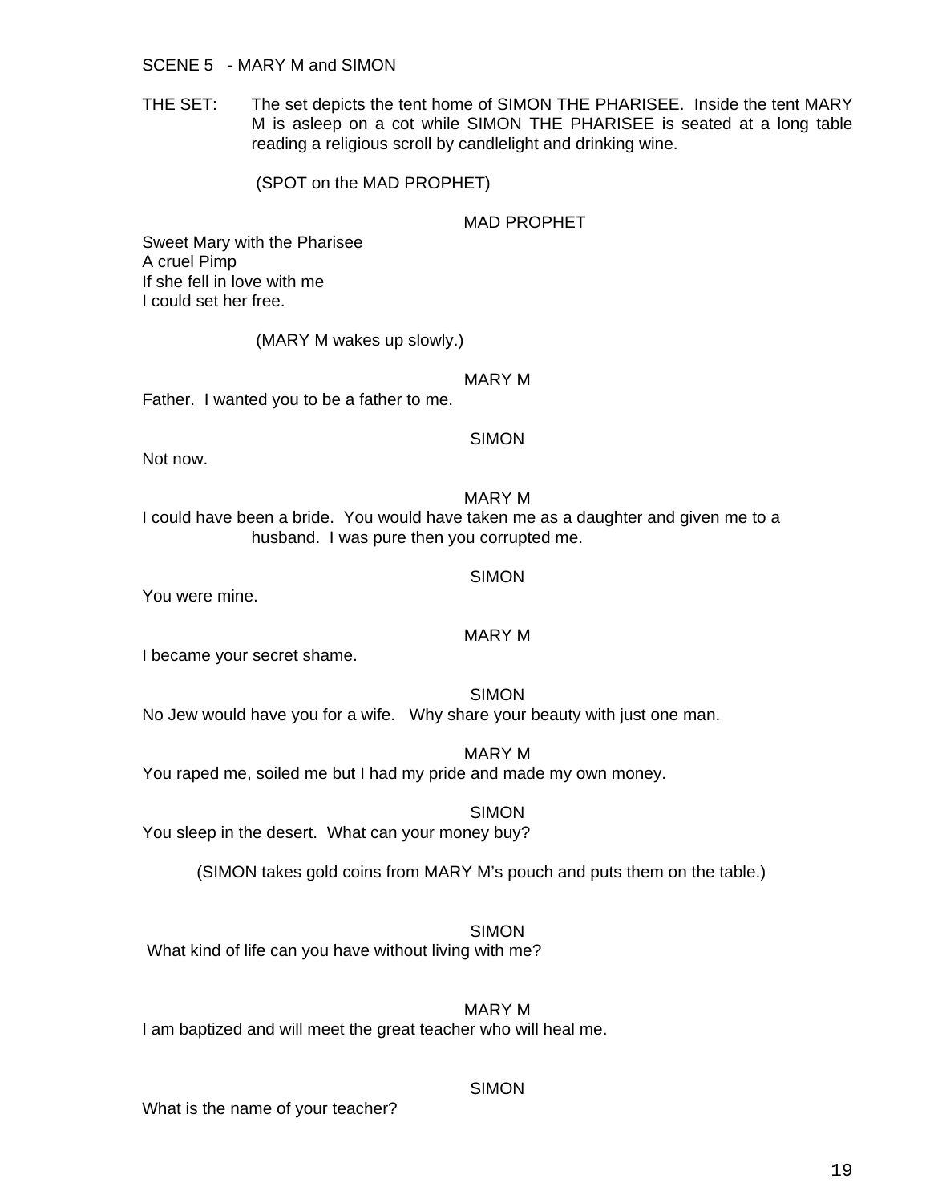SCENE 5 - MARY M and SIMON

THE SET: The set depicts the tent home of SIMON THE PHARISEE. Inside the tent MARY M is asleep on a cot while SIMON THE PHARISEE is seated at a long table reading a religious scroll by candlelight and drinking wine.

(SPOT on the MAD PROPHET)

MAD PROPHET

Sweet Mary with the Pharisee
A cruel Pimp
If she fell in love with me
I could set her free.

(MARY M wakes up slowly.)

MARY M

Father. I wanted you to be a father to me.

SIMON

Not now.

MARY M

I could have been a bride. You would have taken me as a daughter and given me to a husband. I was pure then you corrupted me.

SIMON

You were mine.

MARY M

I became your secret shame.

SIMON

No Jew would have you for a wife. Why share your beauty with just one man.

MARY M

You raped me, soiled me but I had my pride and made my own money.

SIMON

You sleep in the desert. What can your money buy?

(SIMON takes gold coins from MARY M's pouch and puts them on the table.)

SIMON

What kind of life can you have without living with me?

MARY M

I am baptized and will meet the great teacher who will heal me.

SIMON

What is the name of your teacher?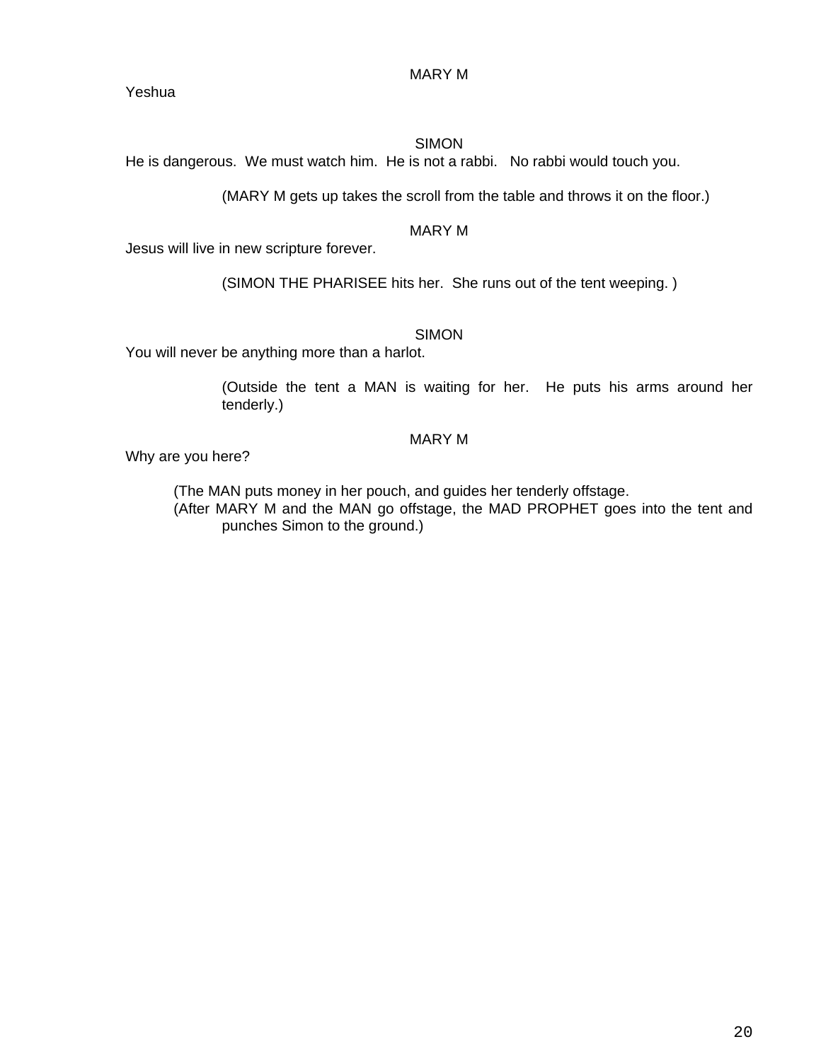MARY M

Yeshua

SIMON

He is dangerous.  We must watch him.  He is not a rabbi.   No rabbi would touch you.

(MARY M gets up takes the scroll from the table and throws it on the floor.)

MARY M

Jesus will live in new scripture forever.

(SIMON THE PHARISEE hits her.  She runs out of the tent weeping. )

SIMON

You will never be anything more than a harlot.

(Outside the tent a MAN is waiting for her.  He puts his arms around her tenderly.)

MARY M

Why are you here?

(The MAN puts money in her pouch, and guides her tenderly offstage.

(After MARY M and the MAN go offstage, the MAD PROPHET goes into the tent and punches Simon to the ground.)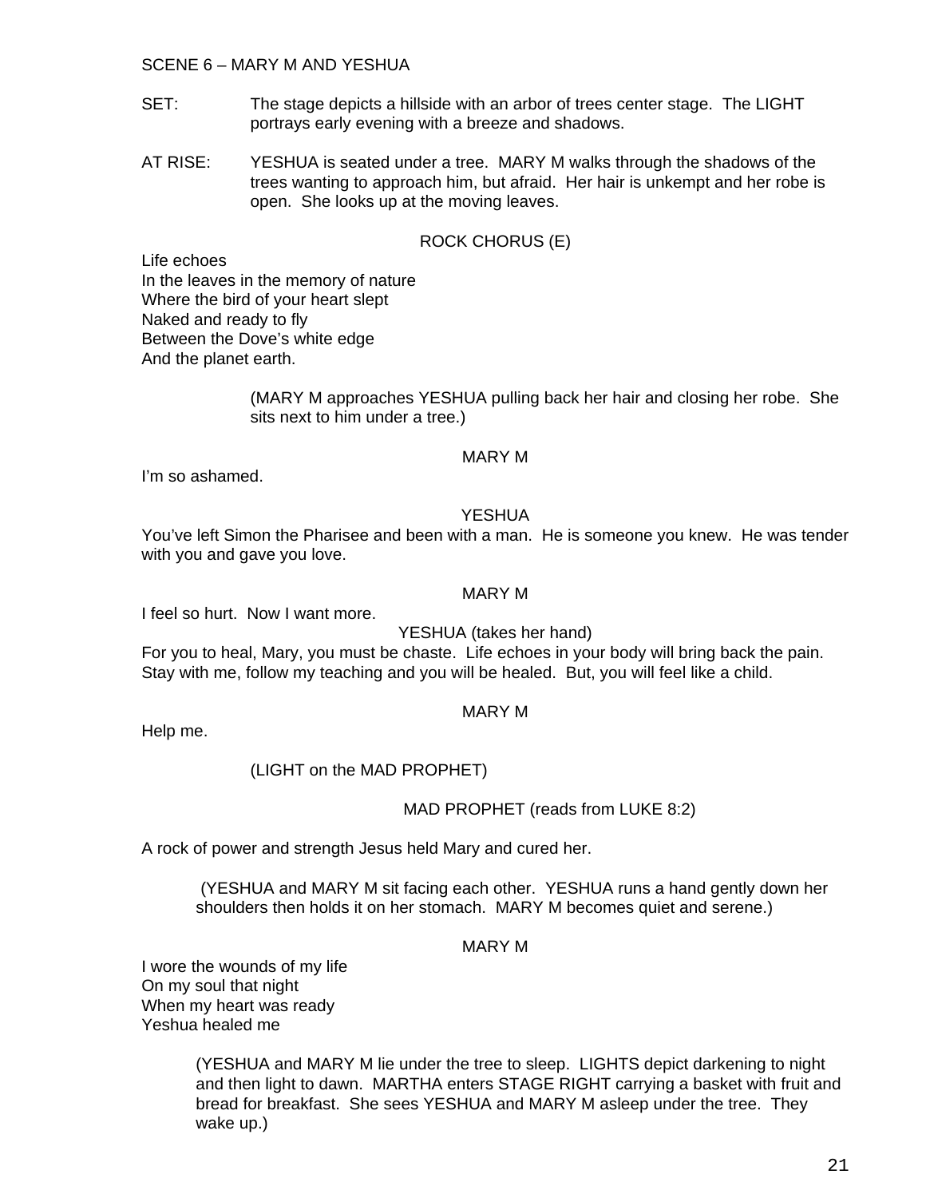SCENE 6 – MARY M AND YESHUA

SET: The stage depicts a hillside with an arbor of trees center stage. The LIGHT portrays early evening with a breeze and shadows.

AT RISE: YESHUA is seated under a tree. MARY M walks through the shadows of the trees wanting to approach him, but afraid. Her hair is unkempt and her robe is open. She looks up at the moving leaves.

ROCK CHORUS (E)

Life echoes
In the leaves in the memory of nature
Where the bird of your heart slept
Naked and ready to fly
Between the Dove's white edge
And the planet earth.

(MARY M approaches YESHUA pulling back her hair and closing her robe. She sits next to him under a tree.)

MARY M

I'm so ashamed.

YESHUA

You've left Simon the Pharisee and been with a man. He is someone you knew. He was tender with you and gave you love.

MARY M

I feel so hurt. Now I want more.

YESHUA (takes her hand)

For you to heal, Mary, you must be chaste. Life echoes in your body will bring back the pain. Stay with me, follow my teaching and you will be healed. But, you will feel like a child.

MARY M

Help me.

(LIGHT on the MAD PROPHET)

MAD PROPHET (reads from LUKE 8:2)

A rock of power and strength Jesus held Mary and cured her.

(YESHUA and MARY M sit facing each other. YESHUA runs a hand gently down her shoulders then holds it on her stomach. MARY M becomes quiet and serene.)

MARY M

I wore the wounds of my life
On my soul that night
When my heart was ready
Yeshua healed me

(YESHUA and MARY M lie under the tree to sleep. LIGHTS depict darkening to night and then light to dawn. MARTHA enters STAGE RIGHT carrying a basket with fruit and bread for breakfast. She sees YESHUA and MARY M asleep under the tree. They wake up.)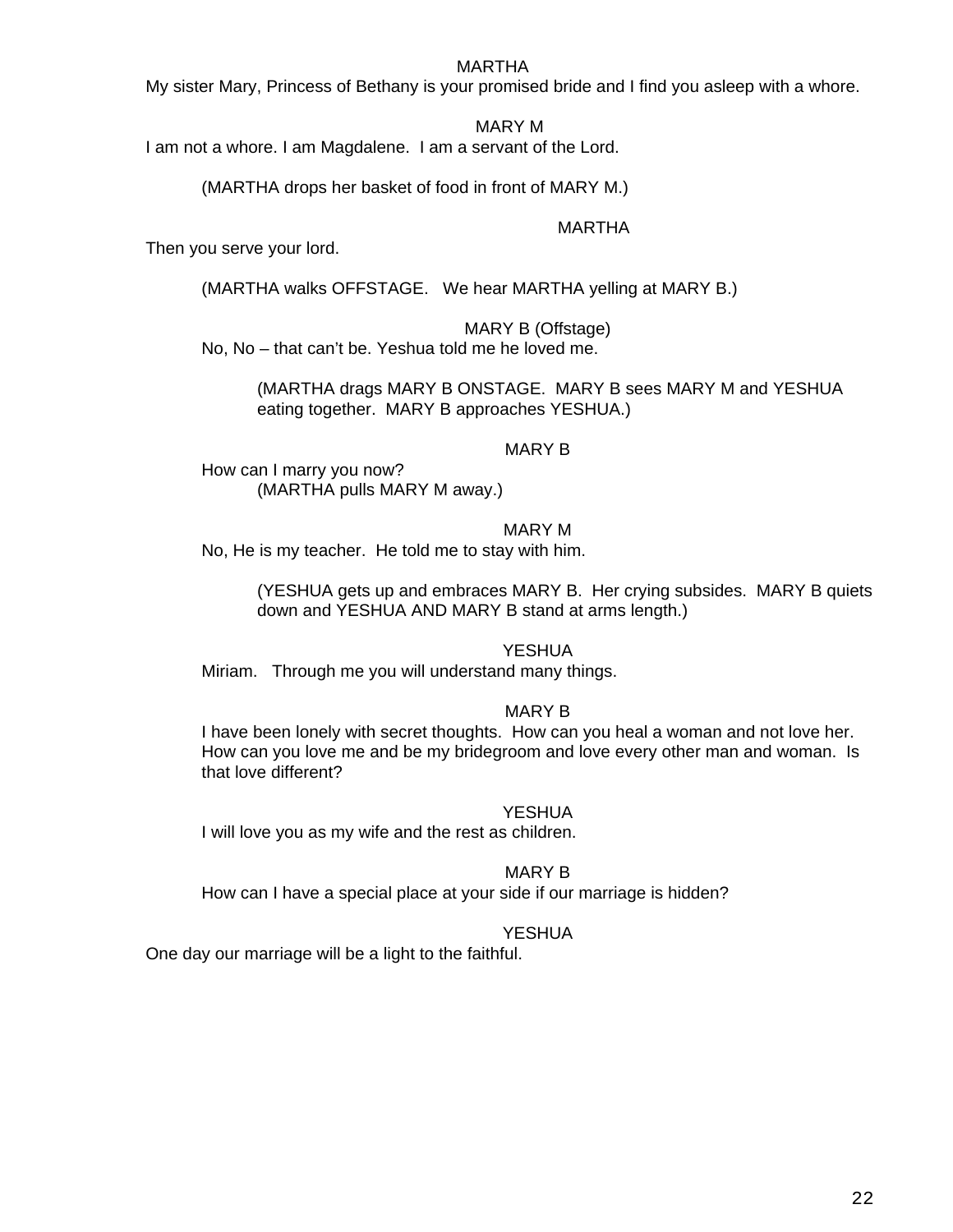MARTHA

My sister Mary, Princess of Bethany is your promised bride and I find you asleep with a whore.

MARY M

I am not a whore. I am Magdalene. I am a servant of the Lord.

(MARTHA drops her basket of food in front of MARY M.)

MARTHA

Then you serve your lord.

(MARTHA walks OFFSTAGE. We hear MARTHA yelling at MARY B.)

MARY B (Offstage)

No, No – that can't be. Yeshua told me he loved me.

(MARTHA drags MARY B ONSTAGE. MARY B sees MARY M and YESHUA eating together. MARY B approaches YESHUA.)

MARY B

How can I marry you now?

(MARTHA pulls MARY M away.)

MARY M

No, He is my teacher. He told me to stay with him.

(YESHUA gets up and embraces MARY B. Her crying subsides. MARY B quiets down and YESHUA AND MARY B stand at arms length.)

YESHUA

Miriam. Through me you will understand many things.

MARY B

I have been lonely with secret thoughts. How can you heal a woman and not love her. How can you love me and be my bridegroom and love every other man and woman. Is that love different?

YESHUA

I will love you as my wife and the rest as children.

MARY B

How can I have a special place at your side if our marriage is hidden?

YESHUA

One day our marriage will be a light to the faithful.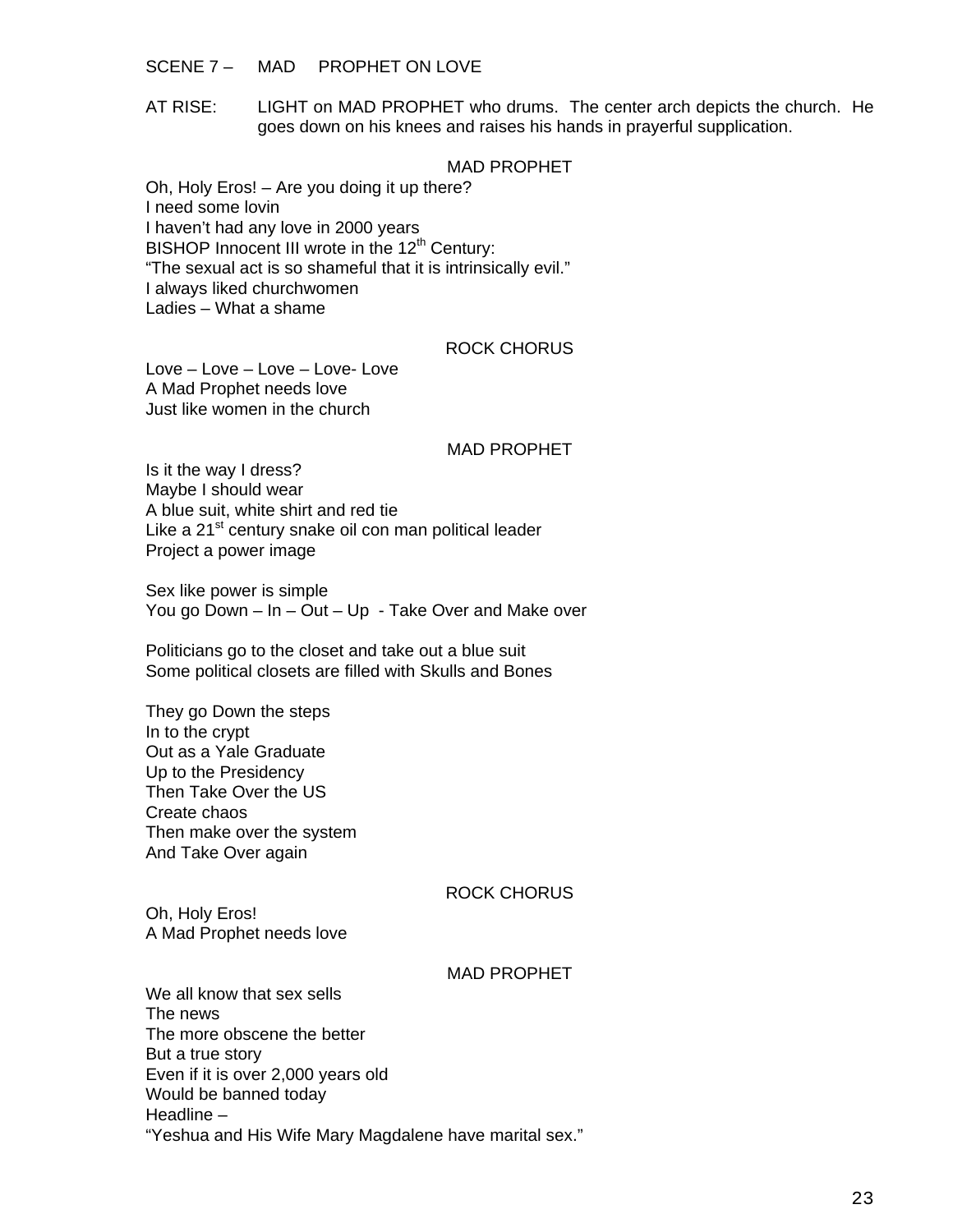SCENE 7 – MAD PROPHET ON LOVE

AT RISE: LIGHT on MAD PROPHET who drums. The center arch depicts the church. He goes down on his knees and raises his hands in prayerful supplication.

MAD PROPHET

Oh, Holy Eros! – Are you doing it up there?
I need some lovin
I haven't had any love in 2000 years
BISHOP Innocent III wrote in the 12th Century:
"The sexual act is so shameful that it is intrinsically evil."
I always liked churchwomen
Ladies – What a shame

ROCK CHORUS

Love – Love – Love – Love- Love
A Mad Prophet needs love
Just like women in the church

MAD PROPHET

Is it the way I dress?
Maybe I should wear
A blue suit, white shirt and red tie
Like a 21st century snake oil con man political leader
Project a power image

Sex like power is simple
You go Down – In – Out – Up - Take Over and Make over

Politicians go to the closet and take out a blue suit
Some political closets are filled with Skulls and Bones

They go Down the steps
In to the crypt
Out as a Yale Graduate
Up to the Presidency
Then Take Over the US
Create chaos
Then make over the system
And Take Over again

ROCK CHORUS

Oh, Holy Eros!
A Mad Prophet needs love

MAD PROPHET

We all know that sex sells
The news
The more obscene the better
But a true story
Even if it is over 2,000 years old
Would be banned today
Headline –
"Yeshua and His Wife Mary Magdalene have marital sex."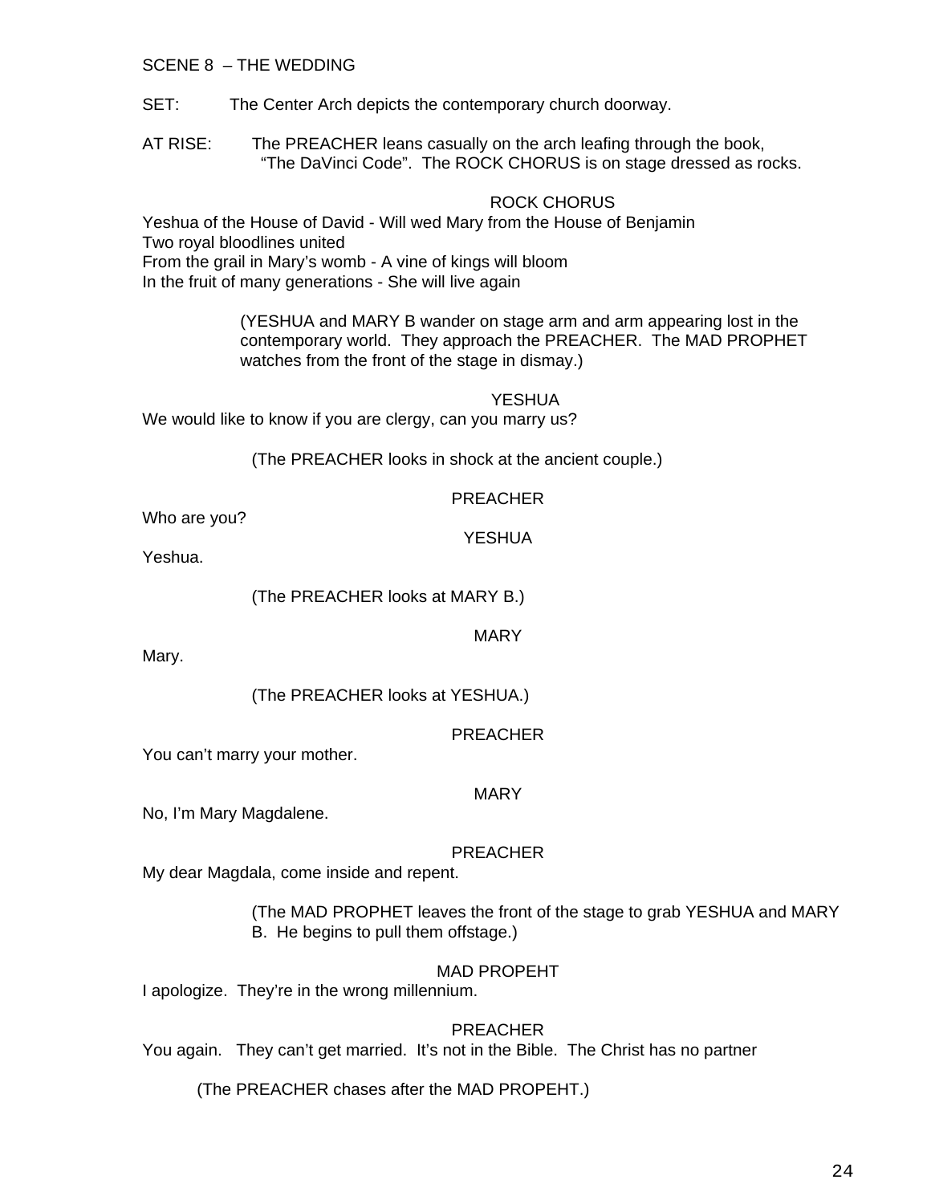SCENE 8 – THE WEDDING

SET: The Center Arch depicts the contemporary church doorway.

AT RISE: The PREACHER leans casually on the arch leafing through the book, "The DaVinci Code". The ROCK CHORUS is on stage dressed as rocks.

ROCK CHORUS

Yeshua of the House of David - Will wed Mary from the House of Benjamin
Two royal bloodlines united
From the grail in Mary's womb - A vine of kings will bloom
In the fruit of many generations - She will live again

(YESHUA and MARY B wander on stage arm and arm appearing lost in the contemporary world. They approach the PREACHER. The MAD PROPHET watches from the front of the stage in dismay.)

YESHUA

We would like to know if you are clergy, can you marry us?

(The PREACHER looks in shock at the ancient couple.)

PREACHER

Who are you?

YESHUA

Yeshua.

(The PREACHER looks at MARY B.)

MARY

Mary.

(The PREACHER looks at YESHUA.)

PREACHER

You can't marry your mother.

MARY

No, I'm Mary Magdalene.

PREACHER

My dear Magdala, come inside and repent.

(The MAD PROPHET leaves the front of the stage to grab YESHUA and MARY B. He begins to pull them offstage.)

MAD PROPEHT

I apologize. They're in the wrong millennium.

PREACHER

You again. They can't get married. It's not in the Bible. The Christ has no partner

(The PREACHER chases after the MAD PROPEHT.)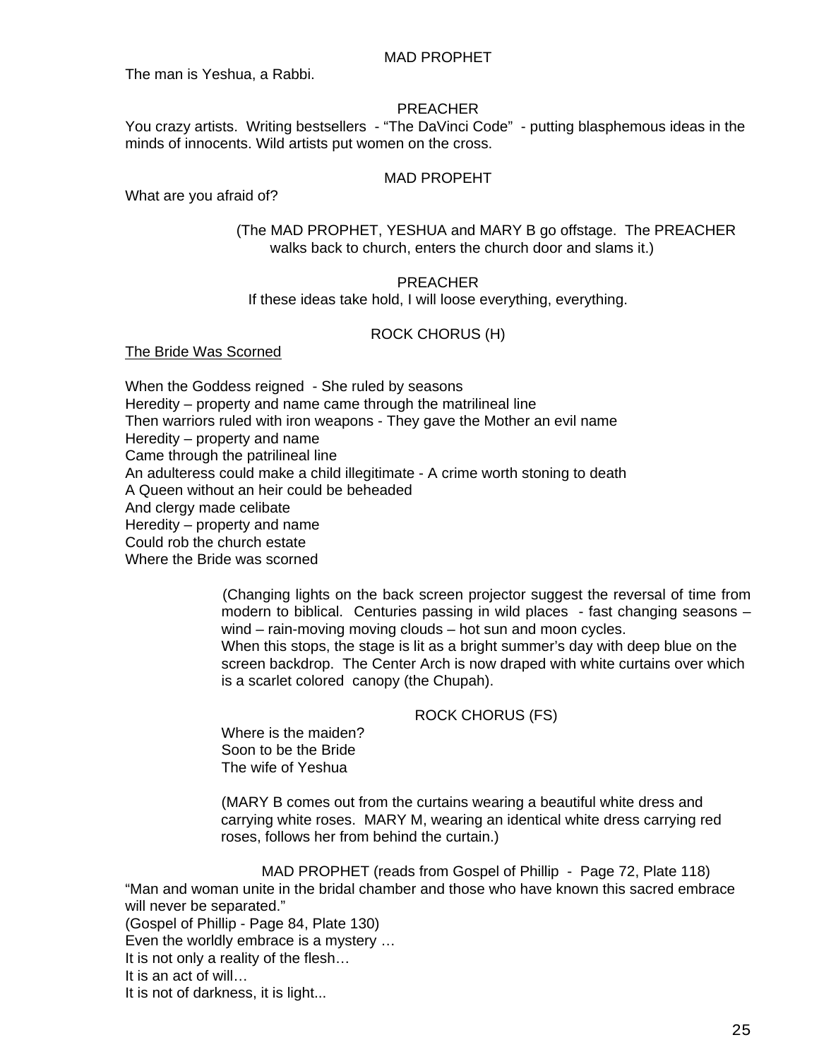MAD PROPHET

The man is Yeshua, a Rabbi.

PREACHER

You crazy artists. Writing bestsellers - “The DaVinci Code” - putting blasphemous ideas in the minds of innocents. Wild artists put women on the cross.

MAD PROPEHT

What are you afraid of?

(The MAD PROPHET, YESHUA and MARY B go offstage. The PREACHER walks back to church, enters the church door and slams it.)

PREACHER

If these ideas take hold, I will loose everything, everything.

ROCK CHORUS (H)

The Bride Was Scorned

When the Goddess reigned - She ruled by seasons
Heredity – property and name came through the matrilineal line
Then warriors ruled with iron weapons - They gave the Mother an evil name
Heredity – property and name
Came through the patrilineal line
An adulteress could make a child illegitimate - A crime worth stoning to death
A Queen without an heir could be beheaded
And clergy made celibate
Heredity – property and name
Could rob the church estate
Where the Bride was scorned

(Changing lights on the back screen projector suggest the reversal of time from modern to biblical. Centuries passing in wild places - fast changing seasons – wind – rain-moving moving clouds – hot sun and moon cycles.
When this stops, the stage is lit as a bright summer’s day with deep blue on the screen backdrop. The Center Arch is now draped with white curtains over which is a scarlet colored canopy (the Chupah).

ROCK CHORUS (FS)

Where is the maiden?
Soon to be the Bride
The wife of Yeshua

(MARY B comes out from the curtains wearing a beautiful white dress and carrying white roses. MARY M, wearing an identical white dress carrying red roses, follows her from behind the curtain.)

MAD PROPHET (reads from Gospel of Phillip - Page 72, Plate 118)

“Man and woman unite in the bridal chamber and those who have known this sacred embrace will never be separated.”
(Gospel of Phillip - Page 84, Plate 130)
Even the worldly embrace is a mystery …
It is not only a reality of the flesh…
It is an act of will…
It is not of darkness, it is light...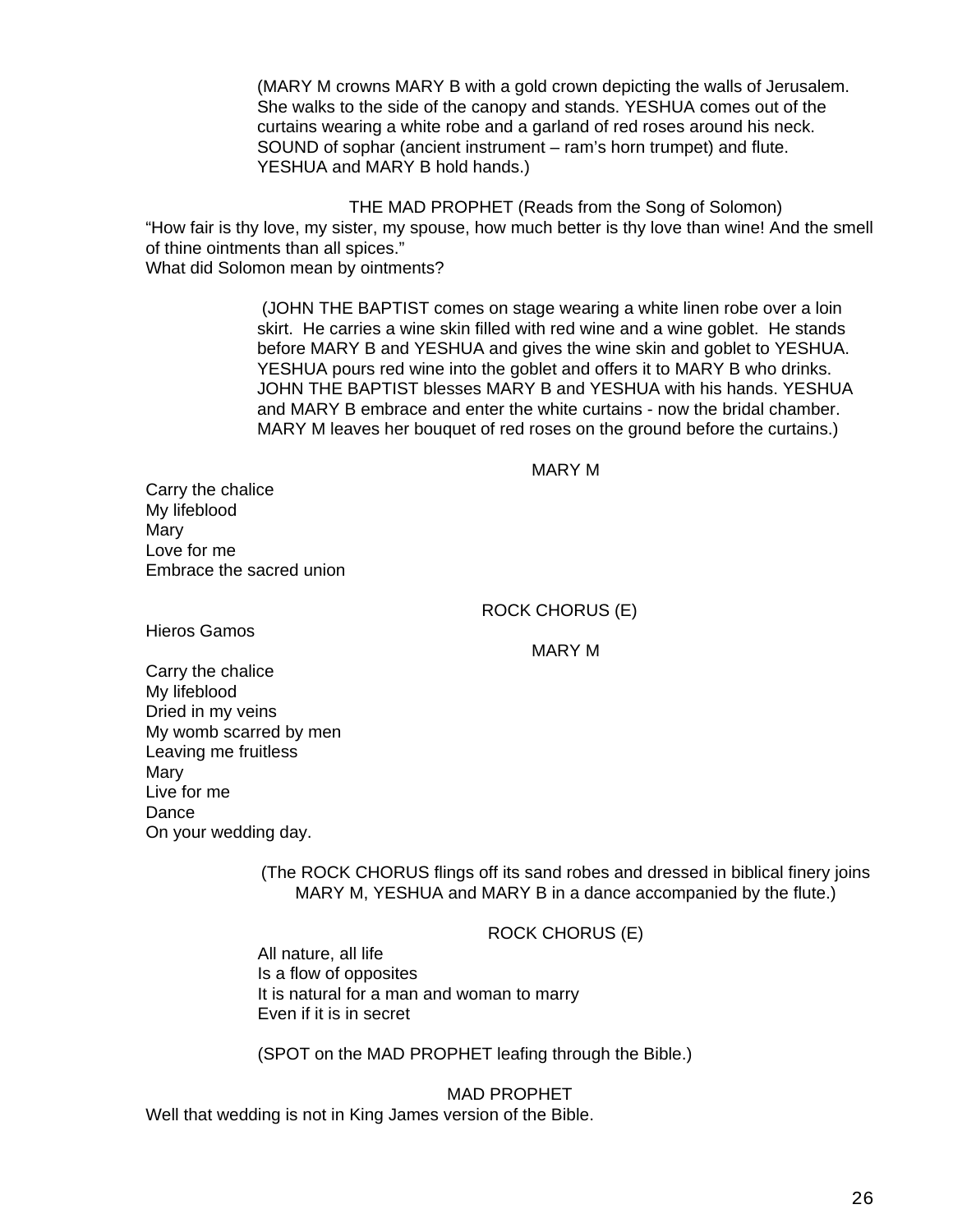(MARY M crowns MARY B with a gold crown depicting the walls of Jerusalem. She walks to the side of the canopy and stands. YESHUA comes out of the curtains wearing a white robe and a garland of red roses around his neck. SOUND of sophar (ancient instrument – ram's horn trumpet) and flute. YESHUA and MARY B hold hands.)

THE MAD PROPHET (Reads from the Song of Solomon)

"How fair is thy love, my sister, my spouse, how much better is thy love than wine! And the smell of thine ointments than all spices."
What did Solomon mean by ointments?

(JOHN THE BAPTIST comes on stage wearing a white linen robe over a loin skirt. He carries a wine skin filled with red wine and a wine goblet. He stands before MARY B and YESHUA and gives the wine skin and goblet to YESHUA. YESHUA pours red wine into the goblet and offers it to MARY B who drinks. JOHN THE BAPTIST blesses MARY B and YESHUA with his hands. YESHUA and MARY B embrace and enter the white curtains - now the bridal chamber. MARY M leaves her bouquet of red roses on the ground before the curtains.)

MARY M

Carry the chalice
My lifeblood
Mary
Love for me
Embrace the sacred union

ROCK CHORUS (E)

Hieros Gamos

MARY M

Carry the chalice
My lifeblood
Dried in my veins
My womb scarred by men
Leaving me fruitless
Mary
Live for me
Dance
On your wedding day.

(The ROCK CHORUS flings off its sand robes and dressed in biblical finery joins MARY M, YESHUA and MARY B in a dance accompanied by the flute.)

ROCK CHORUS (E)

All nature, all life
Is a flow of opposites
It is natural for a man and woman to marry
Even if it is in secret

(SPOT on the MAD PROPHET leafing through the Bible.)

MAD PROPHET

Well that wedding is not in King James version of the Bible.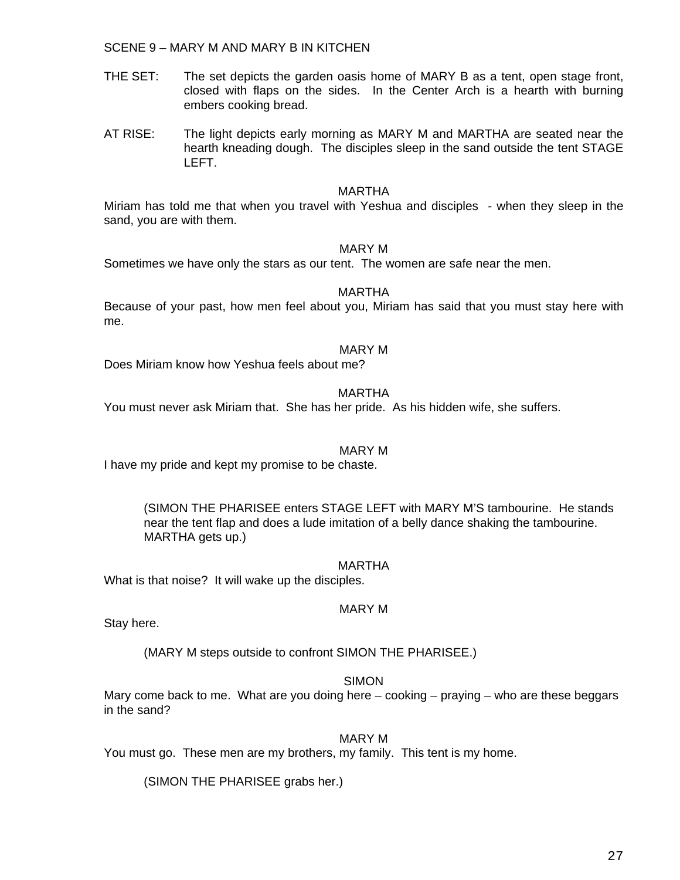SCENE 9 – MARY M AND MARY B IN KITCHEN

THE SET: The set depicts the garden oasis home of MARY B as a tent, open stage front, closed with flaps on the sides. In the Center Arch is a hearth with burning embers cooking bread.

AT RISE: The light depicts early morning as MARY M and MARTHA are seated near the hearth kneading dough. The disciples sleep in the sand outside the tent STAGE LEFT.

MARTHA

Miriam has told me that when you travel with Yeshua and disciples - when they sleep in the sand, you are with them.

MARY M

Sometimes we have only the stars as our tent. The women are safe near the men.

MARTHA

Because of your past, how men feel about you, Miriam has said that you must stay here with me.

MARY M

Does Miriam know how Yeshua feels about me?

MARTHA

You must never ask Miriam that. She has her pride. As his hidden wife, she suffers.

MARY M

I have my pride and kept my promise to be chaste.

(SIMON THE PHARISEE enters STAGE LEFT with MARY M'S tambourine. He stands near the tent flap and does a lude imitation of a belly dance shaking the tambourine. MARTHA gets up.)

MARTHA

What is that noise? It will wake up the disciples.

MARY M

Stay here.

(MARY M steps outside to confront SIMON THE PHARISEE.)

SIMON

Mary come back to me. What are you doing here – cooking – praying – who are these beggars in the sand?

MARY M

You must go. These men are my brothers, my family. This tent is my home.

(SIMON THE PHARISEE grabs her.)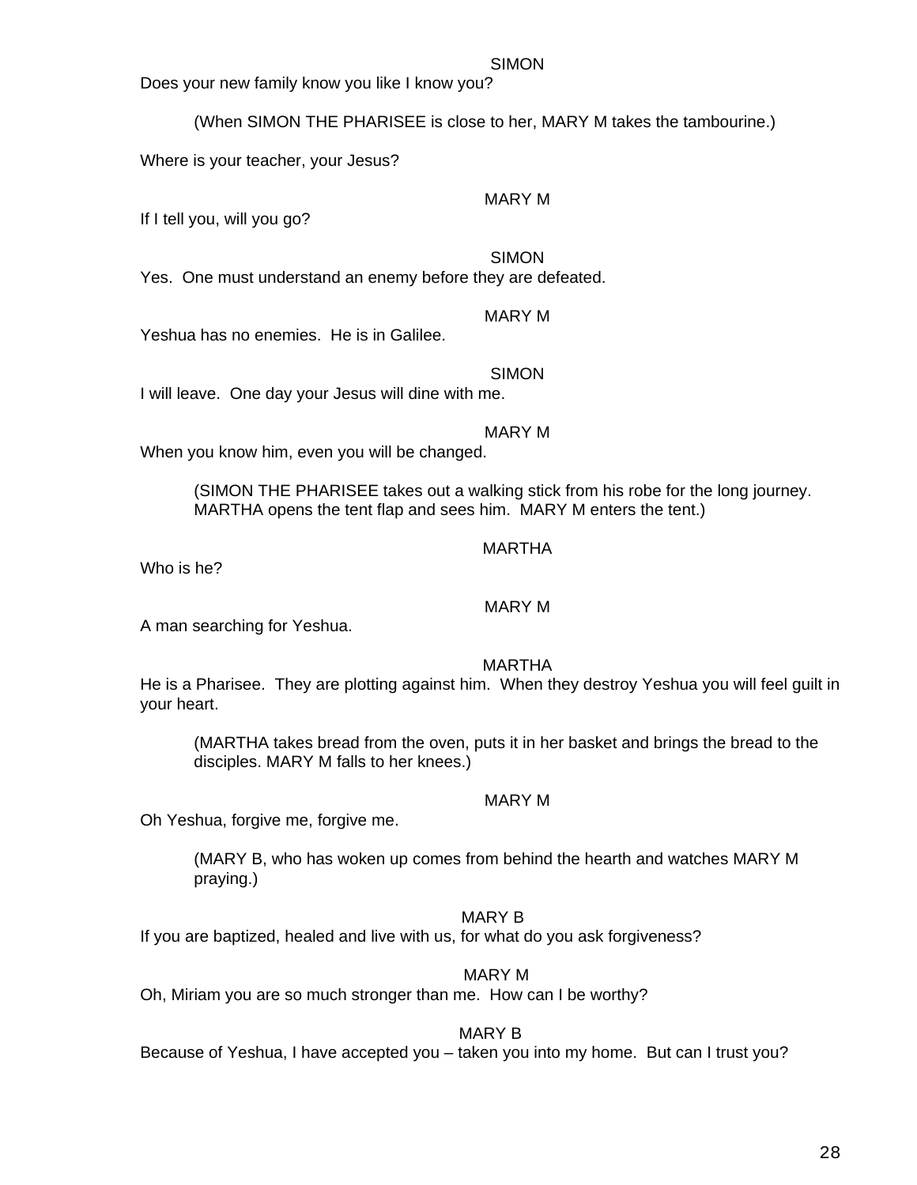SIMON

Does your new family know you like I know you?

(When SIMON THE PHARISEE is close to her, MARY M takes the tambourine.)

Where is your teacher, your Jesus?

MARY M

If I tell you, will you go?

SIMON

Yes. One must understand an enemy before they are defeated.

MARY M

Yeshua has no enemies. He is in Galilee.

SIMON

I will leave. One day your Jesus will dine with me.

MARY M

When you know him, even you will be changed.

(SIMON THE PHARISEE takes out a walking stick from his robe for the long journey. MARTHA opens the tent flap and sees him. MARY M enters the tent.)

MARTHA

Who is he?

MARY M

A man searching for Yeshua.

MARTHA

He is a Pharisee. They are plotting against him. When they destroy Yeshua you will feel guilt in your heart.

(MARTHA takes bread from the oven, puts it in her basket and brings the bread to the disciples. MARY M falls to her knees.)

MARY M

Oh Yeshua, forgive me, forgive me.

(MARY B, who has woken up comes from behind the hearth and watches MARY M praying.)

MARY B

If you are baptized, healed and live with us, for what do you ask forgiveness?

MARY M

Oh, Miriam you are so much stronger than me. How can I be worthy?

MARY B

Because of Yeshua, I have accepted you – taken you into my home. But can I trust you?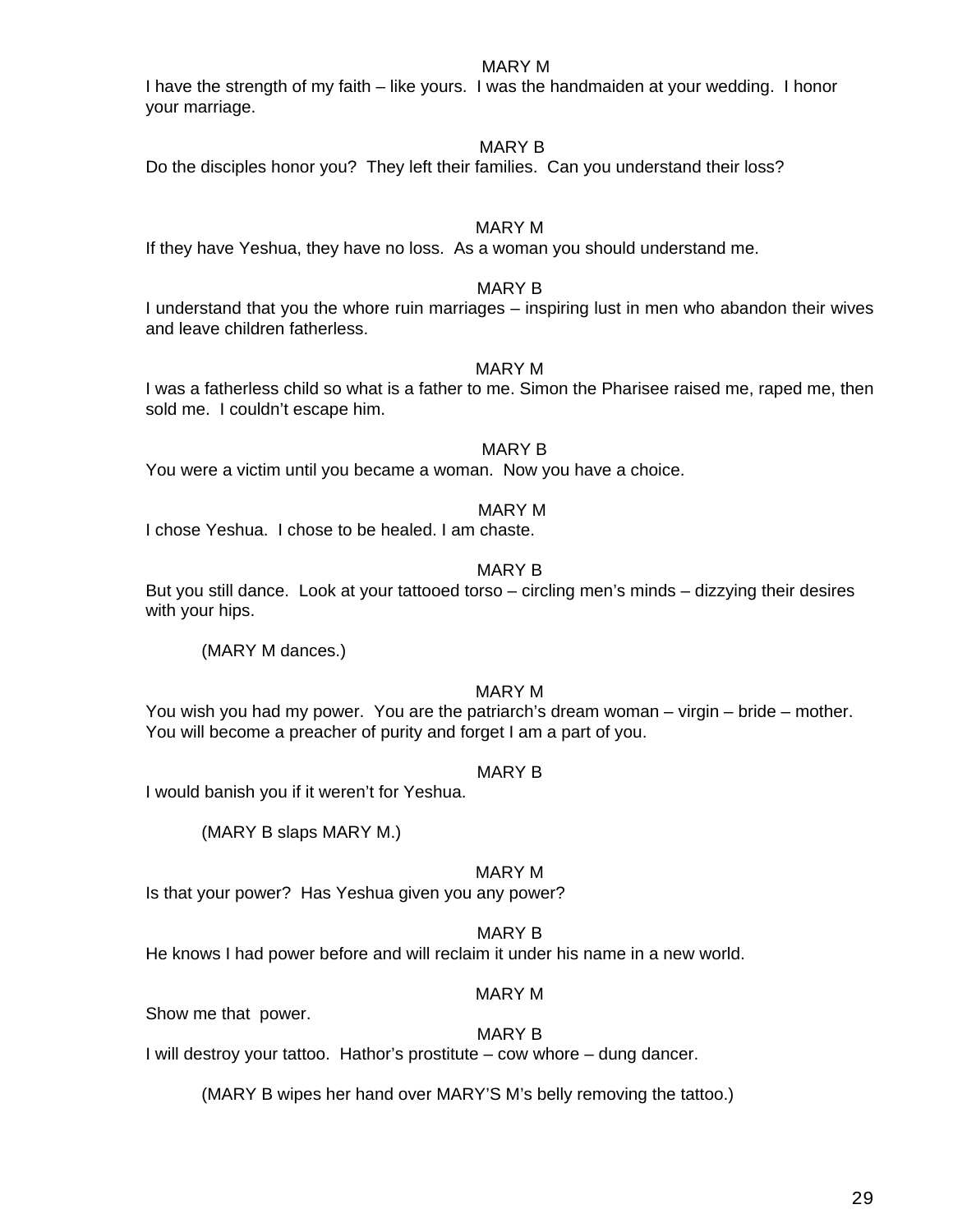MARY M

I have the strength of my faith – like yours. I was the handmaiden at your wedding. I honor your marriage.

MARY B

Do the disciples honor you? They left their families. Can you understand their loss?

MARY M

If they have Yeshua, they have no loss. As a woman you should understand me.

MARY B

I understand that you the whore ruin marriages – inspiring lust in men who abandon their wives and leave children fatherless.

MARY M

I was a fatherless child so what is a father to me. Simon the Pharisee raised me, raped me, then sold me. I couldn't escape him.

MARY B

You were a victim until you became a woman. Now you have a choice.

MARY M

I chose Yeshua. I chose to be healed. I am chaste.

MARY B

But you still dance. Look at your tattooed torso – circling men's minds – dizzying their desires with your hips.

(MARY M dances.)

MARY M

You wish you had my power. You are the patriarch's dream woman – virgin – bride – mother. You will become a preacher of purity and forget I am a part of you.

MARY B

I would banish you if it weren't for Yeshua.

(MARY B slaps MARY M.)

MARY M

Is that your power? Has Yeshua given you any power?

MARY B

He knows I had power before and will reclaim it under his name in a new world.

MARY M

Show me that power.

MARY B

I will destroy your tattoo. Hathor's prostitute – cow whore – dung dancer.

(MARY B wipes her hand over MARY'S M's belly removing the tattoo.)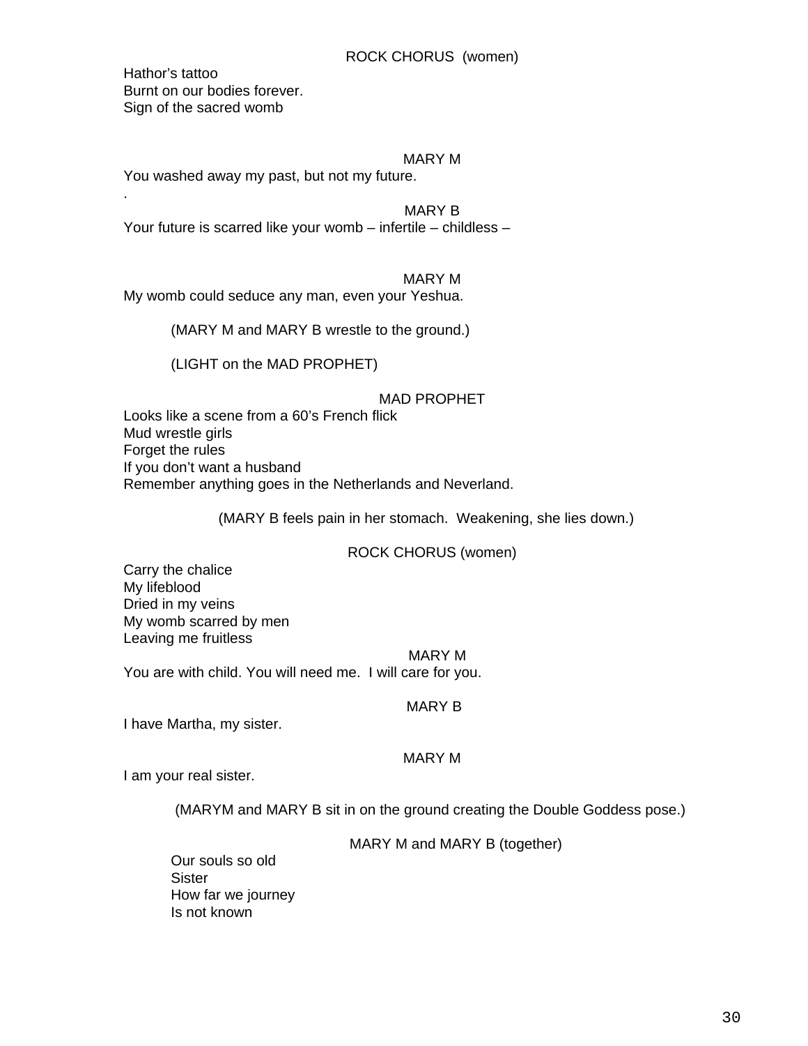ROCK CHORUS (women)

Hathor's tattoo
Burnt on our bodies forever.
Sign of the sacred womb

MARY M

You washed away my past, but not my future.
.

MARY B

Your future is scarred like your womb – infertile – childless –

MARY M

My womb could seduce any man, even your Yeshua.

(MARY M and MARY B wrestle to the ground.)

(LIGHT on the MAD PROPHET)

MAD PROPHET

Looks like a scene from a 60's French flick
Mud wrestle girls
Forget the rules
If you don't want a husband
Remember anything goes in the Netherlands and Neverland.

(MARY B feels pain in her stomach. Weakening, she lies down.)

ROCK CHORUS (women)

Carry the chalice
My lifeblood
Dried in my veins
My womb scarred by men
Leaving me fruitless

MARY M

You are with child. You will need me. I will care for you.

MARY B

I have Martha, my sister.

MARY M

I am your real sister.

(MARYM and MARY B sit in on the ground creating the Double Goddess pose.)

MARY M and MARY B (together)

Our souls so old
Sister
How far we journey
Is not known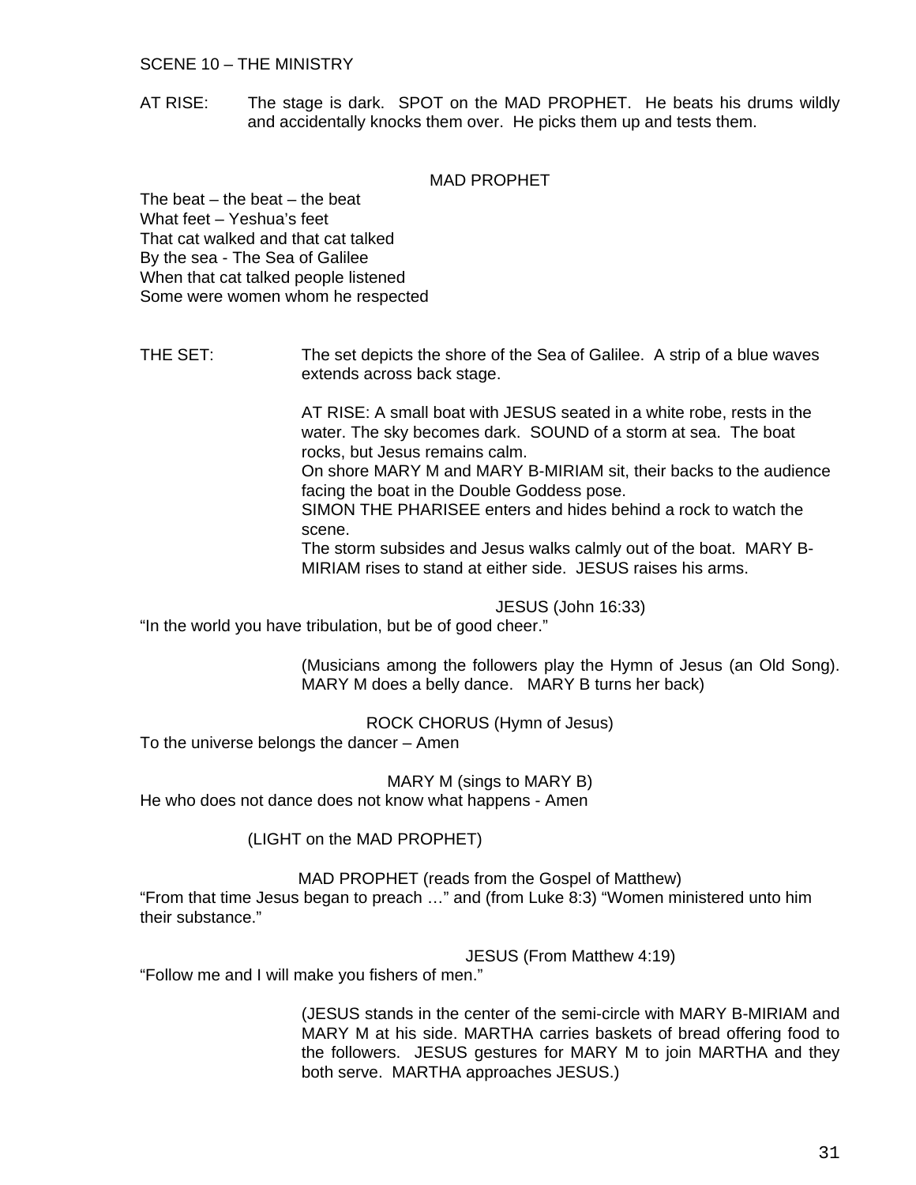SCENE 10 – THE MINISTRY

AT RISE: The stage is dark. SPOT on the MAD PROPHET. He beats his drums wildly and accidentally knocks them over. He picks them up and tests them.

MAD PROPHET

The beat – the beat – the beat
What feet – Yeshua's feet
That cat walked and that cat talked
By the sea - The Sea of Galilee
When that cat talked people listened
Some were women whom he respected

THE SET: The set depicts the shore of the Sea of Galilee. A strip of a blue waves extends across back stage.

AT RISE: A small boat with JESUS seated in a white robe, rests in the water. The sky becomes dark. SOUND of a storm at sea. The boat rocks, but Jesus remains calm.
On shore MARY M and MARY B-MIRIAM sit, their backs to the audience facing the boat in the Double Goddess pose.
SIMON THE PHARISEE enters and hides behind a rock to watch the scene.
The storm subsides and Jesus walks calmly out of the boat. MARY B-MIRIAM rises to stand at either side. JESUS raises his arms.

JESUS (John 16:33)

"In the world you have tribulation, but be of good cheer."

(Musicians among the followers play the Hymn of Jesus (an Old Song). MARY M does a belly dance. MARY B turns her back)

ROCK CHORUS (Hymn of Jesus)

To the universe belongs the dancer – Amen

MARY M (sings to MARY B)

He who does not dance does not know what happens - Amen

(LIGHT on the MAD PROPHET)

MAD PROPHET (reads from the Gospel of Matthew)

"From that time Jesus began to preach …" and (from Luke 8:3) "Women ministered unto him their substance."

JESUS (From Matthew 4:19)

"Follow me and I will make you fishers of men."

(JESUS stands in the center of the semi-circle with MARY B-MIRIAM and MARY M at his side. MARTHA carries baskets of bread offering food to the followers. JESUS gestures for MARY M to join MARTHA and they both serve. MARTHA approaches JESUS.)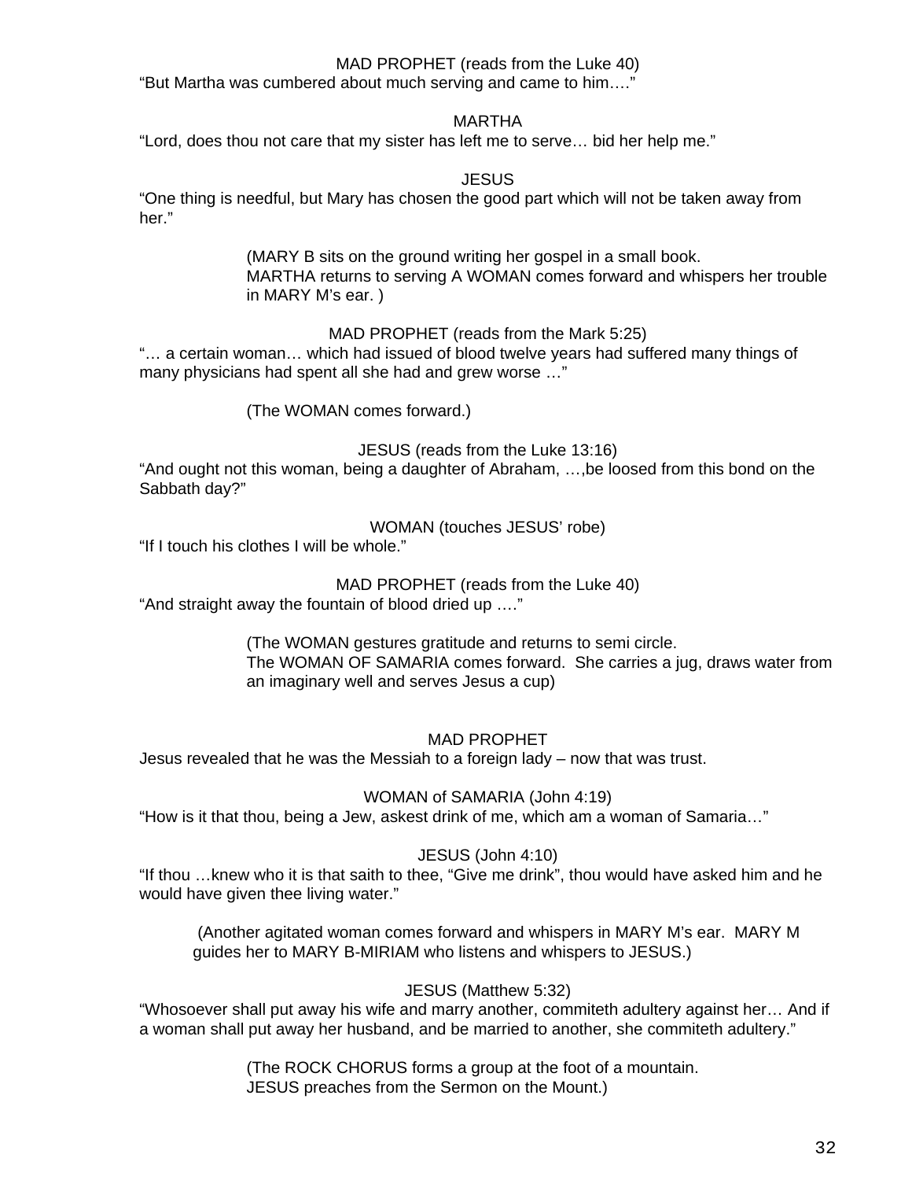MAD PROPHET (reads from the Luke 40)

"But Martha was cumbered about much serving and came to him…."

MARTHA

"Lord, does thou not care that my sister has left me to serve… bid her help me."

JESUS

"One thing is needful, but Mary has chosen the good part which will not be taken away from her."

(MARY B sits on the ground writing her gospel in a small book. MARTHA returns to serving A WOMAN comes forward and whispers her trouble in MARY M's ear. )

MAD PROPHET (reads from the Mark 5:25)

"… a certain woman… which had issued of blood twelve years had suffered many things of many physicians had spent all she had and grew worse …"

(The WOMAN comes forward.)

JESUS (reads from the Luke 13:16)

"And ought not this woman, being a daughter of Abraham, …,be loosed from this bond on the Sabbath day?"

WOMAN (touches JESUS' robe)

"If I touch his clothes I will be whole."

MAD PROPHET (reads from the Luke 40)

"And straight away the fountain of blood dried up …."

(The WOMAN gestures gratitude and returns to semi circle. The WOMAN OF SAMARIA comes forward. She carries a jug, draws water from an imaginary well and serves Jesus a cup)

MAD PROPHET

Jesus revealed that he was the Messiah to a foreign lady – now that was trust.

WOMAN of SAMARIA (John 4:19)

"How is it that thou, being a Jew, askest drink of me, which am a woman of Samaria…"

JESUS (John 4:10)

"If thou …knew who it is that saith to thee, "Give me drink", thou would have asked him and he would have given thee living water."

(Another agitated woman comes forward and whispers in MARY M's ear. MARY M guides her to MARY B-MIRIAM who listens and whispers to JESUS.)

JESUS (Matthew 5:32)

"Whosoever shall put away his wife and marry another, commiteth adultery against her… And if a woman shall put away her husband, and be married to another, she commiteth adultery."

(The ROCK CHORUS forms a group at the foot of a mountain. JESUS preaches from the Sermon on the Mount.)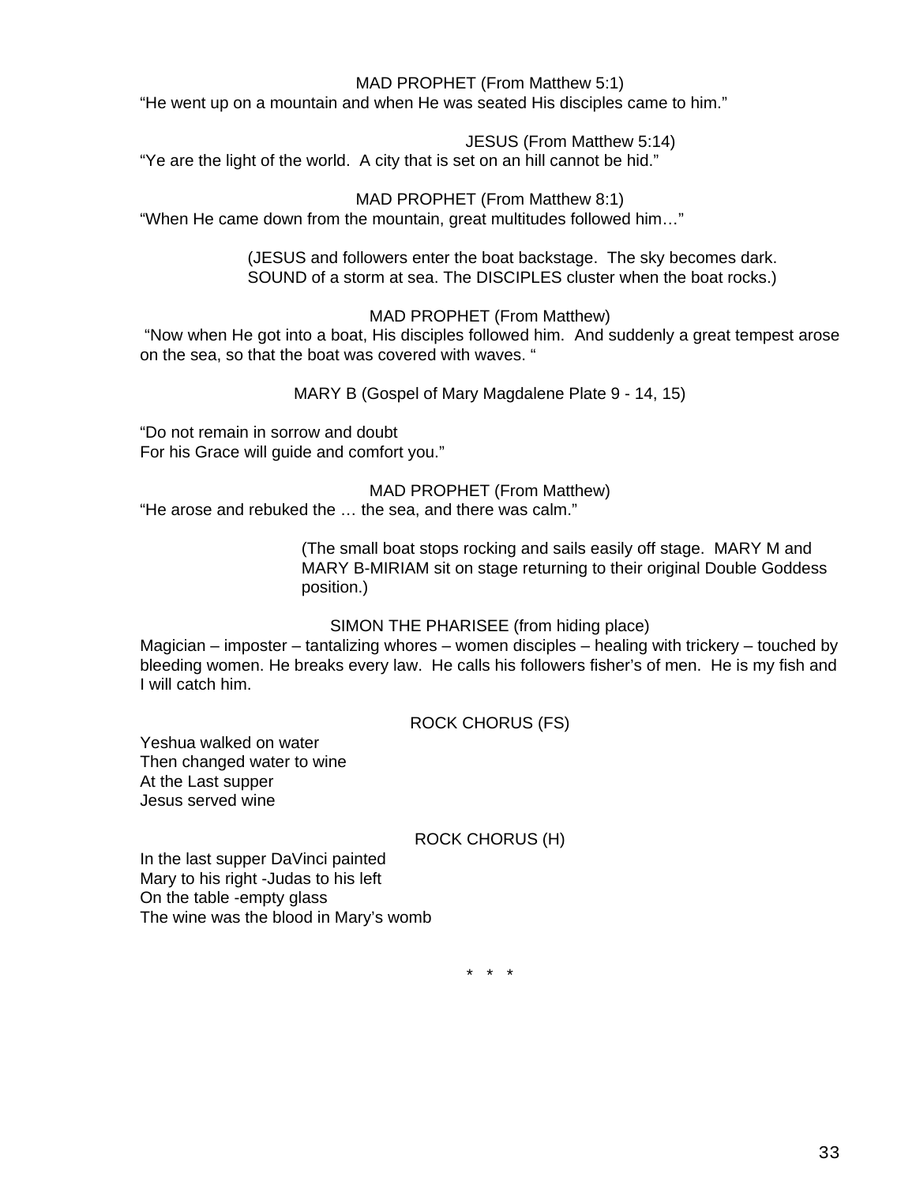MAD PROPHET (From Matthew 5:1)

"He went up on a mountain and when He was seated His disciples came to him."

JESUS (From Matthew 5:14)

"Ye are the light of the world.  A city that is set on an hill cannot be hid."

MAD PROPHET (From Matthew 8:1)

"When He came down from the mountain, great multitudes followed him…"

(JESUS and followers enter the boat backstage.  The sky becomes dark. SOUND of a storm at sea. The DISCIPLES cluster when the boat rocks.)

MAD PROPHET (From Matthew)

"Now when He got into a boat, His disciples followed him.  And suddenly a great tempest arose on the sea, so that the boat was covered with waves. "

MARY B (Gospel of Mary Magdalene Plate 9 - 14, 15)

"Do not remain in sorrow and doubt
For his Grace will guide and comfort you."

MAD PROPHET (From Matthew)

"He arose and rebuked the … the sea, and there was calm."

(The small boat stops rocking and sails easily off stage.  MARY M and MARY B-MIRIAM sit on stage returning to their original Double Goddess position.)

SIMON THE PHARISEE (from hiding place)

Magician – imposter – tantalizing whores – women disciples – healing with trickery – touched by bleeding women. He breaks every law.  He calls his followers fisher's of men.  He is my fish and I will catch him.

ROCK CHORUS (FS)

Yeshua walked on water
Then changed water to wine
At the Last supper
Jesus served wine

ROCK CHORUS (H)

In the last supper DaVinci painted
Mary to his right -Judas to his left
On the table -empty glass
The wine was the blood in Mary's womb

\*   \*   \*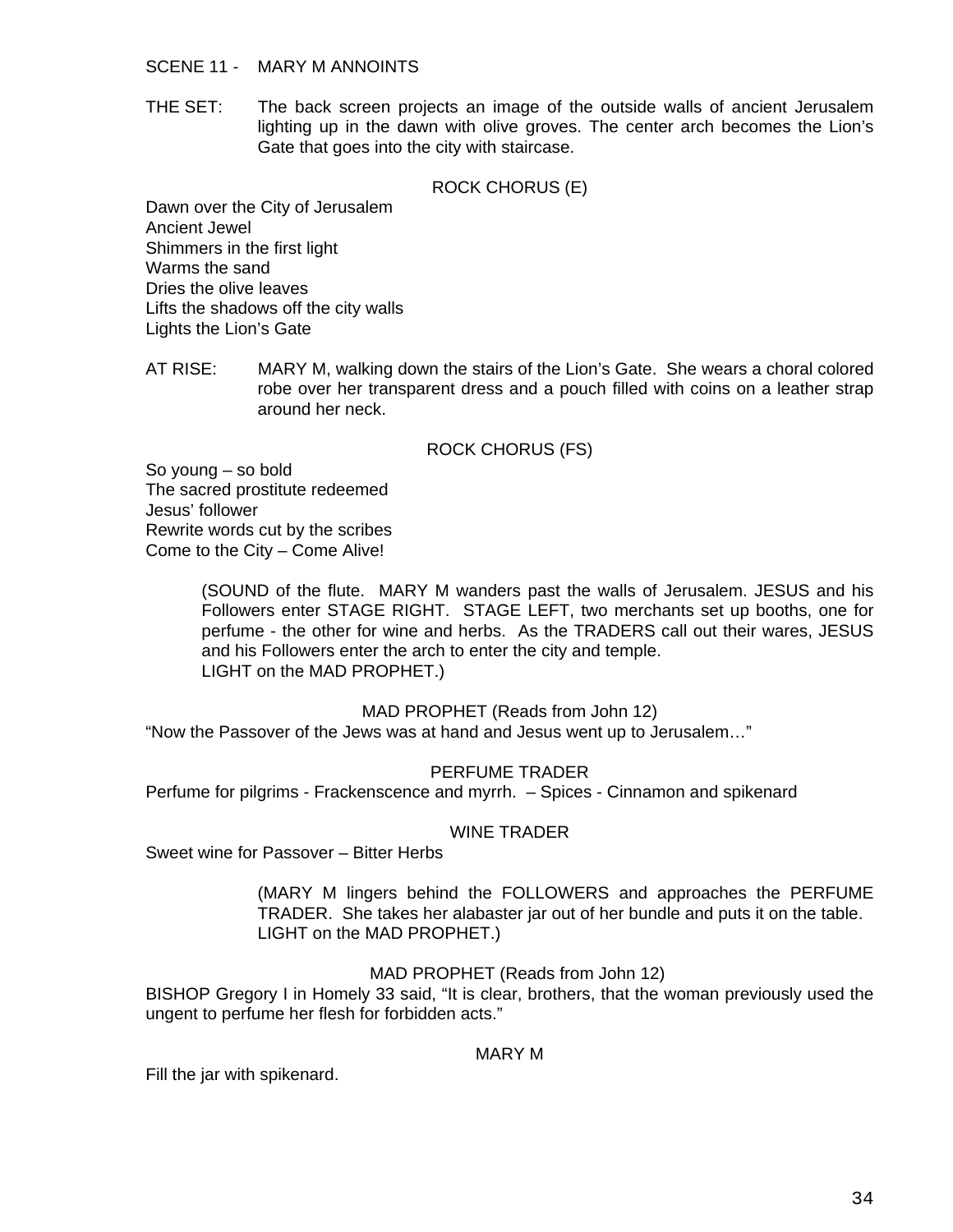SCENE 11 - MARY M ANNOINTS

THE SET: The back screen projects an image of the outside walls of ancient Jerusalem lighting up in the dawn with olive groves. The center arch becomes the Lion's Gate that goes into the city with staircase.

ROCK CHORUS (E)

Dawn over the City of Jerusalem
Ancient Jewel
Shimmers in the first light
Warms the sand
Dries the olive leaves
Lifts the shadows off the city walls
Lights the Lion's Gate

AT RISE: MARY M, walking down the stairs of the Lion's Gate. She wears a choral colored robe over her transparent dress and a pouch filled with coins on a leather strap around her neck.

ROCK CHORUS (FS)

So young – so bold
The sacred prostitute redeemed
Jesus' follower
Rewrite words cut by the scribes
Come to the City – Come Alive!

(SOUND of the flute. MARY M wanders past the walls of Jerusalem. JESUS and his Followers enter STAGE RIGHT. STAGE LEFT, two merchants set up booths, one for perfume - the other for wine and herbs. As the TRADERS call out their wares, JESUS and his Followers enter the arch to enter the city and temple.
LIGHT on the MAD PROPHET.)

MAD PROPHET (Reads from John 12)

"Now the Passover of the Jews was at hand and Jesus went up to Jerusalem…"

PERFUME TRADER

Perfume for pilgrims - Frackenscence and myrrh. – Spices - Cinnamon and spikenard

WINE TRADER

Sweet wine for Passover – Bitter Herbs

(MARY M lingers behind the FOLLOWERS and approaches the PERFUME TRADER. She takes her alabaster jar out of her bundle and puts it on the table.
LIGHT on the MAD PROPHET.)

MAD PROPHET (Reads from John 12)

BISHOP Gregory I in Homely 33 said, "It is clear, brothers, that the woman previously used the ungent to perfume her flesh for forbidden acts."

MARY M

Fill the jar with spikenard.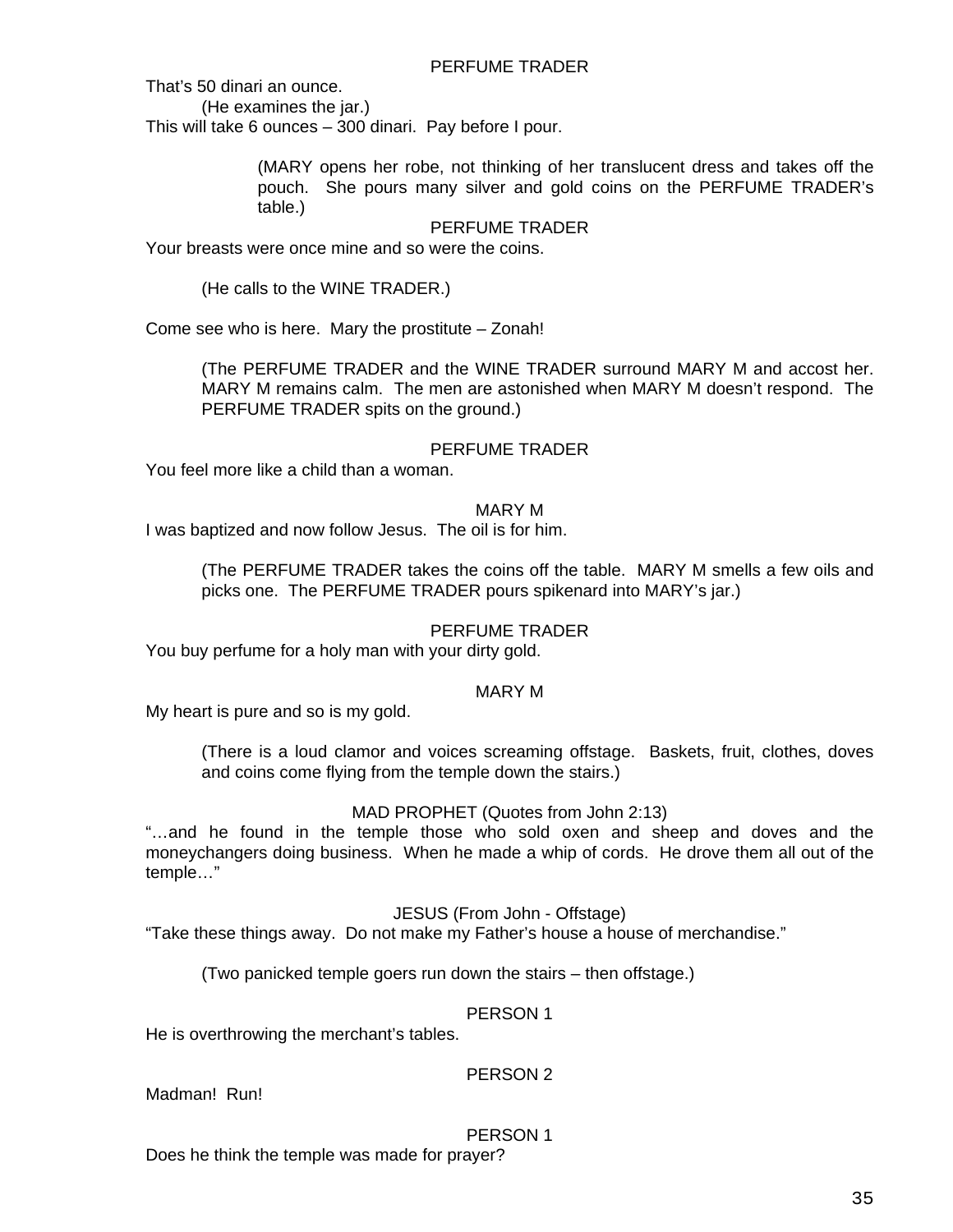PERFUME TRADER

That's 50 dinari an ounce.

(He examines the jar.)

This will take 6 ounces – 300 dinari. Pay before I pour.

(MARY opens her robe, not thinking of her translucent dress and takes off the pouch. She pours many silver and gold coins on the PERFUME TRADER's table.)

PERFUME TRADER

Your breasts were once mine and so were the coins.

(He calls to the WINE TRADER.)

Come see who is here. Mary the prostitute – Zonah!

(The PERFUME TRADER and the WINE TRADER surround MARY M and accost her. MARY M remains calm. The men are astonished when MARY M doesn't respond. The PERFUME TRADER spits on the ground.)

PERFUME TRADER

You feel more like a child than a woman.

MARY M

I was baptized and now follow Jesus. The oil is for him.

(The PERFUME TRADER takes the coins off the table. MARY M smells a few oils and picks one. The PERFUME TRADER pours spikenard into MARY's jar.)

PERFUME TRADER

You buy perfume for a holy man with your dirty gold.

MARY M

My heart is pure and so is my gold.

(There is a loud clamor and voices screaming offstage. Baskets, fruit, clothes, doves and coins come flying from the temple down the stairs.)

MAD PROPHET (Quotes from John 2:13)

"…and he found in the temple those who sold oxen and sheep and doves and the moneychangers doing business. When he made a whip of cords. He drove them all out of the temple…"

JESUS (From John - Offstage)

"Take these things away. Do not make my Father's house a house of merchandise."

(Two panicked temple goers run down the stairs – then offstage.)

PERSON 1

He is overthrowing the merchant's tables.

PERSON 2

Madman! Run!

PERSON 1

Does he think the temple was made for prayer?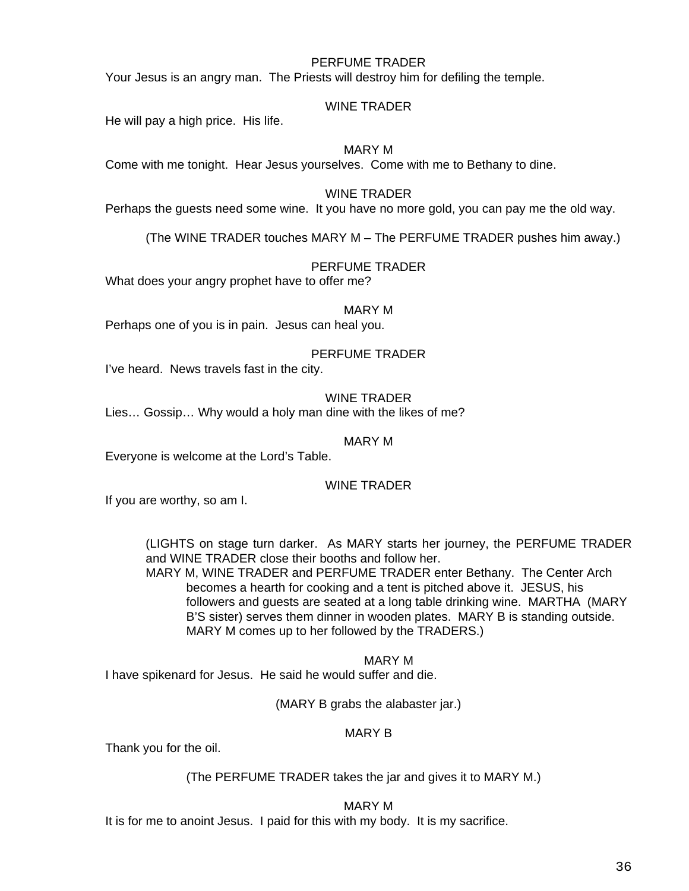PERFUME TRADER

Your Jesus is an angry man.  The Priests will destroy him for defiling the temple.

WINE TRADER

He will pay a high price.  His life.

MARY M

Come with me tonight.  Hear Jesus yourselves.  Come with me to Bethany to dine.

WINE TRADER

Perhaps the guests need some wine.  It you have no more gold, you can pay me the old way.

(The WINE TRADER touches MARY M – The PERFUME TRADER pushes him away.)

PERFUME TRADER

What does your angry prophet have to offer me?

MARY M

Perhaps one of you is in pain.  Jesus can heal you.

PERFUME TRADER

I've heard.  News travels fast in the city.

WINE TRADER

Lies… Gossip… Why would a holy man dine with the likes of me?

MARY M

Everyone is welcome at the Lord's Table.

WINE TRADER

If you are worthy, so am I.

(LIGHTS on stage turn darker.  As MARY starts her journey, the PERFUME TRADER and WINE TRADER close their booths and follow her.
MARY M, WINE TRADER and PERFUME TRADER enter Bethany.  The Center Arch becomes a hearth for cooking and a tent is pitched above it.  JESUS, his followers and guests are seated at a long table drinking wine.  MARTHA (MARY B'S sister) serves them dinner in wooden plates.  MARY B is standing outside.  MARY M comes up to her followed by the TRADERS.)

MARY M

I have spikenard for Jesus.  He said he would suffer and die.

(MARY B grabs the alabaster jar.)

MARY B

Thank you for the oil.

(The PERFUME TRADER takes the jar and gives it to MARY M.)

MARY M

It is for me to anoint Jesus.  I paid for this with my body.  It is my sacrifice.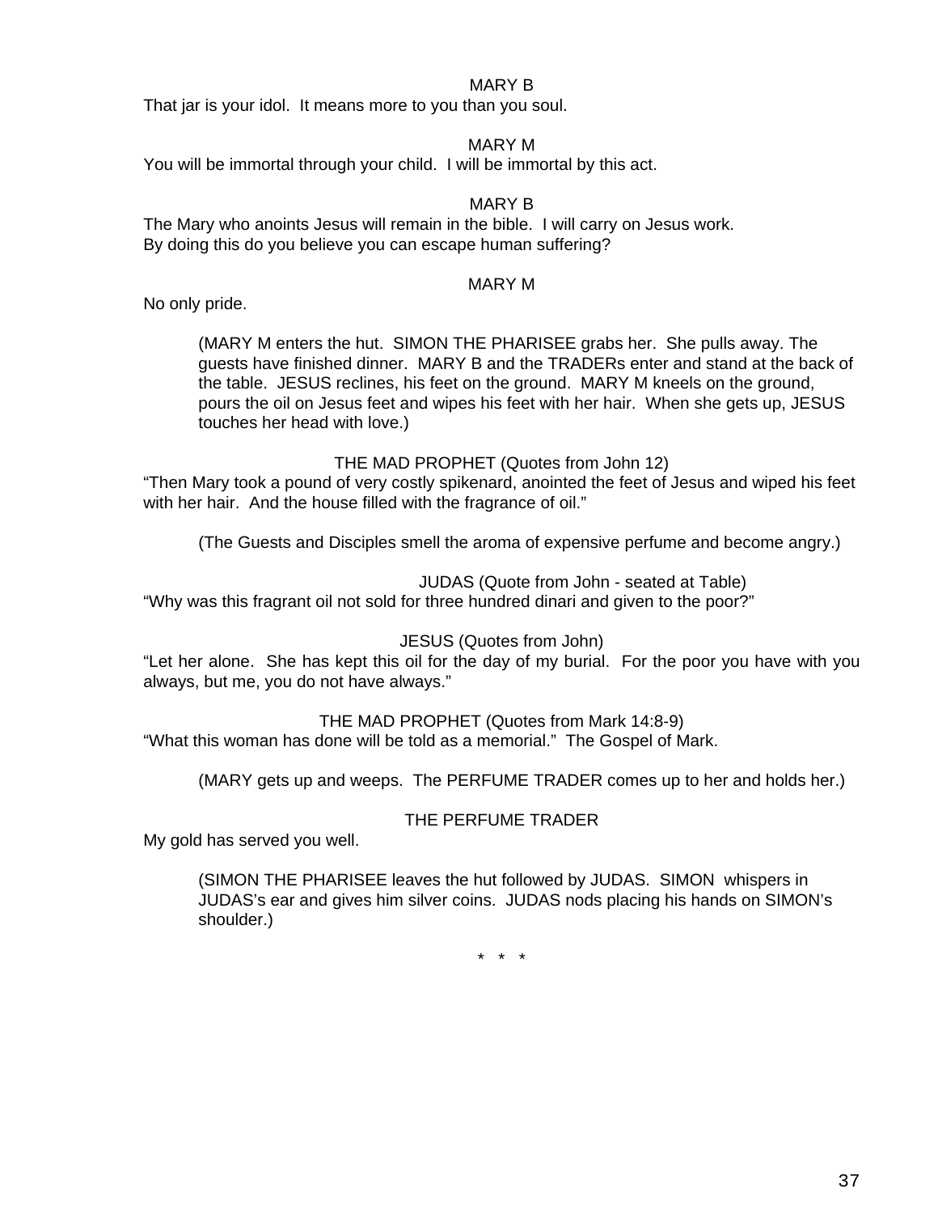MARY B

That jar is your idol.  It means more to you than you soul.

MARY M

You will be immortal through your child.  I will be immortal by this act.

MARY B

The Mary who anoints Jesus will remain in the bible.  I will carry on Jesus work.
By doing this do you believe you can escape human suffering?

MARY M

No only pride.

> (MARY M enters the hut.  SIMON THE PHARISEE grabs her.  She pulls away. The guests have finished dinner.  MARY B and the TRADERs enter and stand at the back of the table.  JESUS reclines, his feet on the ground.  MARY M kneels on the ground, pours the oil on Jesus feet and wipes his feet with her hair.  When she gets up, JESUS touches her head with love.)

THE MAD PROPHET (Quotes from John 12)

"Then Mary took a pound of very costly spikenard, anointed the feet of Jesus and wiped his feet with her hair.  And the house filled with the fragrance of oil."

> (The Guests and Disciples smell the aroma of expensive perfume and become angry.)

JUDAS (Quote from John - seated at Table)

"Why was this fragrant oil not sold for three hundred dinari and given to the poor?"

JESUS (Quotes from John)

"Let her alone.  She has kept this oil for the day of my burial.  For the poor you have with you always, but me, you do not have always."

THE MAD PROPHET (Quotes from Mark 14:8-9)

"What this woman has done will be told as a memorial."  The Gospel of Mark.

> (MARY gets up and weeps.  The PERFUME TRADER comes up to her and holds her.)

THE PERFUME TRADER

My gold has served you well.

> (SIMON THE PHARISEE leaves the hut followed by JUDAS.  SIMON  whispers in JUDAS's ear and gives him silver coins.  JUDAS nods placing his hands on SIMON's shoulder.)

\* \* \*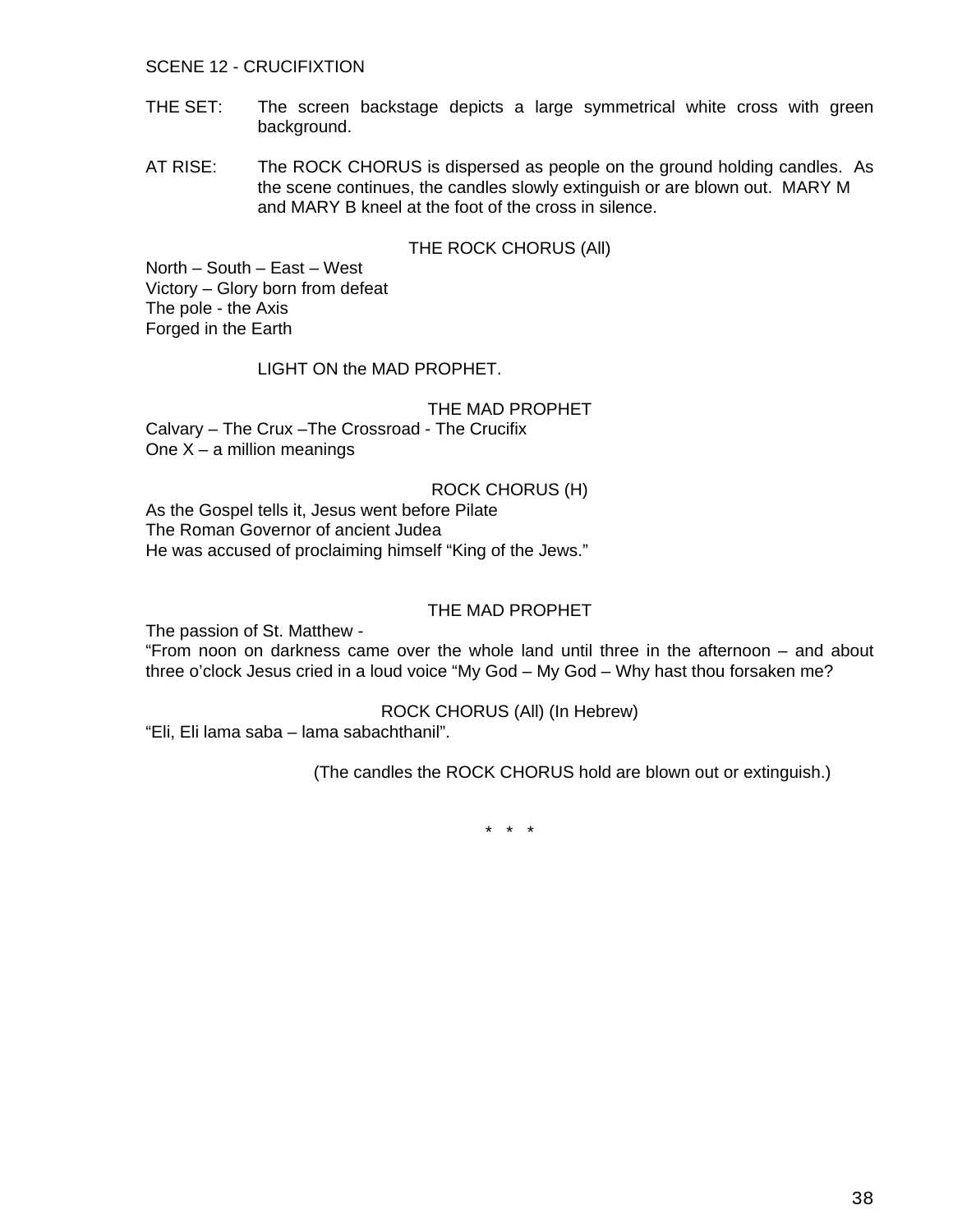SCENE 12 - CRUCIFIXTION

THE SET: The screen backstage depicts a large symmetrical white cross with green background.

AT RISE: The ROCK CHORUS is dispersed as people on the ground holding candles. As the scene continues, the candles slowly extinguish or are blown out. MARY M and MARY B kneel at the foot of the cross in silence.

THE ROCK CHORUS (All)

North – South – East – West
Victory – Glory born from defeat
The pole - the Axis
Forged in the Earth

LIGHT ON the MAD PROPHET.

THE MAD PROPHET

Calvary – The Crux –The Crossroad - The Crucifix
One X – a million meanings

ROCK CHORUS (H)

As the Gospel tells it, Jesus went before Pilate
The Roman Governor of ancient Judea
He was accused of proclaiming himself "King of the Jews."

THE MAD PROPHET

The passion of St. Matthew -
"From noon on darkness came over the whole land until three in the afternoon – and about three o'clock Jesus cried in a loud voice "My God – My God – Why hast thou forsaken me?

ROCK CHORUS (All) (In Hebrew)

"Eli, Eli lama saba – lama sabachthanil".

(The candles the ROCK CHORUS hold are blown out or extinguish.)

\* \* \*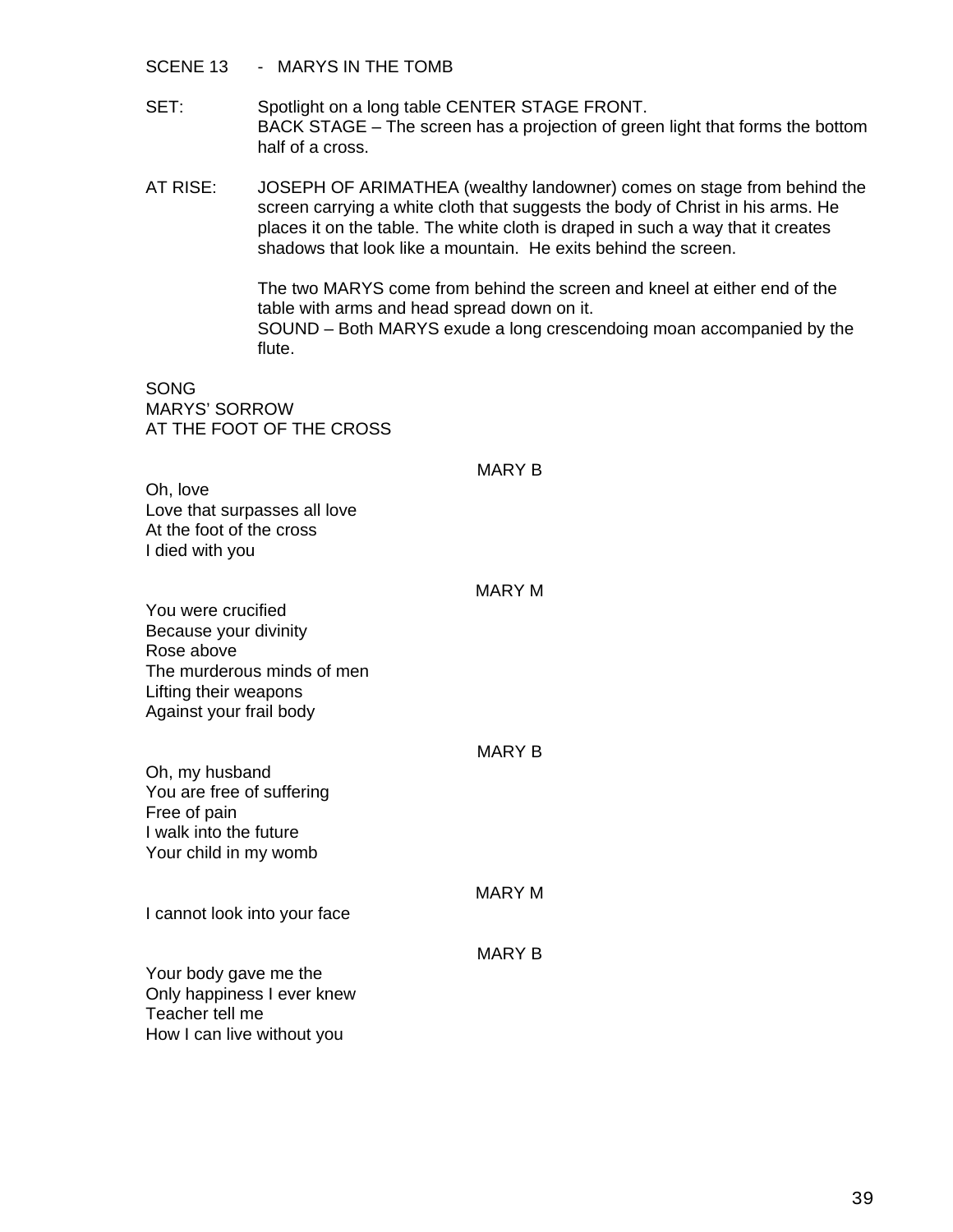SCENE 13 - MARYS IN THE TOMB

SET: Spotlight on a long table CENTER STAGE FRONT.
BACK STAGE – The screen has a projection of green light that forms the bottom half of a cross.

AT RISE: JOSEPH OF ARIMATHEA (wealthy landowner) comes on stage from behind the screen carrying a white cloth that suggests the body of Christ in his arms. He places it on the table. The white cloth is draped in such a way that it creates shadows that look like a mountain. He exits behind the screen.

The two MARYS come from behind the screen and kneel at either end of the table with arms and head spread down on it.
SOUND – Both MARYS exude a long crescendoing moan accompanied by the flute.

SONG
MARYS' SORROW
AT THE FOOT OF THE CROSS

MARY B

Oh, love
Love that surpasses all love
At the foot of the cross
I died with you

MARY M

You were crucified
Because your divinity
Rose above
The murderous minds of men
Lifting their weapons
Against your frail body

MARY B

Oh, my husband
You are free of suffering
Free of pain
I walk into the future
Your child in my womb

MARY M

I cannot look into your face

MARY B

Your body gave me the
Only happiness I ever knew
Teacher tell me
How I can live without you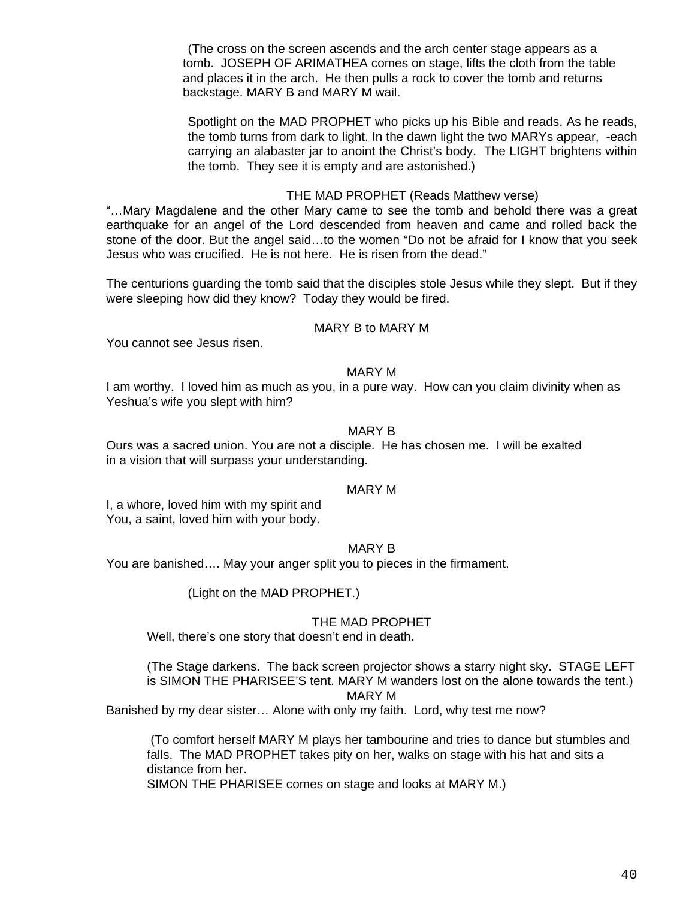(The cross on the screen ascends and the arch center stage appears as a tomb. JOSEPH OF ARIMATHEA comes on stage, lifts the cloth from the table and places it in the arch. He then pulls a rock to cover the tomb and returns backstage. MARY B and MARY M wail.

Spotlight on the MAD PROPHET who picks up his Bible and reads. As he reads, the tomb turns from dark to light. In the dawn light the two MARYs appear, -each carrying an alabaster jar to anoint the Christ's body. The LIGHT brightens within the tomb. They see it is empty and are astonished.)

THE MAD PROPHET (Reads Matthew verse)

"…Mary Magdalene and the other Mary came to see the tomb and behold there was a great earthquake for an angel of the Lord descended from heaven and came and rolled back the stone of the door. But the angel said…to the women "Do not be afraid for I know that you seek Jesus who was crucified. He is not here. He is risen from the dead."

The centurions guarding the tomb said that the disciples stole Jesus while they slept. But if they were sleeping how did they know? Today they would be fired.

MARY B to MARY M

You cannot see Jesus risen.

MARY M

I am worthy. I loved him as much as you, in a pure way. How can you claim divinity when as Yeshua's wife you slept with him?

MARY B

Ours was a sacred union. You are not a disciple. He has chosen me. I will be exalted in a vision that will surpass your understanding.

MARY M

I, a whore, loved him with my spirit and
You, a saint, loved him with your body.

MARY B

You are banished…. May your anger split you to pieces in the firmament.

(Light on the MAD PROPHET.)

THE MAD PROPHET

Well, there's one story that doesn't end in death.

(The Stage darkens. The back screen projector shows a starry night sky. STAGE LEFT is SIMON THE PHARISEE'S tent. MARY M wanders lost on the alone towards the tent.)

MARY M

Banished by my dear sister… Alone with only my faith. Lord, why test me now?

(To comfort herself MARY M plays her tambourine and tries to dance but stumbles and falls. The MAD PROPHET takes pity on her, walks on stage with his hat and sits a distance from her.
SIMON THE PHARISEE comes on stage and looks at MARY M.)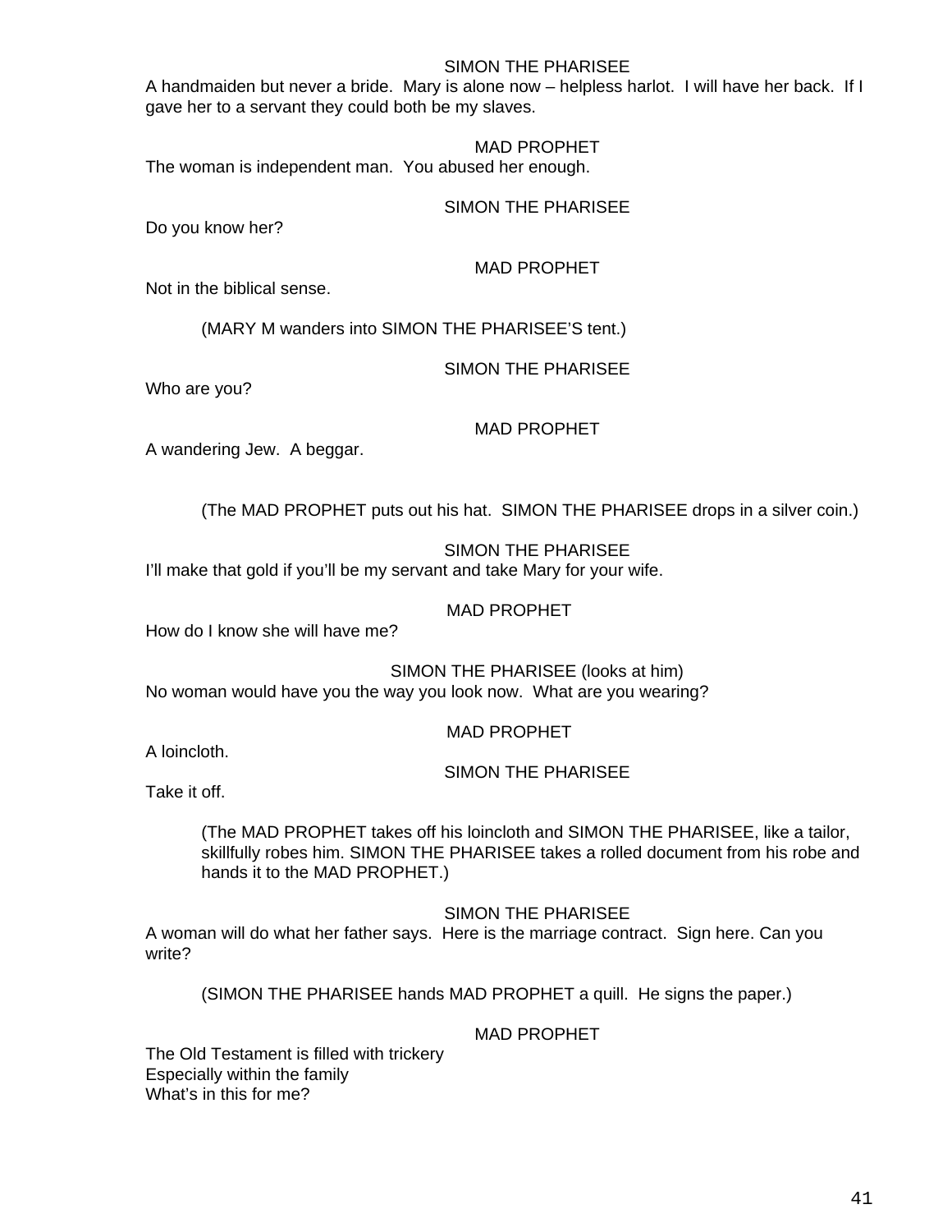SIMON THE PHARISEE

A handmaiden but never a bride. Mary is alone now – helpless harlot. I will have her back. If I gave her to a servant they could both be my slaves.

MAD PROPHET

The woman is independent man. You abused her enough.

SIMON THE PHARISEE

Do you know her?

MAD PROPHET

Not in the biblical sense.

(MARY M wanders into SIMON THE PHARISEE'S tent.)

SIMON THE PHARISEE

Who are you?

MAD PROPHET

A wandering Jew. A beggar.

(The MAD PROPHET puts out his hat. SIMON THE PHARISEE drops in a silver coin.)

SIMON THE PHARISEE

I'll make that gold if you'll be my servant and take Mary for your wife.

MAD PROPHET

How do I know she will have me?

SIMON THE PHARISEE (looks at him)

No woman would have you the way you look now. What are you wearing?

MAD PROPHET

A loincloth.

SIMON THE PHARISEE

Take it off.

(The MAD PROPHET takes off his loincloth and SIMON THE PHARISEE, like a tailor, skillfully robes him. SIMON THE PHARISEE takes a rolled document from his robe and hands it to the MAD PROPHET.)

SIMON THE PHARISEE

A woman will do what her father says. Here is the marriage contract. Sign here. Can you write?

(SIMON THE PHARISEE hands MAD PROPHET a quill. He signs the paper.)

MAD PROPHET

The Old Testament is filled with trickery
Especially within the family
What's in this for me?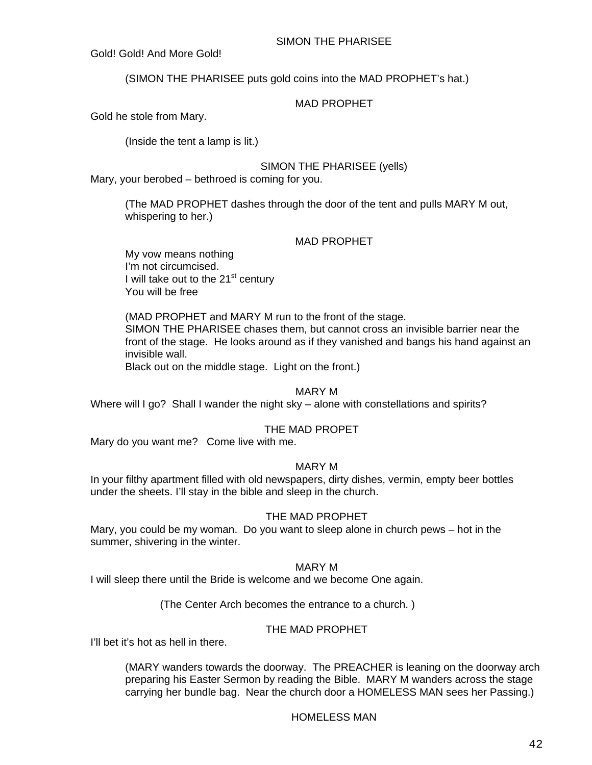SIMON THE PHARISEE

Gold! Gold! And More Gold!

(SIMON THE PHARISEE puts gold coins into the MAD PROPHET's hat.)

MAD PROPHET

Gold he stole from Mary.

(Inside the tent a lamp is lit.)

SIMON THE PHARISEE (yells)

Mary, your berobed – bethroed is coming for you.

(The MAD PROPHET dashes through the door of the tent and pulls MARY M out, whispering to her.)

MAD PROPHET

My vow means nothing
I'm not circumcised.
I will take out to the 21st century
You will be free

(MAD PROPHET and MARY M run to the front of the stage.
SIMON THE PHARISEE chases them, but cannot cross an invisible barrier near the front of the stage. He looks around as if they vanished and bangs his hand against an invisible wall.
Black out on the middle stage. Light on the front.)

MARY M

Where will I go? Shall I wander the night sky – alone with constellations and spirits?

THE MAD PROPET

Mary do you want me? Come live with me.

MARY M

In your filthy apartment filled with old newspapers, dirty dishes, vermin, empty beer bottles under the sheets. I'll stay in the bible and sleep in the church.

THE MAD PROPHET

Mary, you could be my woman. Do you want to sleep alone in church pews – hot in the summer, shivering in the winter.

MARY M

I will sleep there until the Bride is welcome and we become One again.

(The Center Arch becomes the entrance to a church. )

THE MAD PROPHET

I'll bet it's hot as hell in there.

(MARY wanders towards the doorway. The PREACHER is leaning on the doorway arch preparing his Easter Sermon by reading the Bible. MARY M wanders across the stage carrying her bundle bag. Near the church door a HOMELESS MAN sees her Passing.)

HOMELESS MAN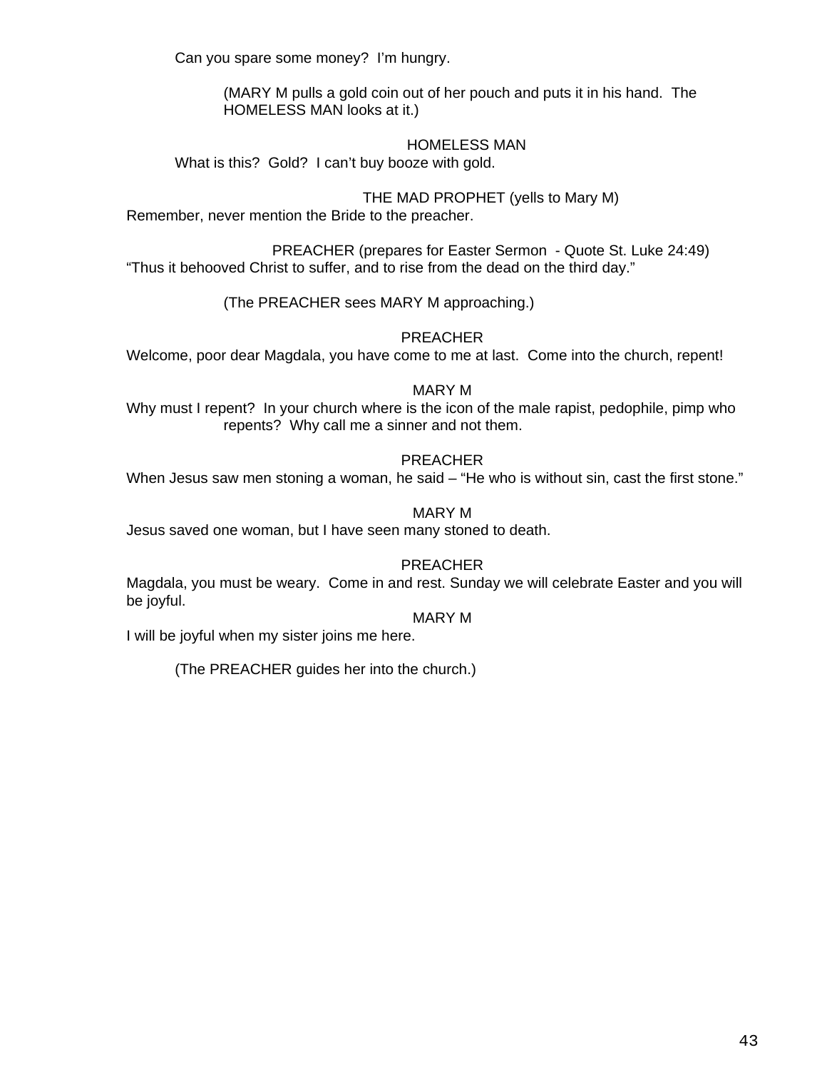Can you spare some money?  I'm hungry.

(MARY M pulls a gold coin out of her pouch and puts it in his hand.  The HOMELESS MAN looks at it.)

HOMELESS MAN

What is this?  Gold?  I can't buy booze with gold.

THE MAD PROPHET (yells to Mary M)

Remember, never mention the Bride to the preacher.

PREACHER (prepares for Easter Sermon  - Quote St. Luke 24:49)

"Thus it behooved Christ to suffer, and to rise from the dead on the third day."

(The PREACHER sees MARY M approaching.)

PREACHER

Welcome, poor dear Magdala, you have come to me at last.  Come into the church, repent!

MARY M

Why must I repent?  In your church where is the icon of the male rapist, pedophile, pimp who repents?  Why call me a sinner and not them.

PREACHER

When Jesus saw men stoning a woman, he said – "He who is without sin, cast the first stone."

MARY M

Jesus saved one woman, but I have seen many stoned to death.

PREACHER

Magdala, you must be weary.  Come in and rest. Sunday we will celebrate Easter and you will be joyful.

MARY M

I will be joyful when my sister joins me here.

(The PREACHER guides her into the church.)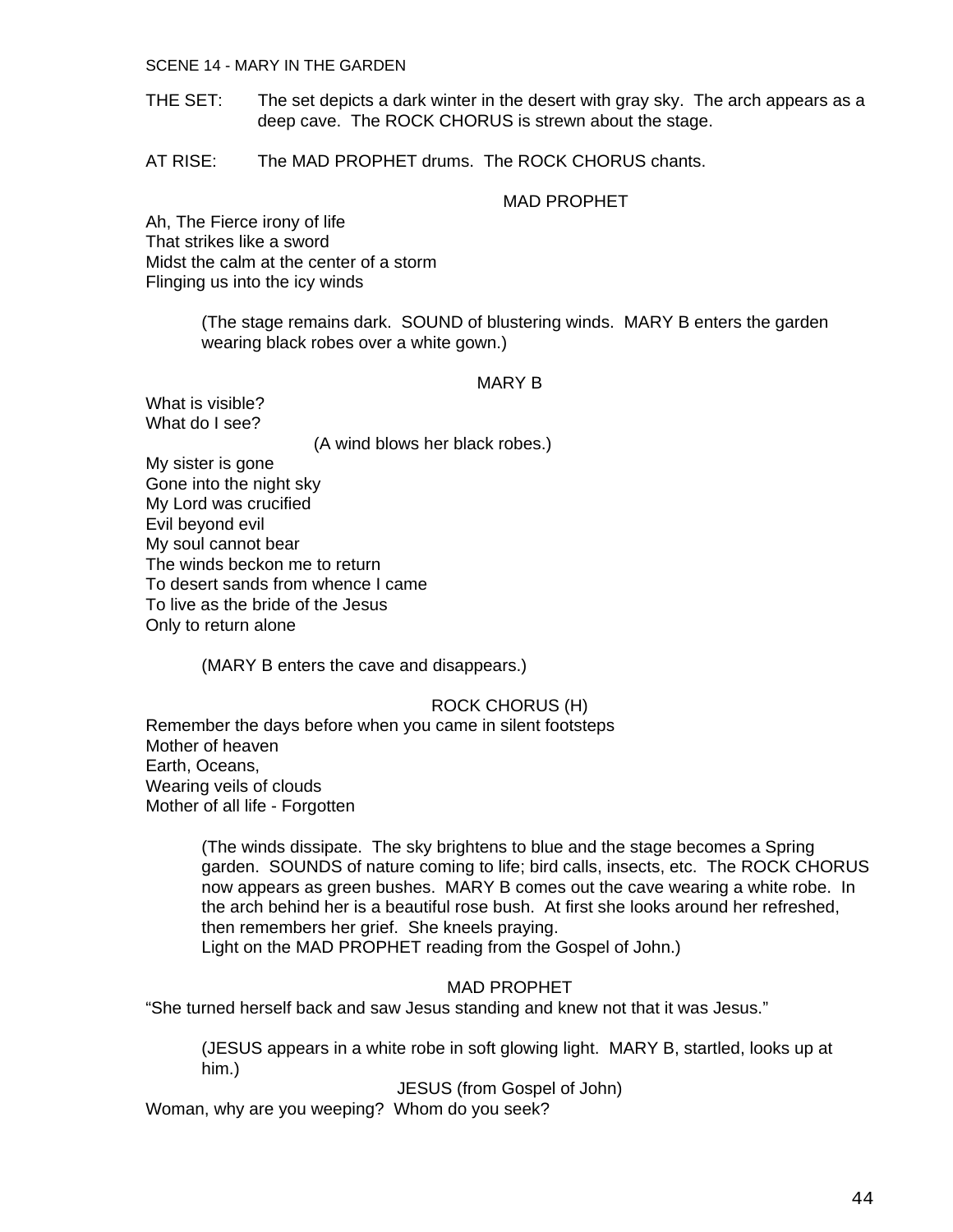SCENE 14 - MARY IN THE GARDEN

THE SET: The set depicts a dark winter in the desert with gray sky. The arch appears as a deep cave. The ROCK CHORUS is strewn about the stage.

AT RISE: The MAD PROPHET drums. The ROCK CHORUS chants.

MAD PROPHET

Ah, The Fierce irony of life
That strikes like a sword
Midst the calm at the center of a storm
Flinging us into the icy winds

(The stage remains dark. SOUND of blustering winds. MARY B enters the garden wearing black robes over a white gown.)

MARY B

What is visible?
What do I see?

(A wind blows her black robes.)

My sister is gone
Gone into the night sky
My Lord was crucified
Evil beyond evil
My soul cannot bear
The winds beckon me to return
To desert sands from whence I came
To live as the bride of the Jesus
Only to return alone

(MARY B enters the cave and disappears.)

ROCK CHORUS (H)

Remember the days before when you came in silent footsteps
Mother of heaven
Earth, Oceans,
Wearing veils of clouds
Mother of all life - Forgotten

(The winds dissipate. The sky brightens to blue and the stage becomes a Spring garden. SOUNDS of nature coming to life; bird calls, insects, etc. The ROCK CHORUS now appears as green bushes. MARY B comes out the cave wearing a white robe. In the arch behind her is a beautiful rose bush. At first she looks around her refreshed, then remembers her grief. She kneels praying.
Light on the MAD PROPHET reading from the Gospel of John.)

MAD PROPHET

"She turned herself back and saw Jesus standing and knew not that it was Jesus."

(JESUS appears in a white robe in soft glowing light. MARY B, startled, looks up at him.)

JESUS (from Gospel of John)

Woman, why are you weeping? Whom do you seek?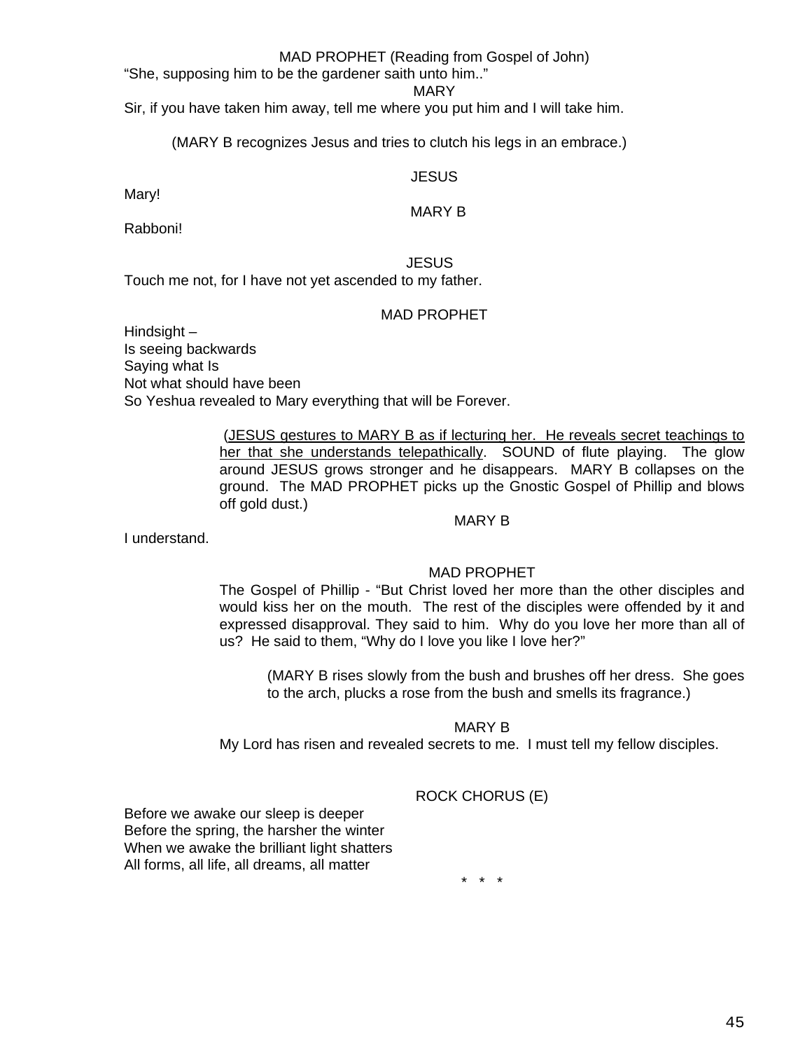MAD PROPHET (Reading from Gospel of John)

"She, supposing him to be the gardener saith unto him.."

MARY

Sir, if you have taken him away, tell me where you put him and I will take him.

(MARY B recognizes Jesus and tries to clutch his legs in an embrace.)

JESUS

Mary!

MARY B

Rabboni!

JESUS

Touch me not, for I have not yet ascended to my father.

MAD PROPHET

Hindsight –
Is seeing backwards
Saying what Is
Not what should have been
So Yeshua revealed to Mary everything that will be Forever.

(<u>JESUS gestures to MARY B as if lecturing her. He reveals secret teachings to her that she understands telepathically</u>. SOUND of flute playing. The glow around JESUS grows stronger and he disappears. MARY B collapses on the ground. The MAD PROPHET picks up the Gnostic Gospel of Phillip and blows off gold dust.)

MARY B

I understand.

MAD PROPHET

The Gospel of Phillip - "But Christ loved her more than the other disciples and would kiss her on the mouth. The rest of the disciples were offended by it and expressed disapproval. They said to him. Why do you love her more than all of us? He said to them, "Why do I love you like I love her?"

(MARY B rises slowly from the bush and brushes off her dress. She goes to the arch, plucks a rose from the bush and smells its fragrance.)

MARY B

My Lord has risen and revealed secrets to me. I must tell my fellow disciples.

ROCK CHORUS (E)

Before we awake our sleep is deeper
Before the spring, the harsher the winter
When we awake the brilliant light shatters
All forms, all life, all dreams, all matter

\* \* \*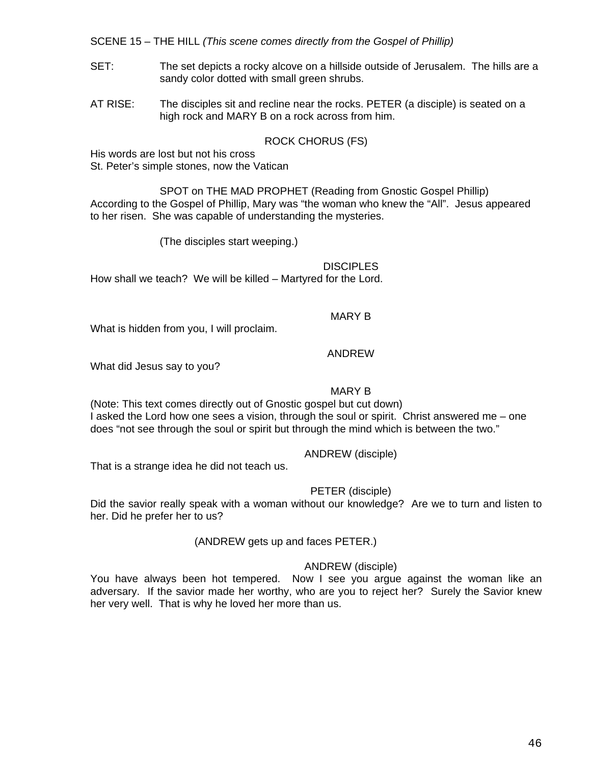SCENE 15 – THE HILL *(This scene comes directly from the Gospel of Phillip)*

SET: The set depicts a rocky alcove on a hillside outside of Jerusalem. The hills are a sandy color dotted with small green shrubs.

AT RISE: The disciples sit and recline near the rocks. PETER (a disciple) is seated on a high rock and MARY B on a rock across from him.

ROCK CHORUS (FS)

His words are lost but not his cross
St. Peter's simple stones, now the Vatican

SPOT on THE MAD PROPHET (Reading from Gnostic Gospel Phillip)

According to the Gospel of Phillip, Mary was "the woman who knew the "All". Jesus appeared to her risen. She was capable of understanding the mysteries.

(The disciples start weeping.)

DISCIPLES

How shall we teach? We will be killed – Martyred for the Lord.

MARY B

What is hidden from you, I will proclaim.

ANDREW

What did Jesus say to you?

MARY B

(Note: This text comes directly out of Gnostic gospel but cut down)
I asked the Lord how one sees a vision, through the soul or spirit. Christ answered me – one does "not see through the soul or spirit but through the mind which is between the two."

ANDREW (disciple)

That is a strange idea he did not teach us.

PETER (disciple)

Did the savior really speak with a woman without our knowledge? Are we to turn and listen to her. Did he prefer her to us?

(ANDREW gets up and faces PETER.)

ANDREW (disciple)

You have always been hot tempered. Now I see you argue against the woman like an adversary. If the savior made her worthy, who are you to reject her? Surely the Savior knew her very well. That is why he loved her more than us.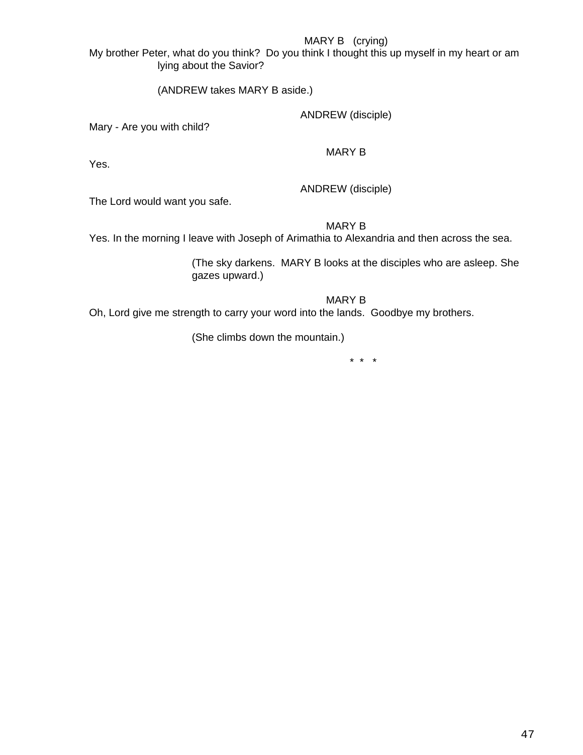MARY B (crying)

My brother Peter, what do you think? Do you think I thought this up myself in my heart or am lying about the Savior?

(ANDREW takes MARY B aside.)

ANDREW (disciple)

Mary - Are you with child?

MARY B

Yes.

ANDREW (disciple)

The Lord would want you safe.

MARY B

Yes. In the morning I leave with Joseph of Arimathia to Alexandria and then across the sea.

(The sky darkens. MARY B looks at the disciples who are asleep. She gazes upward.)

MARY B

Oh, Lord give me strength to carry your word into the lands. Goodbye my brothers.

(She climbs down the mountain.)

\* \* \*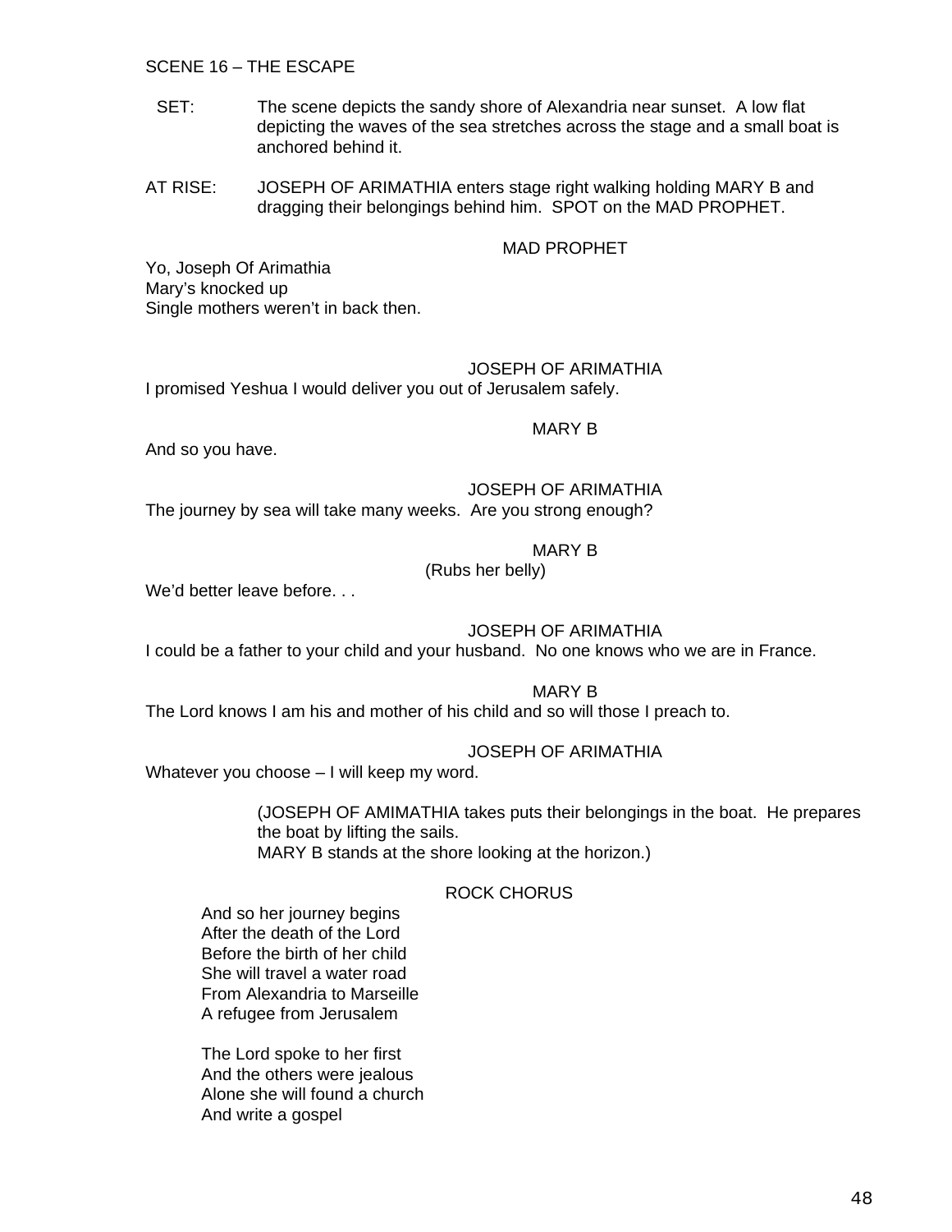SCENE 16 – THE ESCAPE

SET: The scene depicts the sandy shore of Alexandria near sunset. A low flat depicting the waves of the sea stretches across the stage and a small boat is anchored behind it.

AT RISE: JOSEPH OF ARIMATHIA enters stage right walking holding MARY B and dragging their belongings behind him. SPOT on the MAD PROPHET.

MAD PROPHET

Yo, Joseph Of Arimathia
Mary's knocked up
Single mothers weren't in back then.

JOSEPH OF ARIMATHIA

I promised Yeshua I would deliver you out of Jerusalem safely.

MARY B

And so you have.

JOSEPH OF ARIMATHIA

The journey by sea will take many weeks. Are you strong enough?

MARY B
(Rubs her belly)

We'd better leave before. . .

JOSEPH OF ARIMATHIA

I could be a father to your child and your husband. No one knows who we are in France.

MARY B

The Lord knows I am his and mother of his child and so will those I preach to.

JOSEPH OF ARIMATHIA

Whatever you choose – I will keep my word.

(JOSEPH OF AMIMATHIA takes puts their belongings in the boat. He prepares the boat by lifting the sails.
MARY B stands at the shore looking at the horizon.)

ROCK CHORUS

And so her journey begins
After the death of the Lord
Before the birth of her child
She will travel a water road
From Alexandria to Marseille
A refugee from Jerusalem

The Lord spoke to her first
And the others were jealous
Alone she will found a church
And write a gospel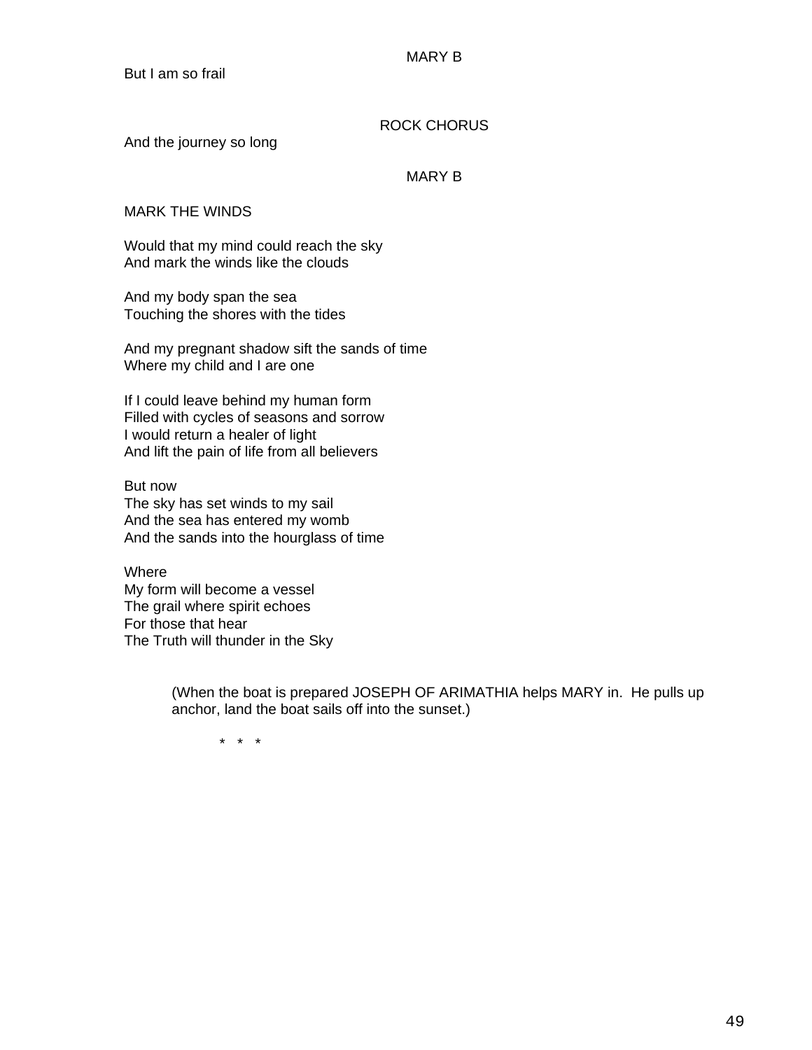MARY B

But I am so frail

ROCK CHORUS

And the journey so long

MARY B

MARK THE WINDS

Would that my mind could reach the sky
And mark the winds like the clouds

And my body span the sea
Touching the shores with the tides

And my pregnant shadow sift the sands of time
Where my child and I are one

If I could leave behind my human form
Filled with cycles of seasons and sorrow
I would return a healer of light
And lift the pain of life from all believers

But now
The sky has set winds to my sail
And the sea has entered my womb
And the sands into the hourglass of time

Where
My form will become a vessel
The grail where spirit echoes
For those that hear
The Truth will thunder in the Sky

(When the boat is prepared JOSEPH OF ARIMATHIA helps MARY in. He pulls up anchor, land the boat sails off into the sunset.)

\* \* \*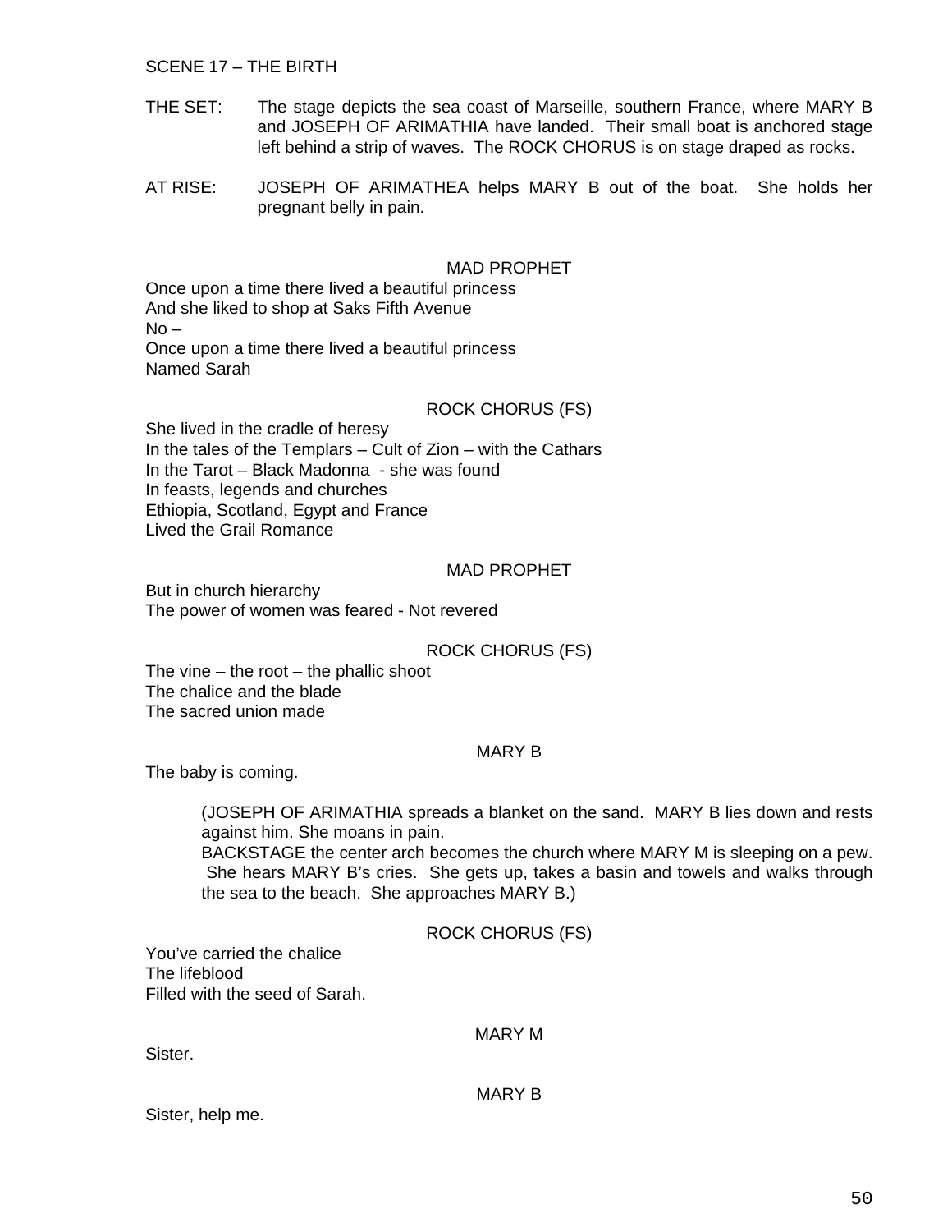SCENE 17 – THE BIRTH

THE SET: The stage depicts the sea coast of Marseille, southern France, where MARY B and JOSEPH OF ARIMATHIA have landed. Their small boat is anchored stage left behind a strip of waves. The ROCK CHORUS is on stage draped as rocks.

AT RISE: JOSEPH OF ARIMATHEA helps MARY B out of the boat. She holds her pregnant belly in pain.

MAD PROPHET

Once upon a time there lived a beautiful princess
And she liked to shop at Saks Fifth Avenue
No –
Once upon a time there lived a beautiful princess
Named Sarah

ROCK CHORUS (FS)

She lived in the cradle of heresy
In the tales of the Templars – Cult of Zion – with the Cathars
In the Tarot – Black Madonna - she was found
In feasts, legends and churches
Ethiopia, Scotland, Egypt and France
Lived the Grail Romance

MAD PROPHET

But in church hierarchy
The power of women was feared - Not revered

ROCK CHORUS (FS)

The vine – the root – the phallic shoot
The chalice and the blade
The sacred union made

MARY B

The baby is coming.

(JOSEPH OF ARIMATHIA spreads a blanket on the sand. MARY B lies down and rests against him. She moans in pain.
BACKSTAGE the center arch becomes the church where MARY M is sleeping on a pew. She hears MARY B's cries. She gets up, takes a basin and towels and walks through the sea to the beach. She approaches MARY B.)

ROCK CHORUS (FS)

You've carried the chalice
The lifeblood
Filled with the seed of Sarah.

MARY M

Sister.

MARY B

Sister, help me.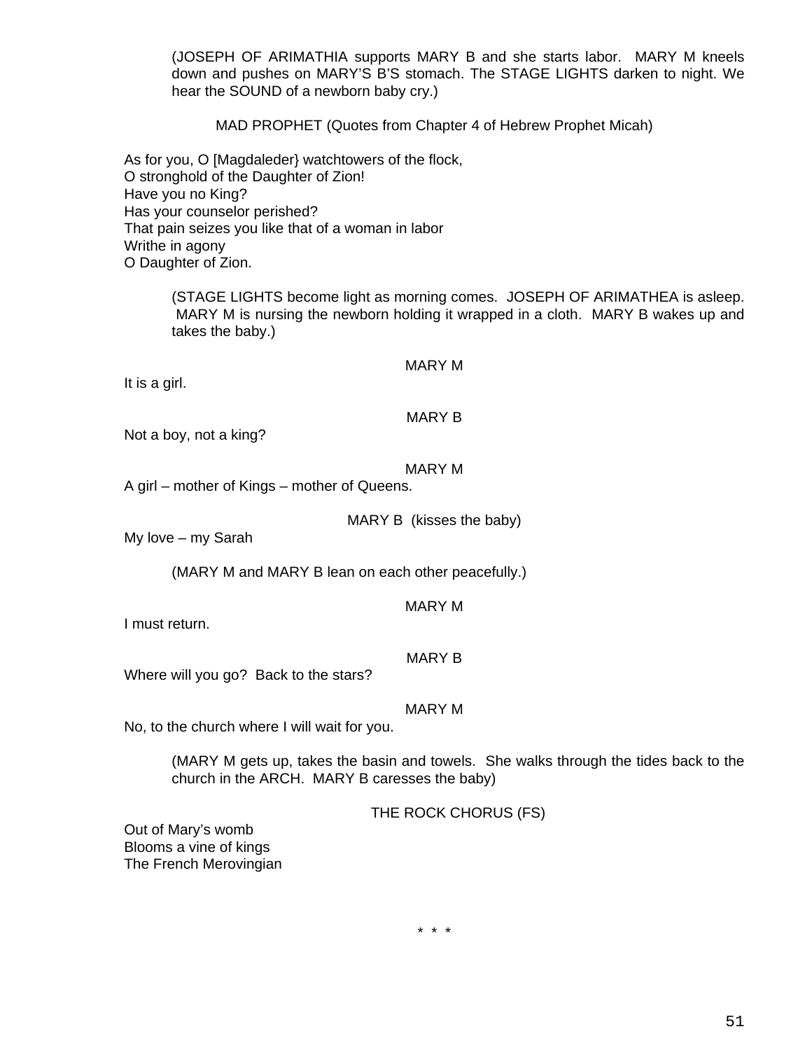(JOSEPH OF ARIMATHIA supports MARY B and she starts labor. MARY M kneels down and pushes on MARY'S B'S stomach. The STAGE LIGHTS darken to night. We hear the SOUND of a newborn baby cry.)

MAD PROPHET (Quotes from Chapter 4 of Hebrew Prophet Micah)

As for you, O [Magdaleder} watchtowers of the flock,
O stronghold of the Daughter of Zion!
Have you no King?
Has your counselor perished?
That pain seizes you like that of a woman in labor
Writhe in agony
O Daughter of Zion.

(STAGE LIGHTS become light as morning comes. JOSEPH OF ARIMATHEA is asleep. MARY M is nursing the newborn holding it wrapped in a cloth. MARY B wakes up and takes the baby.)

MARY M

It is a girl.

MARY B

Not a boy, not a king?

MARY M

A girl – mother of Kings – mother of Queens.

MARY B (kisses the baby)

My love – my Sarah

(MARY M and MARY B lean on each other peacefully.)

MARY M

I must return.

MARY B

Where will you go? Back to the stars?

MARY M

No, to the church where I will wait for you.

(MARY M gets up, takes the basin and towels. She walks through the tides back to the church in the ARCH. MARY B caresses the baby)

THE ROCK CHORUS (FS)

Out of Mary's womb
Blooms a vine of kings
The French Merovingian

* * *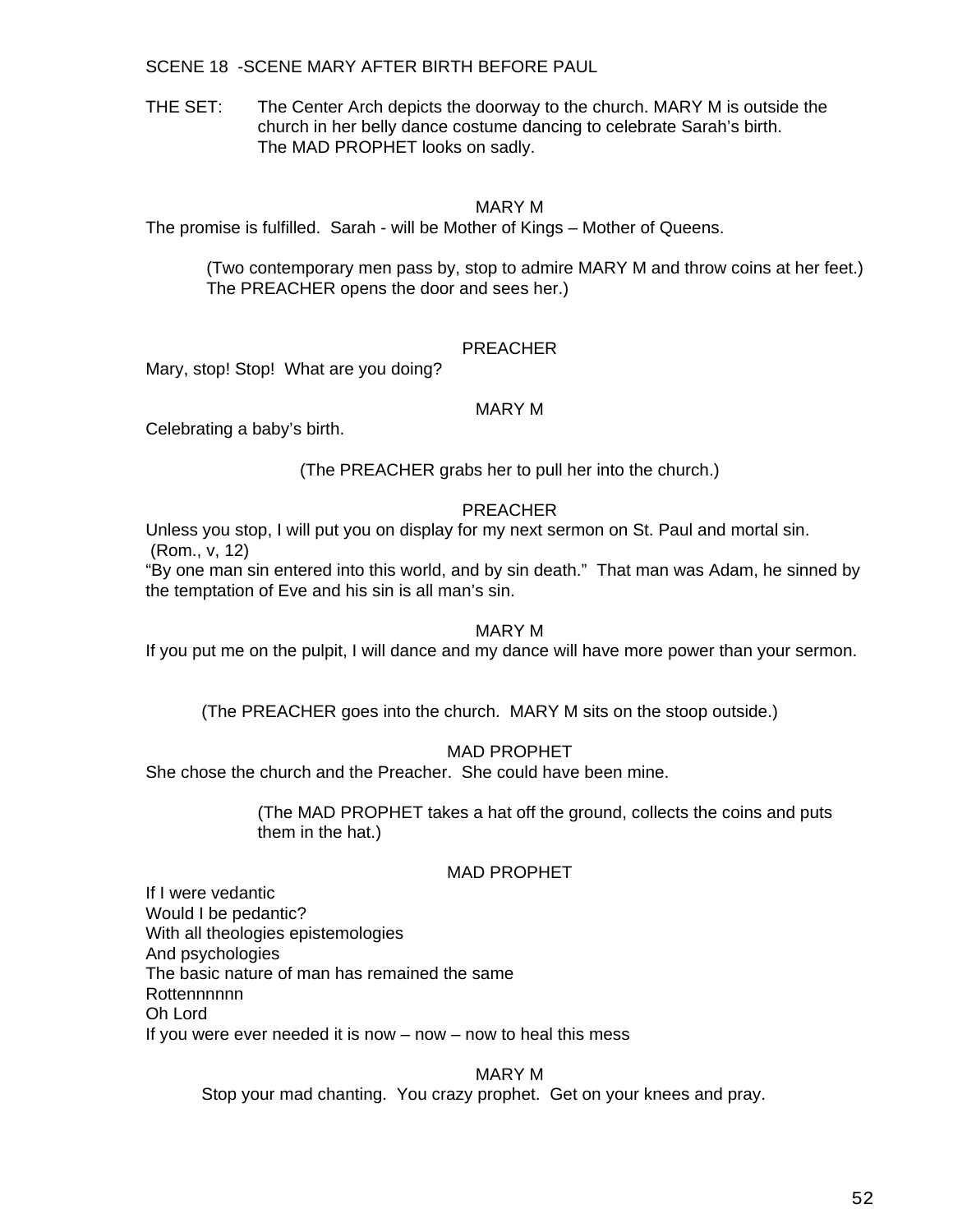SCENE 18 -SCENE MARY AFTER BIRTH BEFORE PAUL

THE SET: The Center Arch depicts the doorway to the church. MARY M is outside the church in her belly dance costume dancing to celebrate Sarah's birth. The MAD PROPHET looks on sadly.

MARY M

The promise is fulfilled. Sarah - will be Mother of Kings – Mother of Queens.

(Two contemporary men pass by, stop to admire MARY M and throw coins at her feet.) The PREACHER opens the door and sees her.)

PREACHER

Mary, stop! Stop! What are you doing?

MARY M

Celebrating a baby's birth.

(The PREACHER grabs her to pull her into the church.)

PREACHER

Unless you stop, I will put you on display for my next sermon on St. Paul and mortal sin.
(Rom., v, 12)
"By one man sin entered into this world, and by sin death." That man was Adam, he sinned by the temptation of Eve and his sin is all man's sin.

MARY M

If you put me on the pulpit, I will dance and my dance will have more power than your sermon.

(The PREACHER goes into the church. MARY M sits on the stoop outside.)

MAD PROPHET

She chose the church and the Preacher. She could have been mine.

(The MAD PROPHET takes a hat off the ground, collects the coins and puts them in the hat.)

MAD PROPHET

If I were vedantic
Would I be pedantic?
With all theologies epistemologies
And psychologies
The basic nature of man has remained the same
Rottennnnnn
Oh Lord
If you were ever needed it is now – now – now to heal this mess

MARY M

Stop your mad chanting. You crazy prophet. Get on your knees and pray.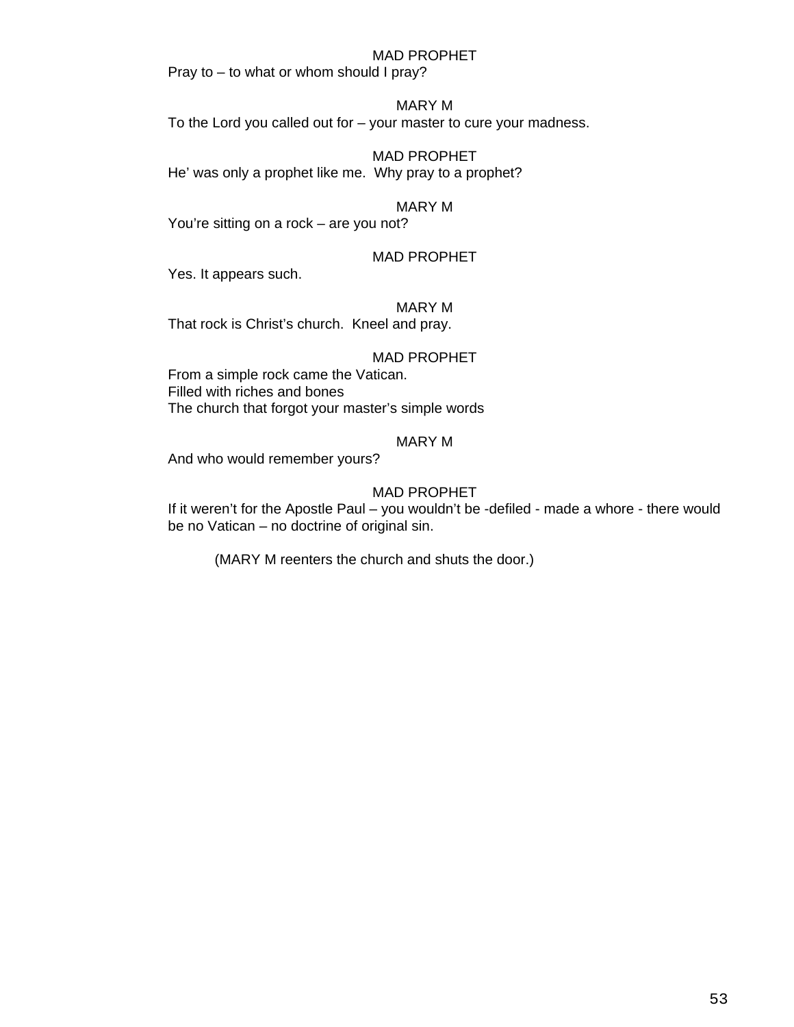MAD PROPHET

Pray to – to what or whom should I pray?

MARY M

To the Lord you called out for – your master to cure your madness.

MAD PROPHET

He' was only a prophet like me.  Why pray to a prophet?

MARY M

You're sitting on a rock – are you not?

MAD PROPHET

Yes. It appears such.

MARY M

That rock is Christ's church.  Kneel and pray.

MAD PROPHET

From a simple rock came the Vatican.  
Filled with riches and bones  
The church that forgot your master's simple words

MARY M

And who would remember yours?

MAD PROPHET

If it weren't for the Apostle Paul – you wouldn't be -defiled - made a whore - there would be no Vatican – no doctrine of original sin.

(MARY M reenters the church and shuts the door.)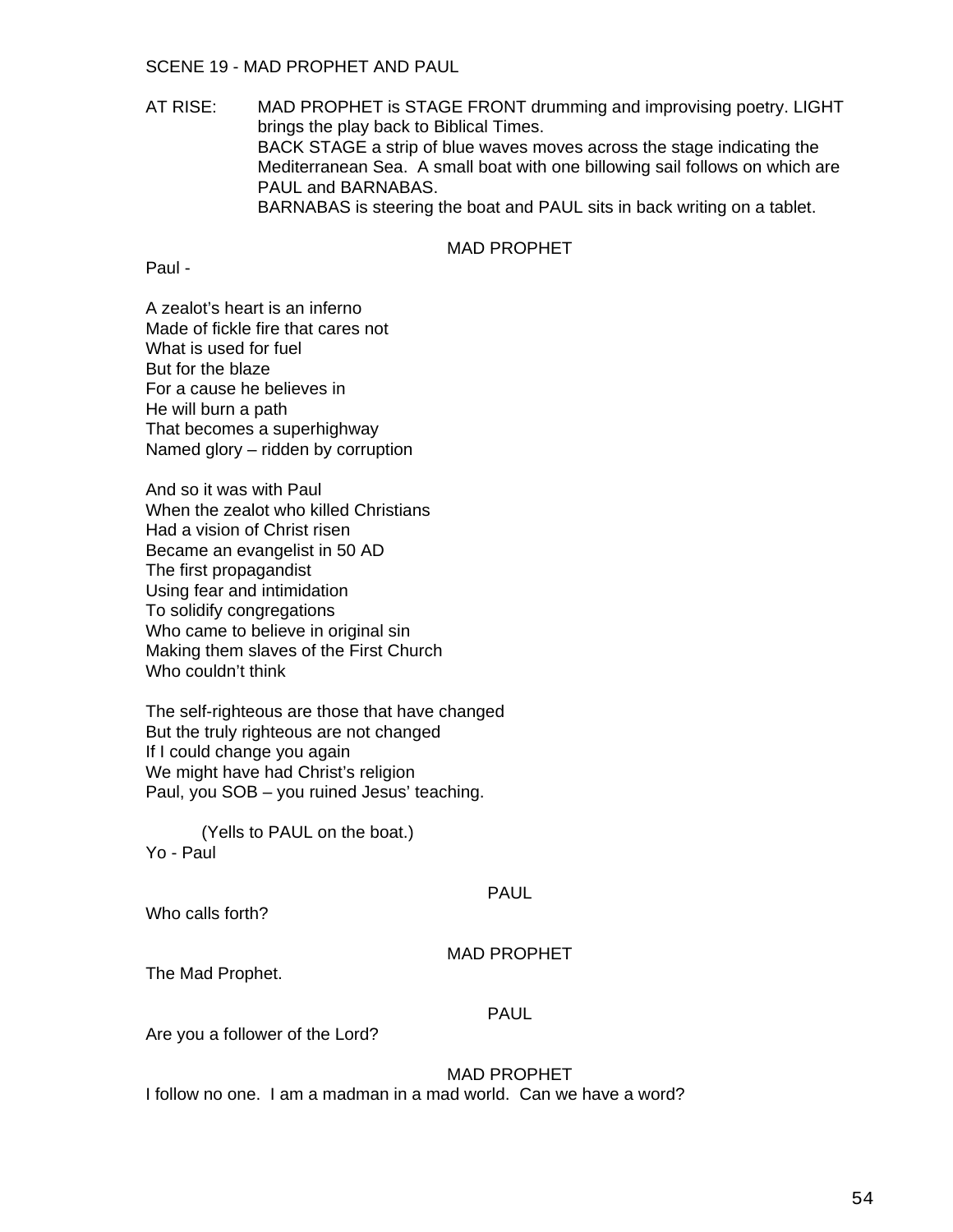SCENE 19 - MAD PROPHET AND PAUL

AT RISE: MAD PROPHET is STAGE FRONT drumming and improvising poetry. LIGHT brings the play back to Biblical Times.
BACK STAGE a strip of blue waves moves across the stage indicating the Mediterranean Sea. A small boat with one billowing sail follows on which are PAUL and BARNABAS.
BARNABAS is steering the boat and PAUL sits in back writing on a tablet.

MAD PROPHET

Paul -

A zealot's heart is an inferno
Made of fickle fire that cares not
What is used for fuel
But for the blaze
For a cause he believes in
He will burn a path
That becomes a superhighway
Named glory – ridden by corruption

And so it was with Paul
When the zealot who killed Christians
Had a vision of Christ risen
Became an evangelist in 50 AD
The first propagandist
Using fear and intimidation
To solidify congregations
Who came to believe in original sin
Making them slaves of the First Church
Who couldn't think

The self-righteous are those that have changed
But the truly righteous are not changed
If I could change you again
We might have had Christ's religion
Paul, you SOB – you ruined Jesus' teaching.

(Yells to PAUL on the boat.)

Yo - Paul

PAUL

Who calls forth?

MAD PROPHET

The Mad Prophet.

PAUL

Are you a follower of the Lord?

MAD PROPHET

I follow no one. I am a madman in a mad world. Can we have a word?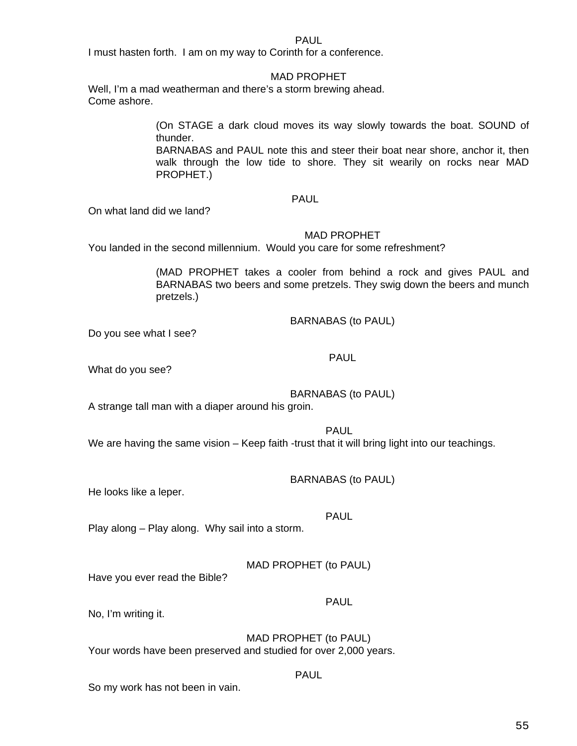PAUL

I must hasten forth. I am on my way to Corinth for a conference.

MAD PROPHET

Well, I'm a mad weatherman and there's a storm brewing ahead.
Come ashore.

(On STAGE a dark cloud moves its way slowly towards the boat. SOUND of thunder.
BARNABAS and PAUL note this and steer their boat near shore, anchor it, then walk through the low tide to shore. They sit wearily on rocks near MAD PROPHET.)

PAUL

On what land did we land?

MAD PROPHET

You landed in the second millennium. Would you care for some refreshment?

(MAD PROPHET takes a cooler from behind a rock and gives PAUL and BARNABAS two beers and some pretzels. They swig down the beers and munch pretzels.)

BARNABAS (to PAUL)

Do you see what I see?

PAUL

What do you see?

BARNABAS (to PAUL)

A strange tall man with a diaper around his groin.

PAUL

We are having the same vision – Keep faith -trust that it will bring light into our teachings.

BARNABAS (to PAUL)

He looks like a leper.

PAUL

Play along – Play along. Why sail into a storm.

MAD PROPHET (to PAUL)

Have you ever read the Bible?

PAUL

No, I'm writing it.

MAD PROPHET (to PAUL)

Your words have been preserved and studied for over 2,000 years.

PAUL

So my work has not been in vain.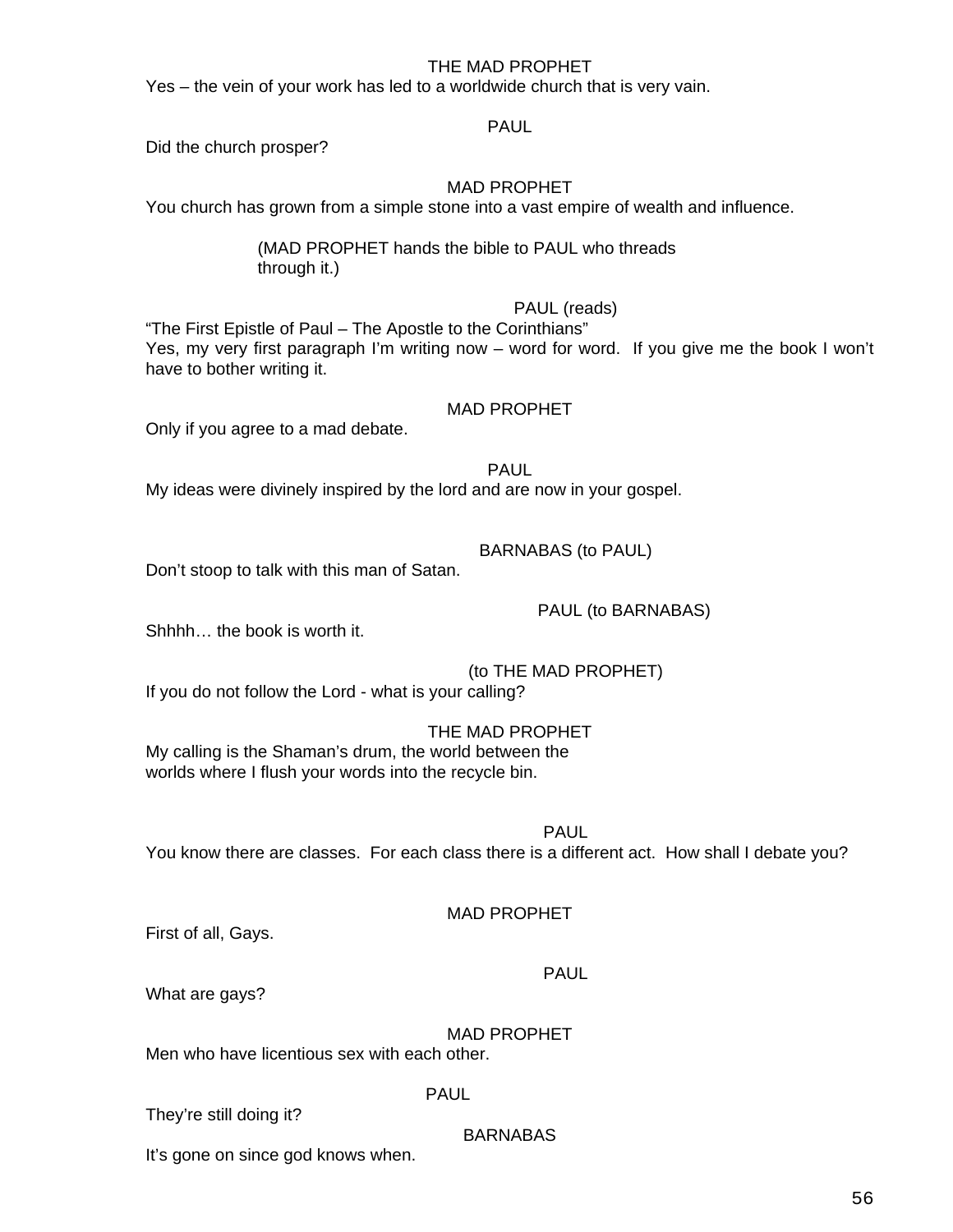THE MAD PROPHET

Yes – the vein of your work has led to a worldwide church that is very vain.

PAUL

Did the church prosper?

MAD PROPHET

You church has grown from a simple stone into a vast empire of wealth and influence.

(MAD PROPHET hands the bible to PAUL who threads through it.)

PAUL (reads)

“The First Epistle of Paul – The Apostle to the Corinthians”
Yes, my very first paragraph I’m writing now – word for word. If you give me the book I won’t have to bother writing it.

MAD PROPHET

Only if you agree to a mad debate.

PAUL

My ideas were divinely inspired by the lord and are now in your gospel.

BARNABAS (to PAUL)

Don’t stoop to talk with this man of Satan.

PAUL (to BARNABAS)

Shhhh… the book is worth it.

(to THE MAD PROPHET)

If you do not follow the Lord - what is your calling?

THE MAD PROPHET

My calling is the Shaman’s drum, the world between the worlds where I flush your words into the recycle bin.

PAUL

You know there are classes. For each class there is a different act. How shall I debate you?

MAD PROPHET

First of all, Gays.

PAUL

What are gays?

MAD PROPHET

Men who have licentious sex with each other.

PAUL

They’re still doing it?

BARNABAS

It’s gone on since god knows when.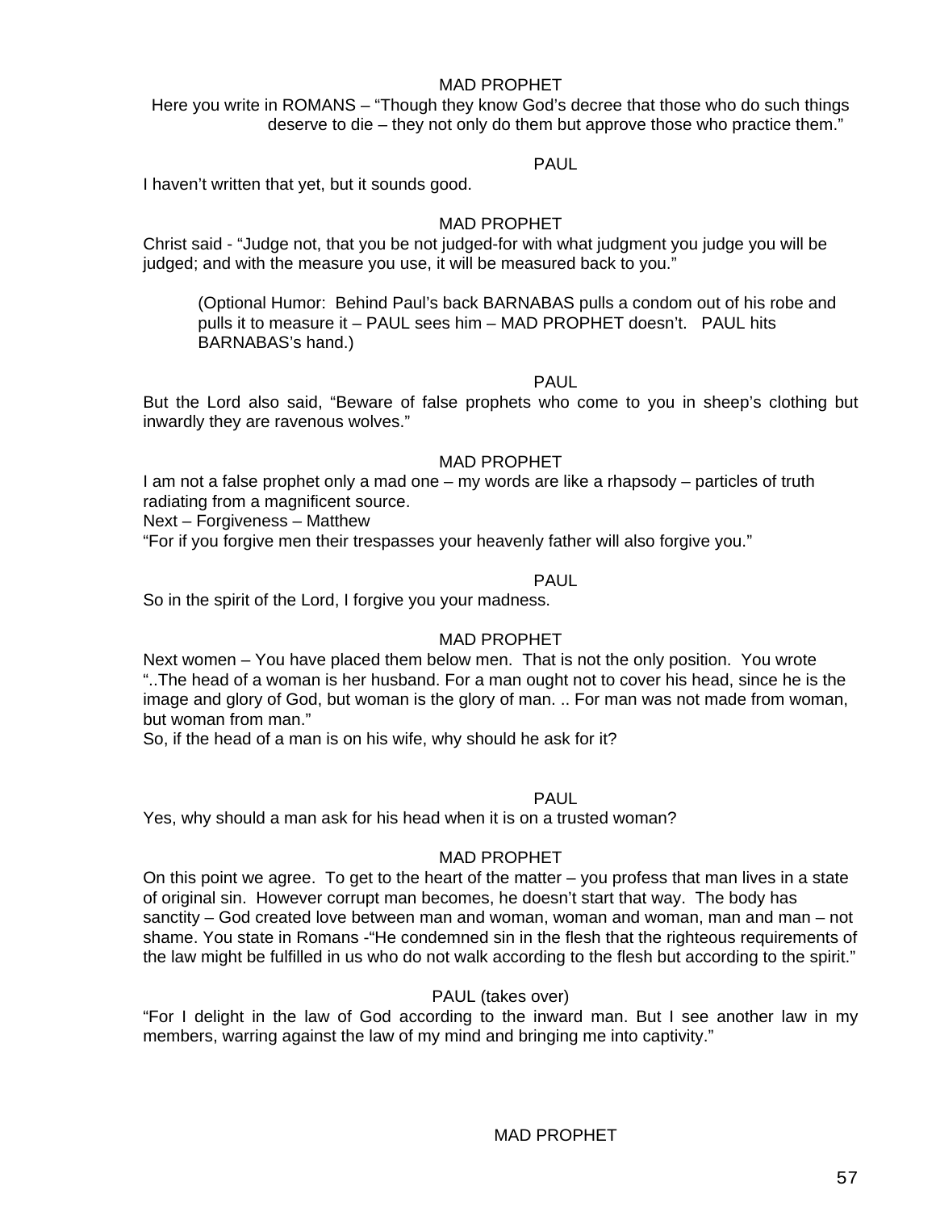MAD PROPHET

Here you write in ROMANS – "Though they know God's decree that those who do such things deserve to die – they not only do them but approve those who practice them."

PAUL

I haven't written that yet, but it sounds good.

MAD PROPHET

Christ said - "Judge not, that you be not judged-for with what judgment you judge you will be judged; and with the measure you use, it will be measured back to you."

(Optional Humor: Behind Paul's back BARNABAS pulls a condom out of his robe and pulls it to measure it – PAUL sees him – MAD PROPHET doesn't. PAUL hits BARNABAS's hand.)

PAUL

But the Lord also said, "Beware of false prophets who come to you in sheep's clothing but inwardly they are ravenous wolves."

MAD PROPHET

I am not a false prophet only a mad one – my words are like a rhapsody – particles of truth radiating from a magnificent source.

Next – Forgiveness – Matthew

"For if you forgive men their trespasses your heavenly father will also forgive you."

PAUL

So in the spirit of the Lord, I forgive you your madness.

MAD PROPHET

Next women – You have placed them below men. That is not the only position. You wrote "..The head of a woman is her husband. For a man ought not to cover his head, since he is the image and glory of God, but woman is the glory of man. .. For man was not made from woman, but woman from man."

So, if the head of a man is on his wife, why should he ask for it?

PAUL

Yes, why should a man ask for his head when it is on a trusted woman?

MAD PROPHET

On this point we agree. To get to the heart of the matter – you profess that man lives in a state of original sin. However corrupt man becomes, he doesn't start that way. The body has sanctity – God created love between man and woman, woman and woman, man and man – not shame. You state in Romans -"He condemned sin in the flesh that the righteous requirements of the law might be fulfilled in us who do not walk according to the flesh but according to the spirit."

PAUL (takes over)

"For I delight in the law of God according to the inward man. But I see another law in my members, warring against the law of my mind and bringing me into captivity."

MAD PROPHET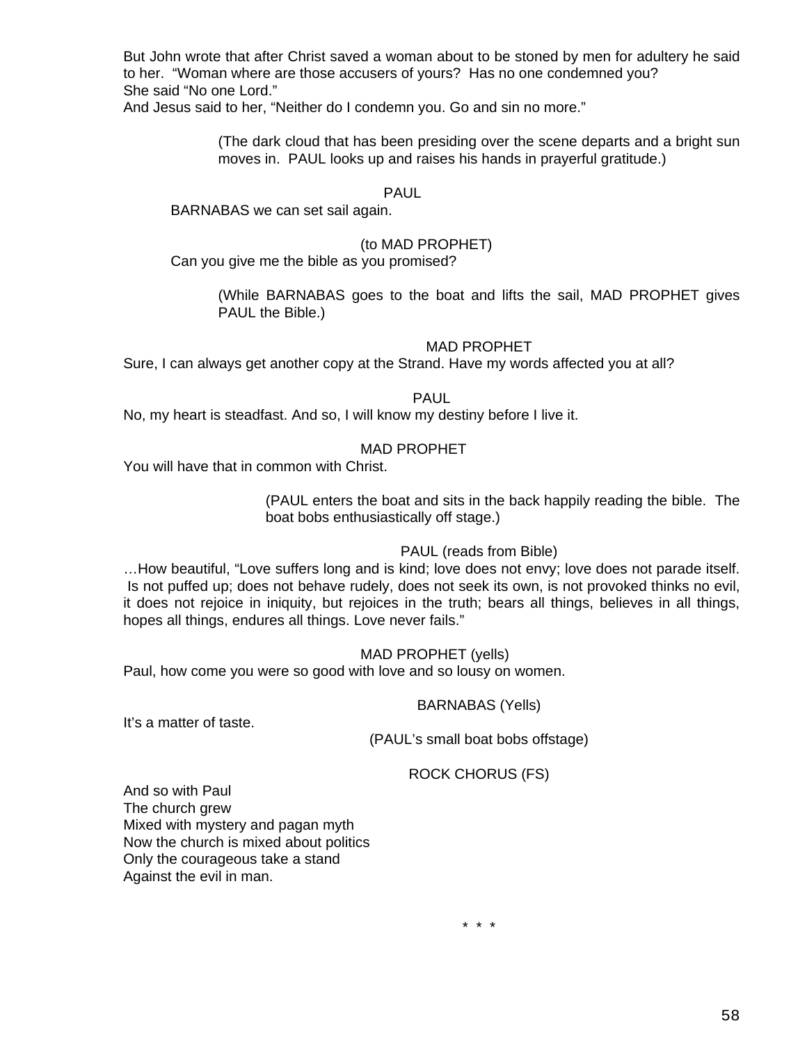But John wrote that after Christ saved a woman about to be stoned by men for adultery he said to her.  "Woman where are those accusers of yours?  Has no one condemned you?
She said "No one Lord."
And Jesus said to her, "Neither do I condemn you. Go and sin no more."

(The dark cloud that has been presiding over the scene departs and a bright sun moves in.  PAUL looks up and raises his hands in prayerful gratitude.)

PAUL
BARNABAS we can set sail again.

(to MAD PROPHET)
Can you give me the bible as you promised?

(While BARNABAS goes to the boat and lifts the sail, MAD PROPHET gives PAUL the Bible.)

MAD PROPHET
Sure, I can always get another copy at the Strand. Have my words affected you at all?

PAUL
No, my heart is steadfast. And so, I will know my destiny before I live it.

MAD PROPHET
You will have that in common with Christ.

(PAUL enters the boat and sits in the back happily reading the bible.  The boat bobs enthusiastically off stage.)

PAUL (reads from Bible)
…How beautiful, "Love suffers long and is kind; love does not envy; love does not parade itself.  Is not puffed up; does not behave rudely, does not seek its own, is not provoked thinks no evil, it does not rejoice in iniquity, but rejoices in the truth; bears all things, believes in all things, hopes all things, endures all things. Love never fails."

MAD PROPHET (yells)
Paul, how come you were so good with love and so lousy on women.

BARNABAS (Yells)
It's a matter of taste.

(PAUL's small boat bobs offstage)

ROCK CHORUS (FS)
And so with Paul
The church grew
Mixed with mystery and pagan myth
Now the church is mixed about politics
Only the courageous take a stand
Against the evil in man.

\* \* \*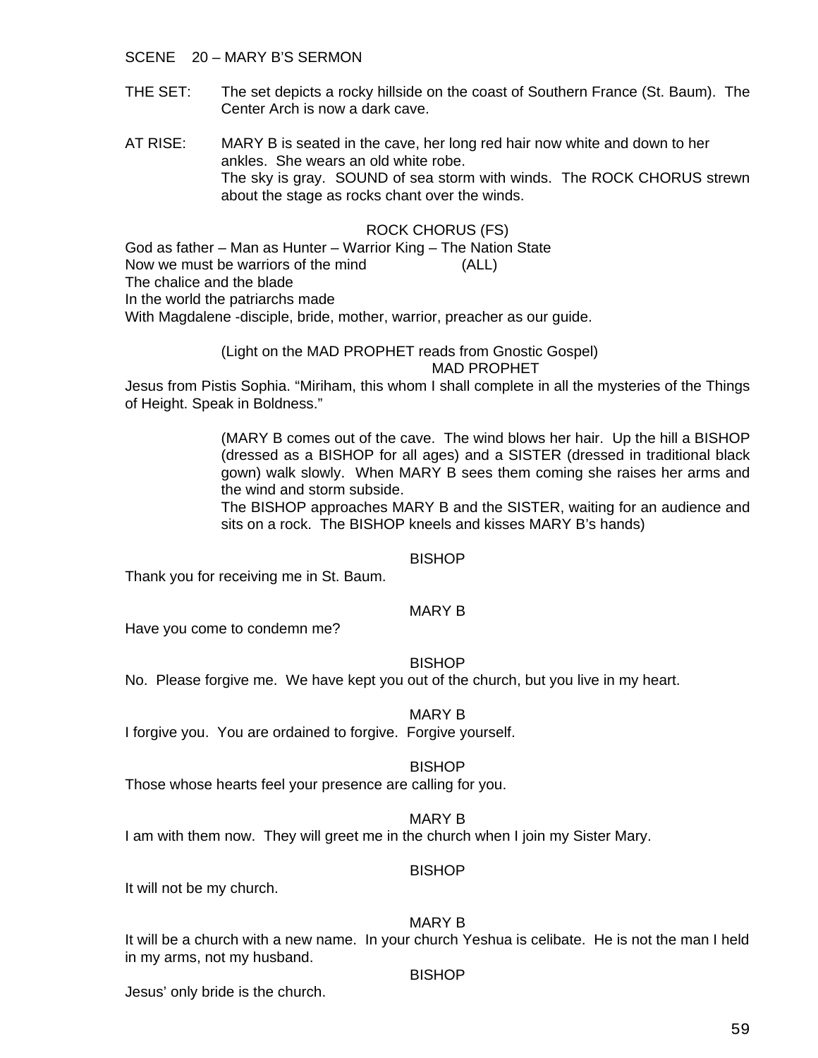SCENE 20 – MARY B'S SERMON

THE SET: The set depicts a rocky hillside on the coast of Southern France (St. Baum). The Center Arch is now a dark cave.

AT RISE: MARY B is seated in the cave, her long red hair now white and down to her ankles. She wears an old white robe.
The sky is gray. SOUND of sea storm with winds. The ROCK CHORUS strewn about the stage as rocks chant over the winds.

ROCK CHORUS (FS)

God as father – Man as Hunter – Warrior King – The Nation State
Now we must be warriors of the mind (ALL)
The chalice and the blade
In the world the patriarchs made
With Magdalene -disciple, bride, mother, warrior, preacher as our guide.

(Light on the MAD PROPHET reads from Gnostic Gospel)

MAD PROPHET

Jesus from Pistis Sophia. "Miriham, this whom I shall complete in all the mysteries of the Things of Height. Speak in Boldness."

(MARY B comes out of the cave. The wind blows her hair. Up the hill a BISHOP (dressed as a BISHOP for all ages) and a SISTER (dressed in traditional black gown) walk slowly. When MARY B sees them coming she raises her arms and the wind and storm subside.
The BISHOP approaches MARY B and the SISTER, waiting for an audience and sits on a rock. The BISHOP kneels and kisses MARY B's hands)

BISHOP

Thank you for receiving me in St. Baum.

MARY B

Have you come to condemn me?

BISHOP

No. Please forgive me. We have kept you out of the church, but you live in my heart.

MARY B

I forgive you. You are ordained to forgive. Forgive yourself.

BISHOP

Those whose hearts feel your presence are calling for you.

MARY B

I am with them now. They will greet me in the church when I join my Sister Mary.

BISHOP

It will not be my church.

MARY B

It will be a church with a new name. In your church Yeshua is celibate. He is not the man I held in my arms, not my husband.

BISHOP

Jesus' only bride is the church.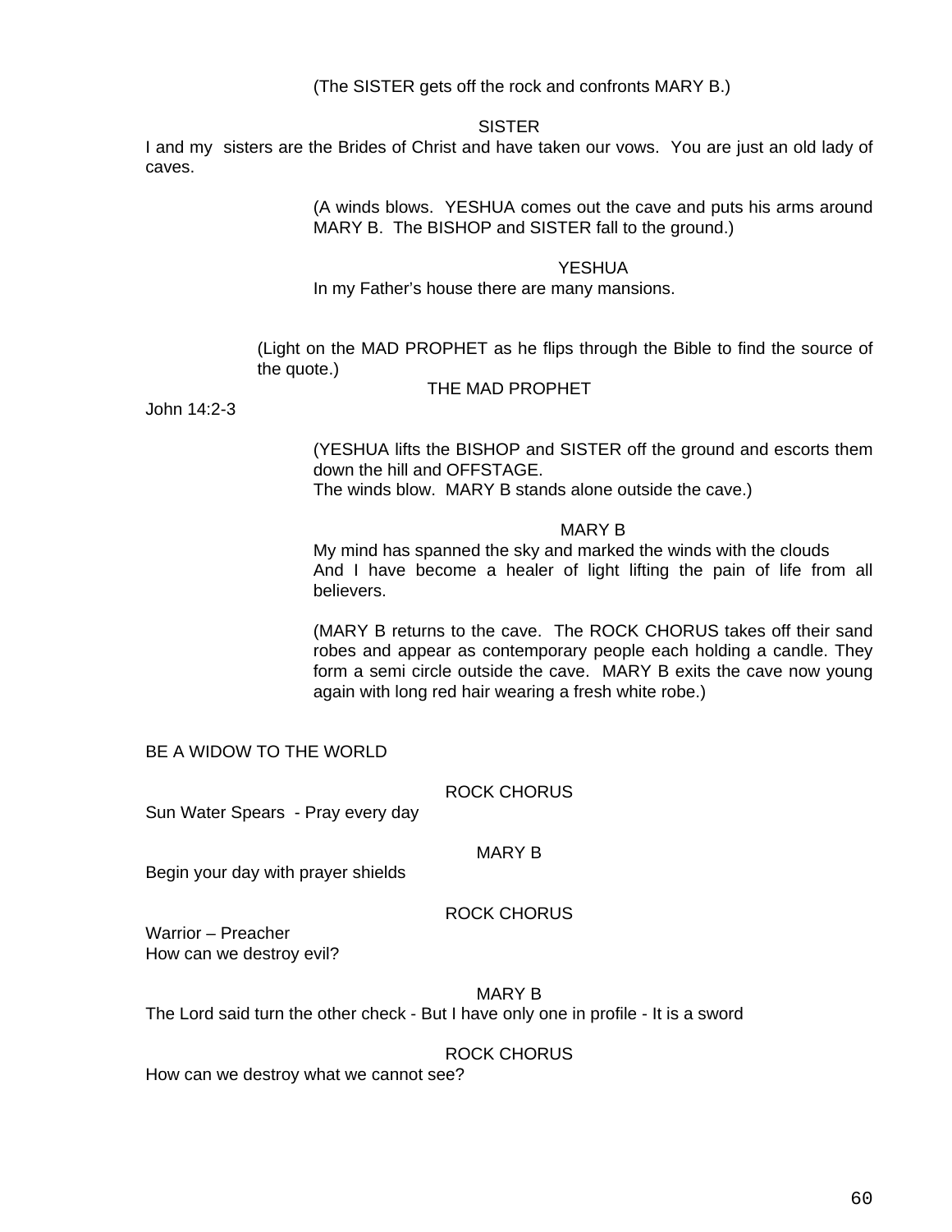(The SISTER gets off the rock and confronts MARY B.)

SISTER

I and my sisters are the Brides of Christ and have taken our vows. You are just an old lady of caves.

(A winds blows. YESHUA comes out the cave and puts his arms around MARY B. The BISHOP and SISTER fall to the ground.)

YESHUA

In my Father's house there are many mansions.

(Light on the MAD PROPHET as he flips through the Bible to find the source of the quote.)

THE MAD PROPHET

John 14:2-3

(YESHUA lifts the BISHOP and SISTER off the ground and escorts them down the hill and OFFSTAGE.
The winds blow. MARY B stands alone outside the cave.)

MARY B

My mind has spanned the sky and marked the winds with the clouds
And I have become a healer of light lifting the pain of life from all believers.

(MARY B returns to the cave. The ROCK CHORUS takes off their sand robes and appear as contemporary people each holding a candle. They form a semi circle outside the cave. MARY B exits the cave now young again with long red hair wearing a fresh white robe.)

BE A WIDOW TO THE WORLD

ROCK CHORUS

Sun Water Spears - Pray every day

MARY B

Begin your day with prayer shields

ROCK CHORUS

Warrior – Preacher
How can we destroy evil?

MARY B

The Lord said turn the other check - But I have only one in profile - It is a sword

ROCK CHORUS

How can we destroy what we cannot see?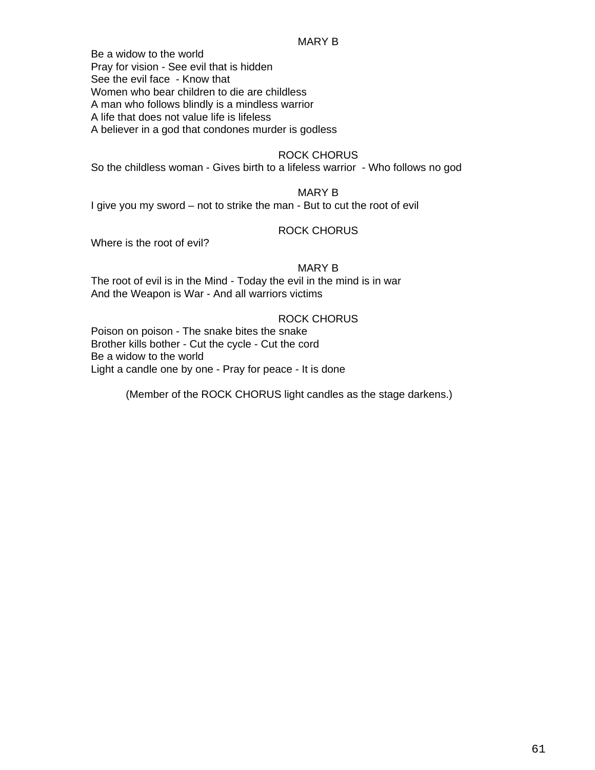MARY B

Be a widow to the world
Pray for vision - See evil that is hidden
See the evil face - Know that
Women who bear children to die are childless
A man who follows blindly is a mindless warrior
A life that does not value life is lifeless
A believer in a god that condones murder is godless

ROCK CHORUS

So the childless woman - Gives birth to a lifeless warrior - Who follows no god

MARY B

I give you my sword – not to strike the man - But to cut the root of evil

ROCK CHORUS

Where is the root of evil?

MARY B

The root of evil is in the Mind - Today the evil in the mind is in war
And the Weapon is War - And all warriors victims

ROCK CHORUS

Poison on poison - The snake bites the snake
Brother kills bother - Cut the cycle - Cut the cord
Be a widow to the world
Light a candle one by one - Pray for peace - It is done

(Member of the ROCK CHORUS light candles as the stage darkens.)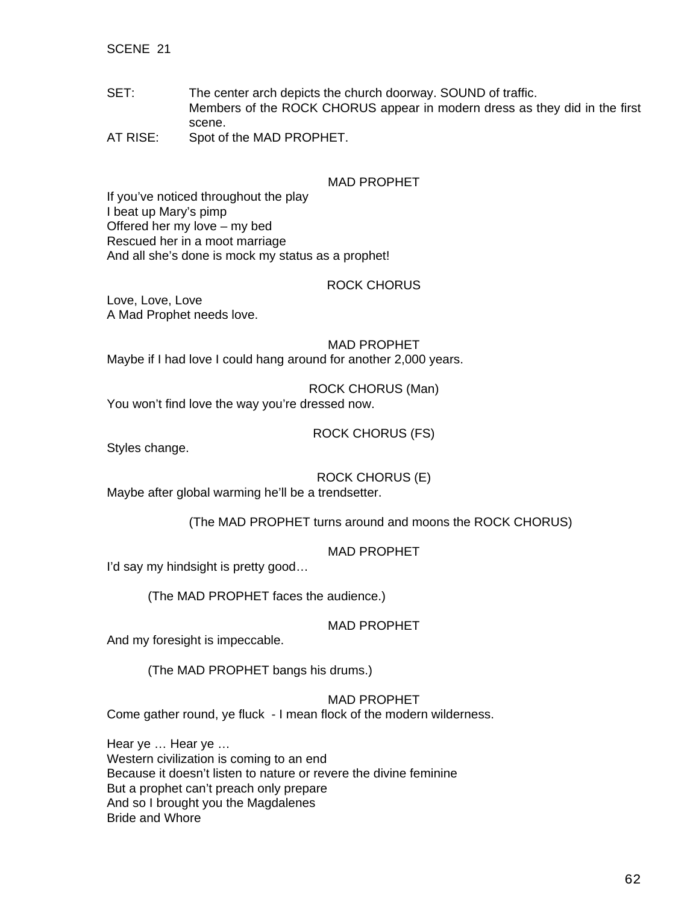SCENE 21

SET: The center arch depicts the church doorway. SOUND of traffic. Members of the ROCK CHORUS appear in modern dress as they did in the first scene.

AT RISE: Spot of the MAD PROPHET.

MAD PROPHET

If you've noticed throughout the play
I beat up Mary's pimp
Offered her my love – my bed
Rescued her in a moot marriage
And all she's done is mock my status as a prophet!

ROCK CHORUS

Love, Love, Love
A Mad Prophet needs love.

MAD PROPHET

Maybe if I had love I could hang around for another 2,000 years.

ROCK CHORUS (Man)

You won't find love the way you're dressed now.

ROCK CHORUS (FS)

Styles change.

ROCK CHORUS (E)

Maybe after global warming he'll be a trendsetter.

(The MAD PROPHET turns around and moons the ROCK CHORUS)

MAD PROPHET

I'd say my hindsight is pretty good…

(The MAD PROPHET faces the audience.)

MAD PROPHET

And my foresight is impeccable.

(The MAD PROPHET bangs his drums.)

MAD PROPHET

Come gather round, ye fluck - I mean flock of the modern wilderness.

Hear ye … Hear ye …
Western civilization is coming to an end
Because it doesn't listen to nature or revere the divine feminine
But a prophet can't preach only prepare
And so I brought you the Magdalenes
Bride and Whore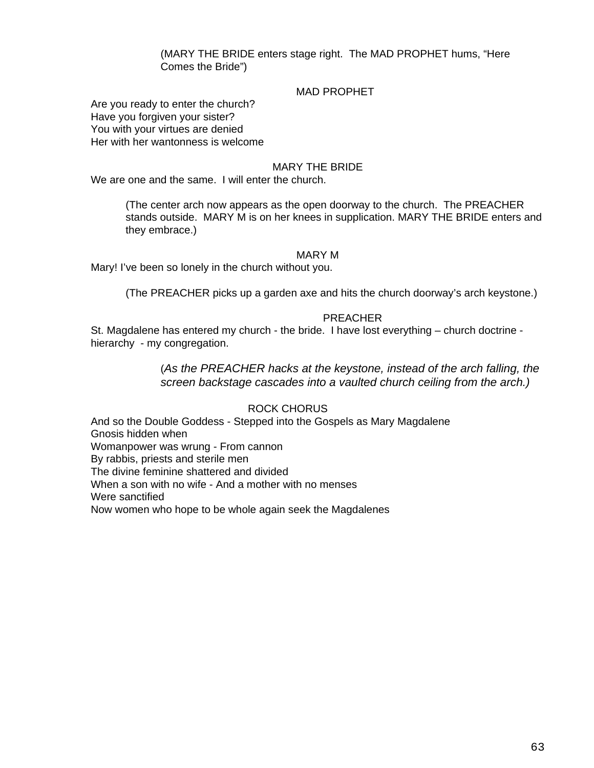(MARY THE BRIDE enters stage right. The MAD PROPHET hums, "Here Comes the Bride")

MAD PROPHET

Are you ready to enter the church?
Have you forgiven your sister?
You with your virtues are denied
Her with her wantonness is welcome

MARY THE BRIDE

We are one and the same. I will enter the church.

(The center arch now appears as the open doorway to the church. The PREACHER stands outside. MARY M is on her knees in supplication. MARY THE BRIDE enters and they embrace.)

MARY M

Mary! I've been so lonely in the church without you.

(The PREACHER picks up a garden axe and hits the church doorway's arch keystone.)

PREACHER

St. Magdalene has entered my church - the bride. I have lost everything – church doctrine - hierarchy - my congregation.

(*As the PREACHER hacks at the keystone, instead of the arch falling, the screen backstage cascades into a vaulted church ceiling from the arch.)*

ROCK CHORUS

And so the Double Goddess - Stepped into the Gospels as Mary Magdalene
Gnosis hidden when
Womanpower was wrung - From cannon
By rabbis, priests and sterile men
The divine feminine shattered and divided
When a son with no wife - And a mother with no menses
Were sanctified
Now women who hope to be whole again seek the Magdalenes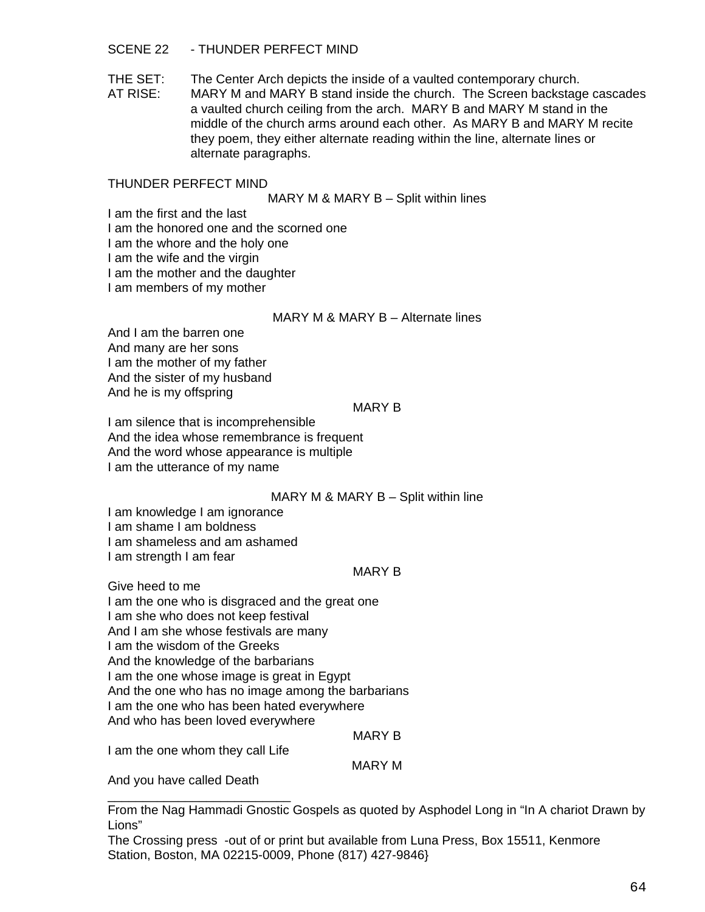SCENE 22 - THUNDER PERFECT MIND

THE SET: The Center Arch depicts the inside of a vaulted contemporary church.
AT RISE: MARY M and MARY B stand inside the church. The Screen backstage cascades a vaulted church ceiling from the arch. MARY B and MARY M stand in the middle of the church arms around each other. As MARY B and MARY M recite they poem, they either alternate reading within the line, alternate lines or alternate paragraphs.

THUNDER PERFECT MIND

MARY M & MARY B – Split within lines

I am the first and the last
I am the honored one and the scorned one
I am the whore and the holy one
I am the wife and the virgin
I am the mother and the daughter
I am members of my mother

MARY M & MARY B – Alternate lines

And I am the barren one
And many are her sons
I am the mother of my father
And the sister of my husband
And he is my offspring

MARY B

I am silence that is incomprehensible
And the idea whose remembrance is frequent
And the word whose appearance is multiple
I am the utterance of my name

MARY M & MARY B – Split within line

I am knowledge I am ignorance
I am shame I am boldness
I am shameless and am ashamed
I am strength I am fear

MARY B

Give heed to me
I am the one who is disgraced and the great one
I am she who does not keep festival
And I am she whose festivals are many
I am the wisdom of the Greeks
And the knowledge of the barbarians
I am the one whose image is great in Egypt
And the one who has no image among the barbarians
I am the one who has been hated everywhere
And who has been loved everywhere

MARY B

I am the one whom they call Life

MARY M

And you have called Death

---

From the Nag Hammadi Gnostic Gospels as quoted by Asphodel Long in "In A chariot Drawn by Lions"
The Crossing press -out of or print but available from Luna Press, Box 15511, Kenmore Station, Boston, MA 02215-0009, Phone (817) 427-9846}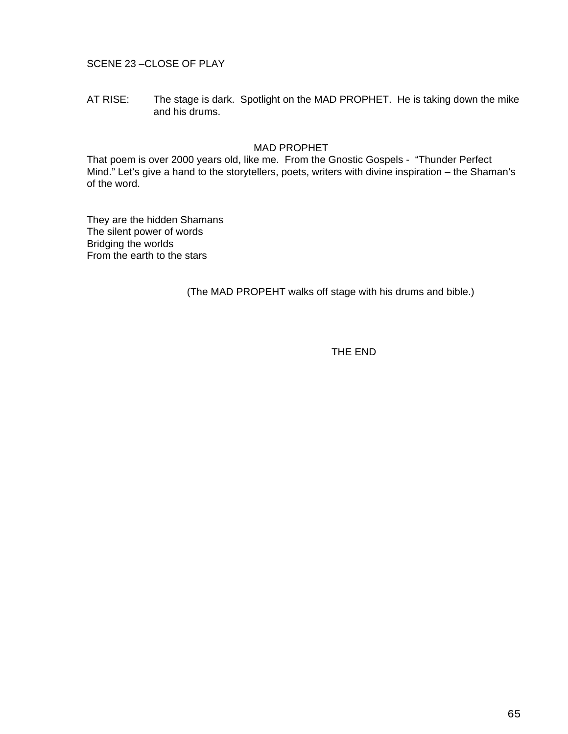SCENE 23 –CLOSE OF PLAY

AT RISE: The stage is dark. Spotlight on the MAD PROPHET. He is taking down the mike and his drums.

MAD PROPHET

That poem is over 2000 years old, like me. From the Gnostic Gospels - "Thunder Perfect Mind." Let's give a hand to the storytellers, poets, writers with divine inspiration – the Shaman's of the word.

They are the hidden Shamans
The silent power of words
Bridging the worlds
From the earth to the stars

(The MAD PROPEHT walks off stage with his drums and bible.)

THE END